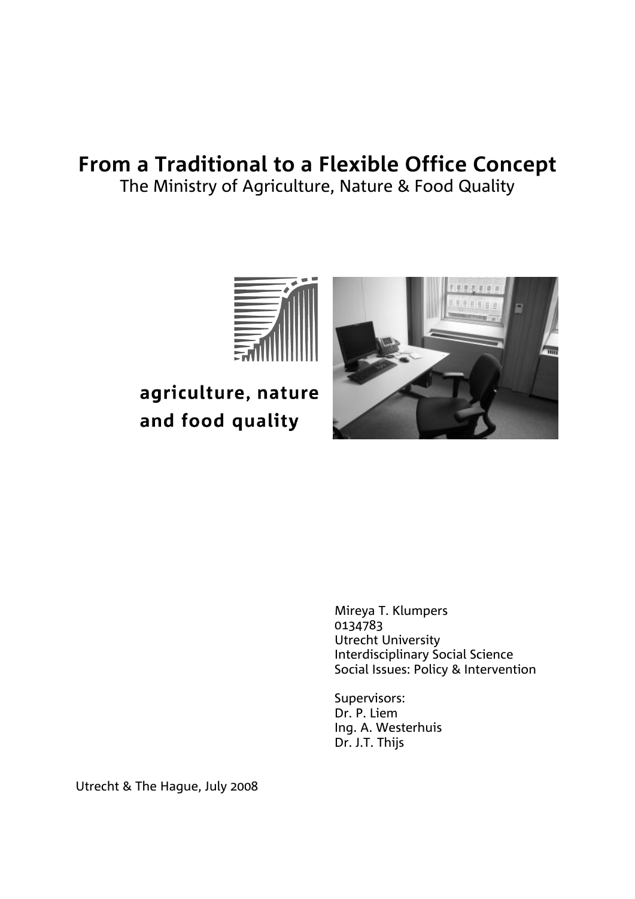# From a Traditional to a Flexible Office Concept

The Ministry of Agriculture, Nature & Food Quality

agriculture, nature
and food quality

Mireya T. Klumpers
0134783
Utrecht University
Interdisciplinary Social Science
Social Issues: Policy & Intervention

Supervisors:
Dr. P. Liem
Ing. A. Westerhuis
Dr. J.T. Thijs

Utrecht & The Hague, July 2008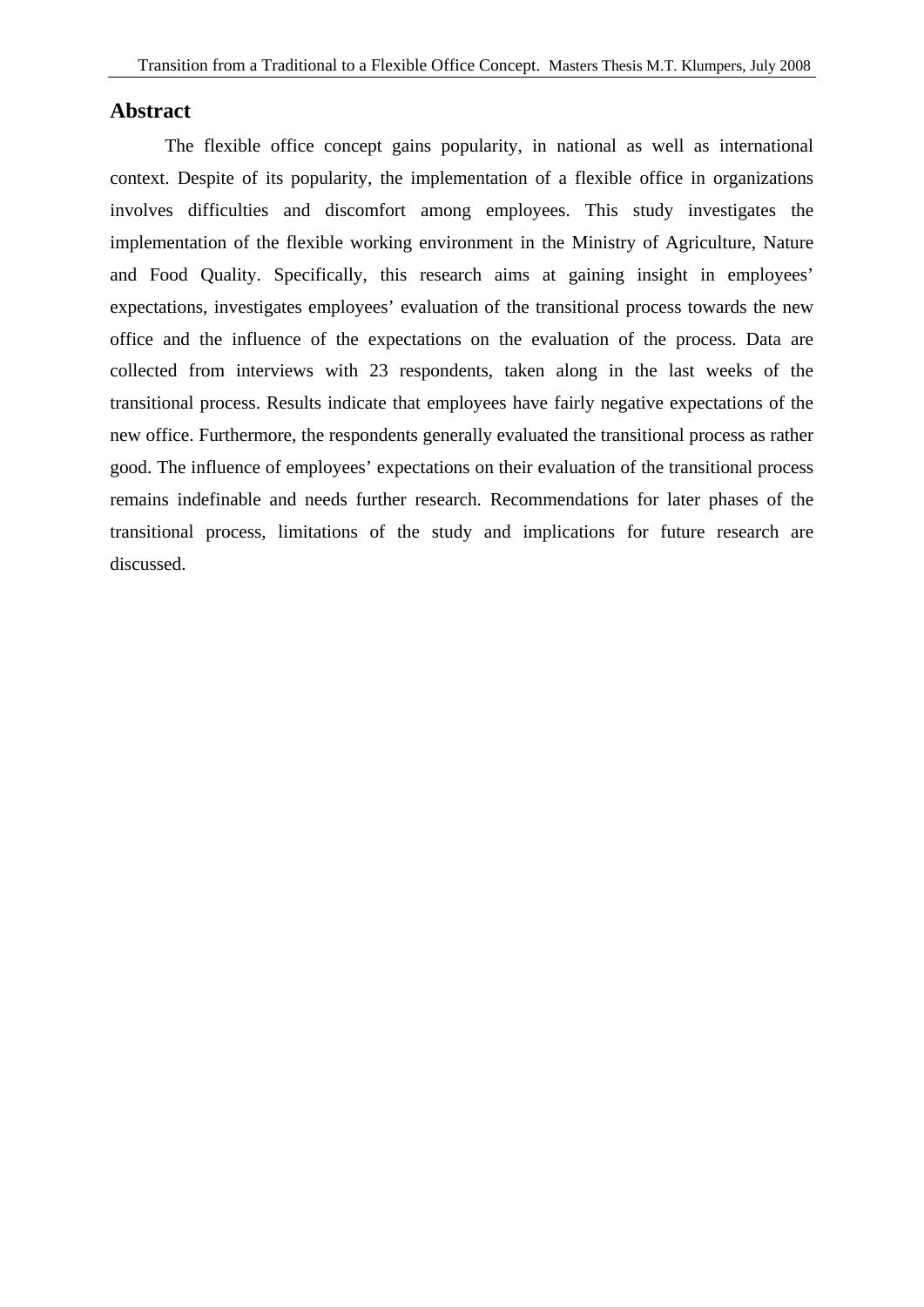## Abstract

The flexible office concept gains popularity, in national as well as international context. Despite of its popularity, the implementation of a flexible office in organizations involves difficulties and discomfort among employees. This study investigates the implementation of the flexible working environment in the Ministry of Agriculture, Nature and Food Quality. Specifically, this research aims at gaining insight in employees' expectations, investigates employees' evaluation of the transitional process towards the new office and the influence of the expectations on the evaluation of the process. Data are collected from interviews with 23 respondents, taken along in the last weeks of the transitional process. Results indicate that employees have fairly negative expectations of the new office. Furthermore, the respondents generally evaluated the transitional process as rather good. The influence of employees' expectations on their evaluation of the transitional process remains indefinable and needs further research. Recommendations for later phases of the transitional process, limitations of the study and implications for future research are discussed.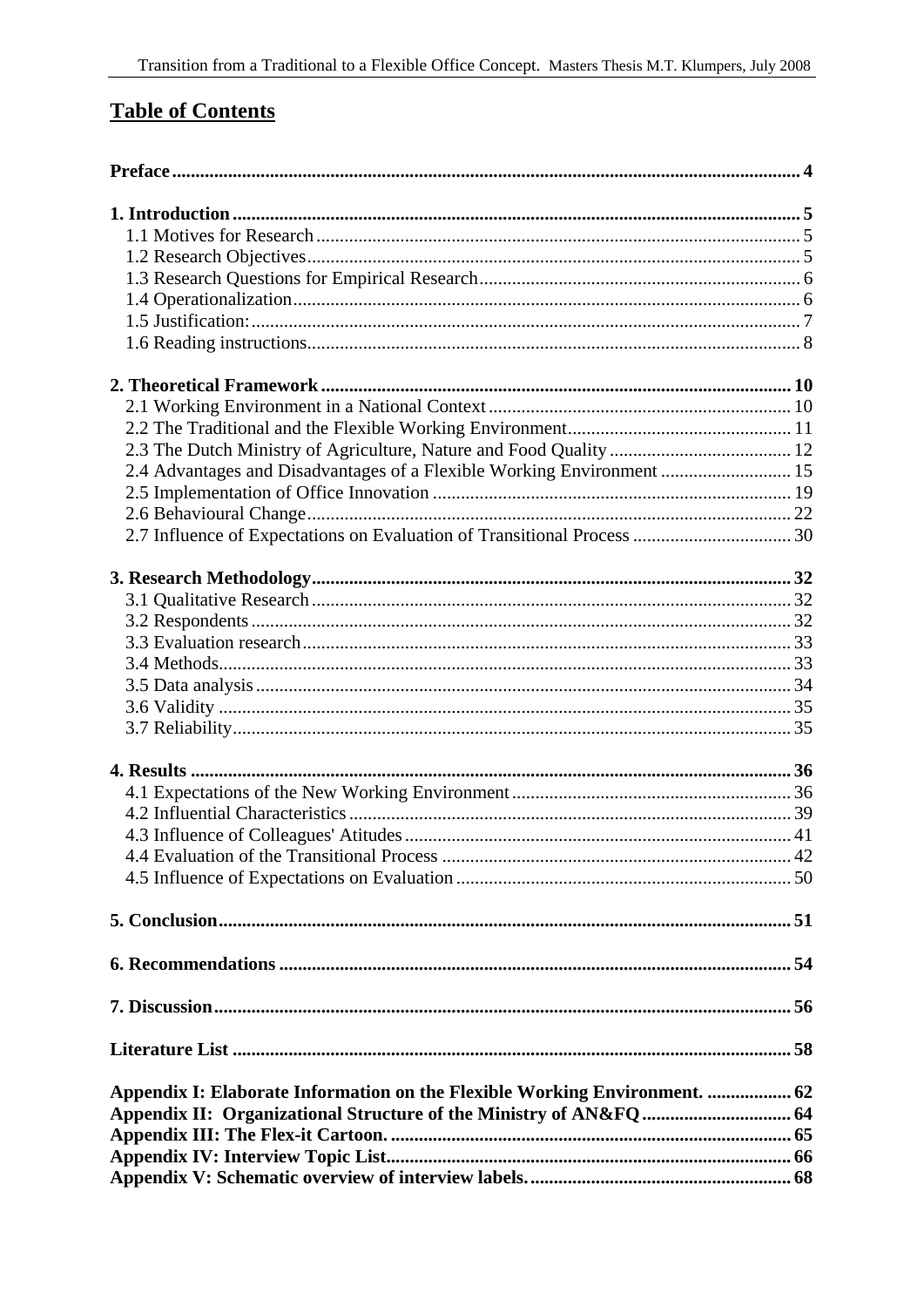# Table of Contents

**Preface** .......... **4**

**1. Introduction** .......... **5**
- 1.1 Motives for Research .......... 5
- 1.2 Research Objectives .......... 5
- 1.3 Research Questions for Empirical Research .......... 6
- 1.4 Operationalization .......... 6
- 1.5 Justification: .......... 7
- 1.6 Reading instructions .......... 8

**2. Theoretical Framework** .......... **10**
- 2.1 Working Environment in a National Context .......... 10
- 2.2 The Traditional and the Flexible Working Environment .......... 11
- 2.3 The Dutch Ministry of Agriculture, Nature and Food Quality .......... 12
- 2.4 Advantages and Disadvantages of a Flexible Working Environment .......... 15
- 2.5 Implementation of Office Innovation .......... 19
- 2.6 Behavioural Change .......... 22
- 2.7 Influence of Expectations on Evaluation of Transitional Process .......... 30

**3. Research Methodology** .......... **32**
- 3.1 Qualitative Research .......... 32
- 3.2 Respondents .......... 32
- 3.3 Evaluation research .......... 33
- 3.4 Methods .......... 33
- 3.5 Data analysis .......... 34
- 3.6 Validity .......... 35
- 3.7 Reliability .......... 35

**4. Results** .......... **36**
- 4.1 Expectations of the New Working Environment .......... 36
- 4.2 Influential Characteristics .......... 39
- 4.3 Influence of Colleagues' Atitudes .......... 41
- 4.4 Evaluation of the Transitional Process .......... 42
- 4.5 Influence of Expectations on Evaluation .......... 50

**5. Conclusion** .......... **51**

**6. Recommendations** .......... **54**

**7. Discussion** .......... **56**

**Literature List** .......... **58**

**Appendix I: Elaborate Information on the Flexible Working Environment.** .......... **62**
**Appendix II: Organizational Structure of the Ministry of AN&FQ** .......... **64**
**Appendix III: The Flex-it Cartoon.** .......... **65**
**Appendix IV: Interview Topic List** .......... **66**
**Appendix V: Schematic overview of interview labels.** .......... **68**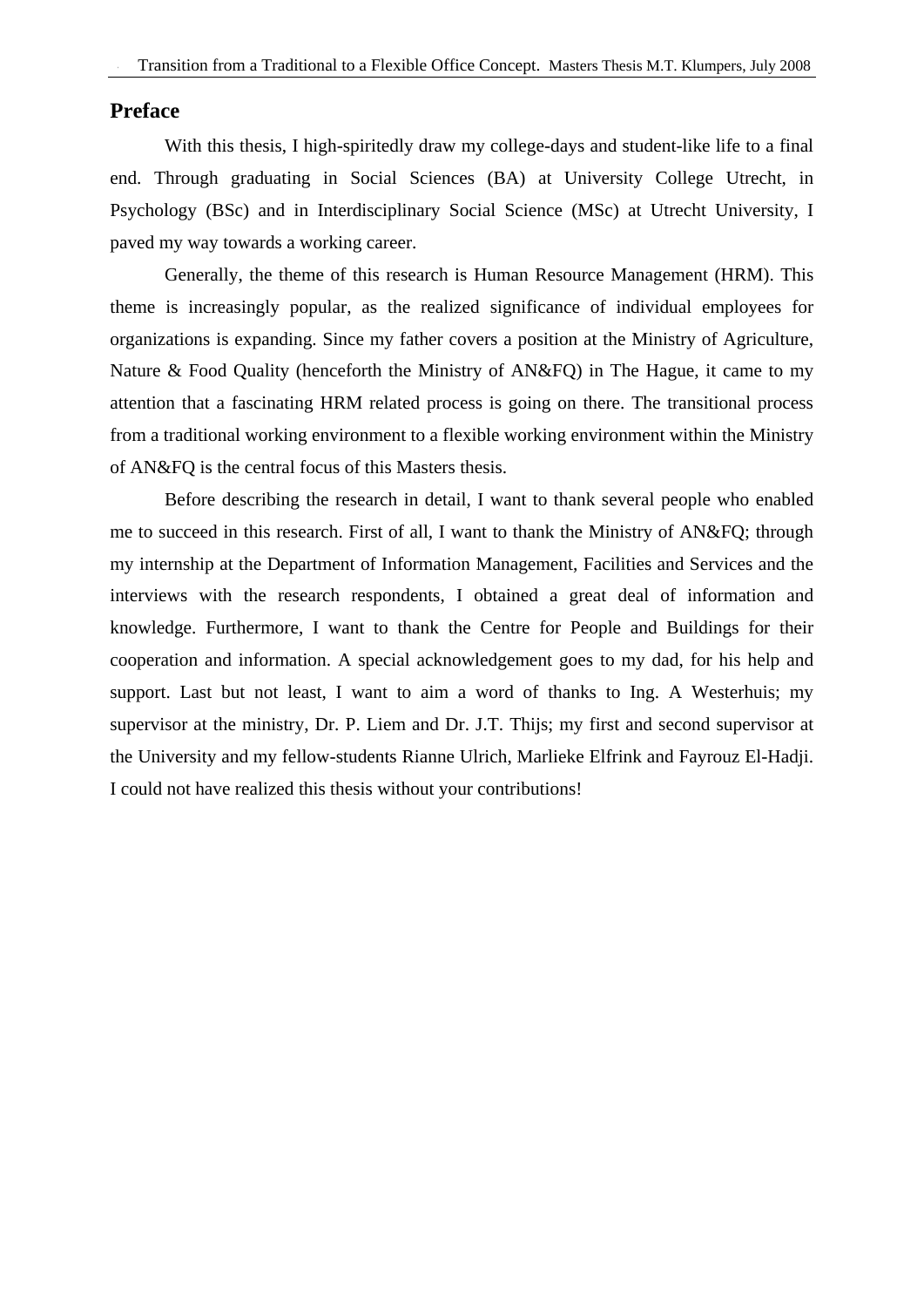## Preface

With this thesis, I high-spiritedly draw my college-days and student-like life to a final end. Through graduating in Social Sciences (BA) at University College Utrecht, in Psychology (BSc) and in Interdisciplinary Social Science (MSc) at Utrecht University, I paved my way towards a working career.

Generally, the theme of this research is Human Resource Management (HRM). This theme is increasingly popular, as the realized significance of individual employees for organizations is expanding. Since my father covers a position at the Ministry of Agriculture, Nature & Food Quality (henceforth the Ministry of AN&FQ) in The Hague, it came to my attention that a fascinating HRM related process is going on there. The transitional process from a traditional working environment to a flexible working environment within the Ministry of AN&FQ is the central focus of this Masters thesis.

Before describing the research in detail, I want to thank several people who enabled me to succeed in this research. First of all, I want to thank the Ministry of AN&FQ; through my internship at the Department of Information Management, Facilities and Services and the interviews with the research respondents, I obtained a great deal of information and knowledge. Furthermore, I want to thank the Centre for People and Buildings for their cooperation and information. A special acknowledgement goes to my dad, for his help and support. Last but not least, I want to aim a word of thanks to Ing. A Westerhuis; my supervisor at the ministry, Dr. P. Liem and Dr. J.T. Thijs; my first and second supervisor at the University and my fellow-students Rianne Ulrich, Marlieke Elfrink and Fayrouz El-Hadji. I could not have realized this thesis without your contributions!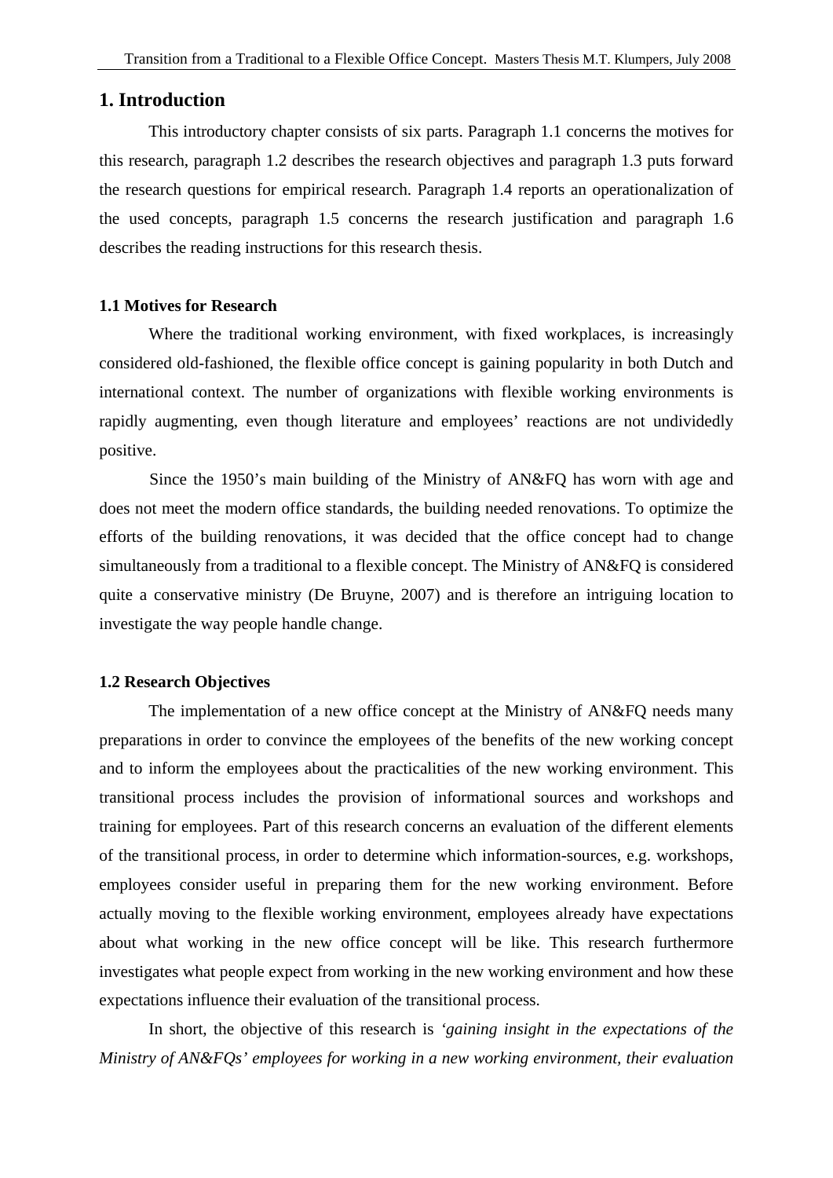# 1. Introduction

This introductory chapter consists of six parts. Paragraph 1.1 concerns the motives for this research, paragraph 1.2 describes the research objectives and paragraph 1.3 puts forward the research questions for empirical research. Paragraph 1.4 reports an operationalization of the used concepts, paragraph 1.5 concerns the research justification and paragraph 1.6 describes the reading instructions for this research thesis.

## 1.1 Motives for Research

Where the traditional working environment, with fixed workplaces, is increasingly considered old-fashioned, the flexible office concept is gaining popularity in both Dutch and international context. The number of organizations with flexible working environments is rapidly augmenting, even though literature and employees' reactions are not undividedly positive.

Since the 1950's main building of the Ministry of AN&FQ has worn with age and does not meet the modern office standards, the building needed renovations. To optimize the efforts of the building renovations, it was decided that the office concept had to change simultaneously from a traditional to a flexible concept. The Ministry of AN&FQ is considered quite a conservative ministry (De Bruyne, 2007) and is therefore an intriguing location to investigate the way people handle change.

## 1.2 Research Objectives

The implementation of a new office concept at the Ministry of AN&FQ needs many preparations in order to convince the employees of the benefits of the new working concept and to inform the employees about the practicalities of the new working environment. This transitional process includes the provision of informational sources and workshops and training for employees. Part of this research concerns an evaluation of the different elements of the transitional process, in order to determine which information-sources, e.g. workshops, employees consider useful in preparing them for the new working environment. Before actually moving to the flexible working environment, employees already have expectations about what working in the new office concept will be like. This research furthermore investigates what people expect from working in the new working environment and how these expectations influence their evaluation of the transitional process.

In short, the objective of this research is *'gaining insight in the expectations of the Ministry of AN&FQs' employees for working in a new working environment, their evaluation*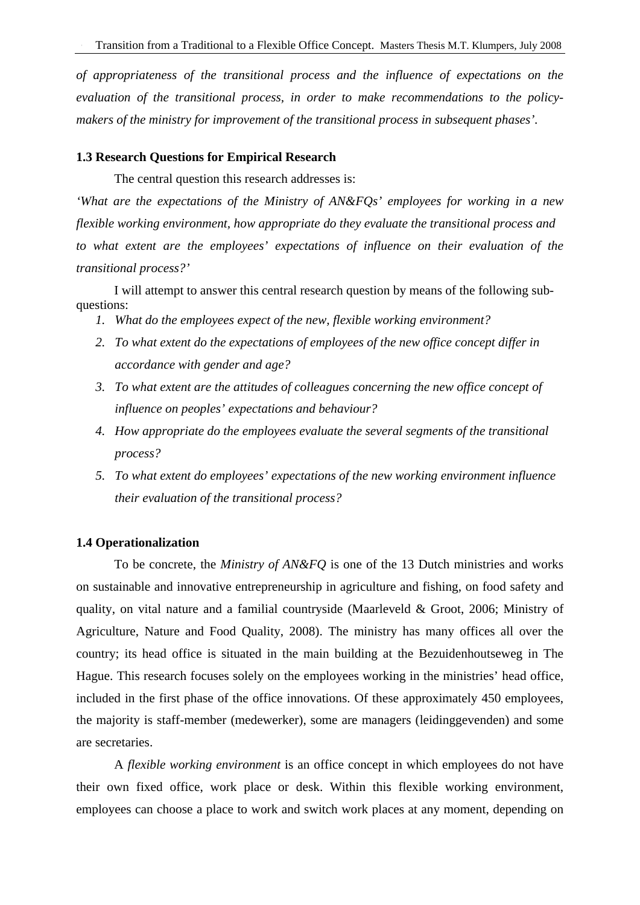*of appropriateness of the transitional process and the influence of expectations on the evaluation of the transitional process, in order to make recommendations to the policy-makers of the ministry for improvement of the transitional process in subsequent phases'*.

### 1.3 Research Questions for Empirical Research

The central question this research addresses is:

*'What are the expectations of the Ministry of AN&FQs' employees for working in a new flexible working environment, how appropriate do they evaluate the transitional process and to what extent are the employees' expectations of influence on their evaluation of the transitional process?'*

I will attempt to answer this central research question by means of the following sub-questions:

1. *What do the employees expect of the new, flexible working environment?*
2. *To what extent do the expectations of employees of the new office concept differ in accordance with gender and age?*
3. *To what extent are the attitudes of colleagues concerning the new office concept of influence on peoples' expectations and behaviour?*
4. *How appropriate do the employees evaluate the several segments of the transitional process?*
5. *To what extent do employees' expectations of the new working environment influence their evaluation of the transitional process?*

### 1.4 Operationalization

To be concrete, the *Ministry of AN&FQ* is one of the 13 Dutch ministries and works on sustainable and innovative entrepreneurship in agriculture and fishing, on food safety and quality, on vital nature and a familial countryside (Maarleveld & Groot, 2006; Ministry of Agriculture, Nature and Food Quality, 2008). The ministry has many offices all over the country; its head office is situated in the main building at the Bezuidenhoutseweg in The Hague. This research focuses solely on the employees working in the ministries' head office, included in the first phase of the office innovations. Of these approximately 450 employees, the majority is staff-member (medewerker), some are managers (leidinggevenden) and some are secretaries.

A *flexible working environment* is an office concept in which employees do not have their own fixed office, work place or desk. Within this flexible working environment, employees can choose a place to work and switch work places at any moment, depending on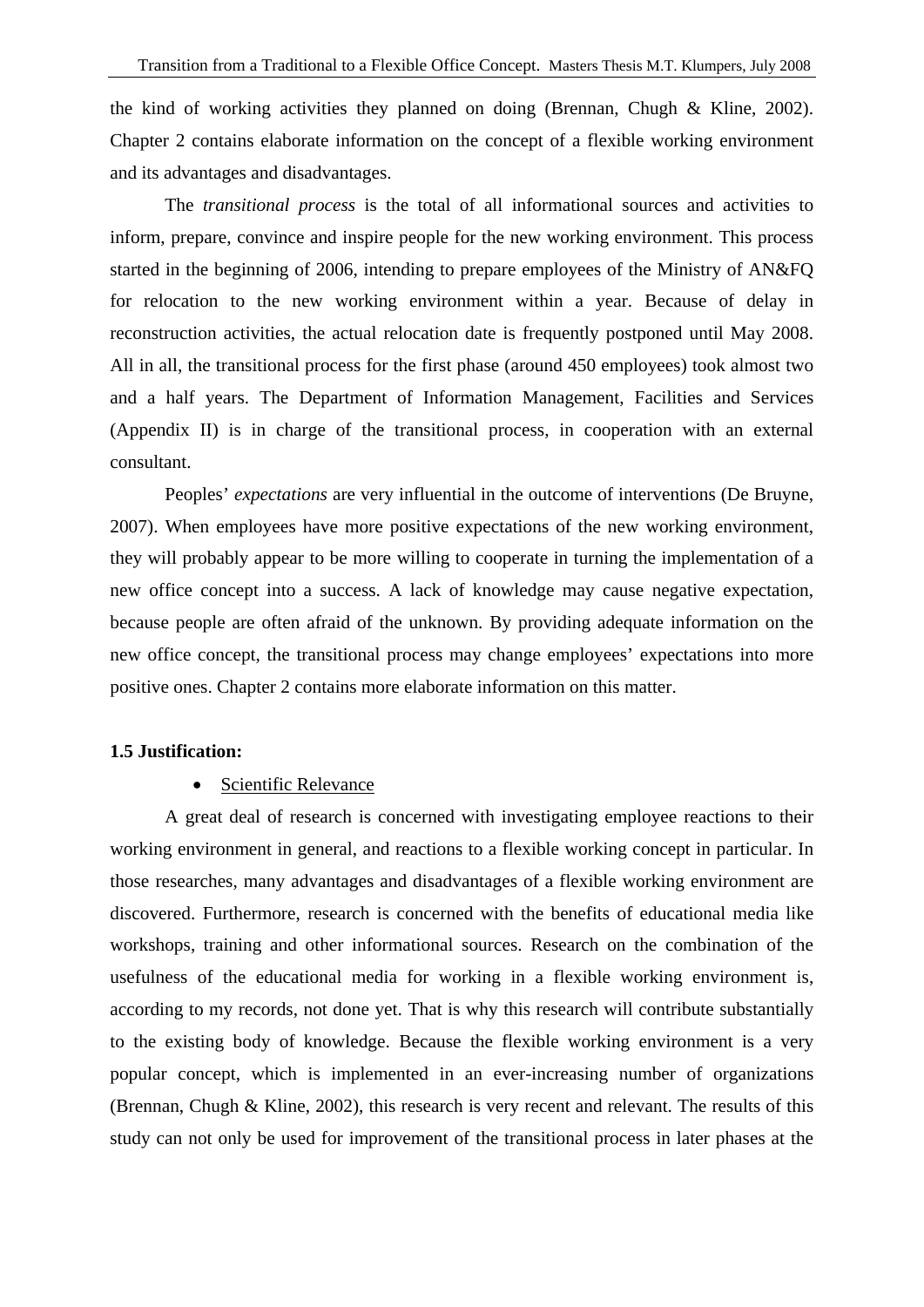the kind of working activities they planned on doing (Brennan, Chugh & Kline, 2002). Chapter 2 contains elaborate information on the concept of a flexible working environment and its advantages and disadvantages.

The *transitional process* is the total of all informational sources and activities to inform, prepare, convince and inspire people for the new working environment. This process started in the beginning of 2006, intending to prepare employees of the Ministry of AN&FQ for relocation to the new working environment within a year. Because of delay in reconstruction activities, the actual relocation date is frequently postponed until May 2008. All in all, the transitional process for the first phase (around 450 employees) took almost two and a half years. The Department of Information Management, Facilities and Services (Appendix II) is in charge of the transitional process, in cooperation with an external consultant.

Peoples' *expectations* are very influential in the outcome of interventions (De Bruyne, 2007). When employees have more positive expectations of the new working environment, they will probably appear to be more willing to cooperate in turning the implementation of a new office concept into a success. A lack of knowledge may cause negative expectation, because people are often afraid of the unknown. By providing adequate information on the new office concept, the transitional process may change employees' expectations into more positive ones. Chapter 2 contains more elaborate information on this matter.

**1.5 Justification:**

- Scientific Relevance

A great deal of research is concerned with investigating employee reactions to their working environment in general, and reactions to a flexible working concept in particular. In those researches, many advantages and disadvantages of a flexible working environment are discovered. Furthermore, research is concerned with the benefits of educational media like workshops, training and other informational sources. Research on the combination of the usefulness of the educational media for working in a flexible working environment is, according to my records, not done yet. That is why this research will contribute substantially to the existing body of knowledge. Because the flexible working environment is a very popular concept, which is implemented in an ever-increasing number of organizations (Brennan, Chugh & Kline, 2002), this research is very recent and relevant. The results of this study can not only be used for improvement of the transitional process in later phases at the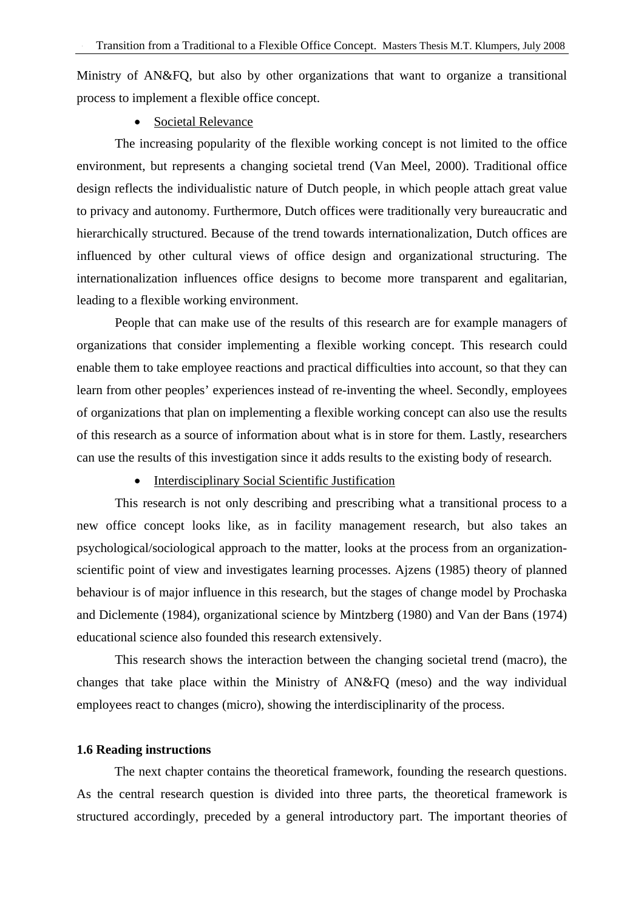Ministry of AN&FQ, but also by other organizations that want to organize a transitional process to implement a flexible office concept.

- Societal Relevance

The increasing popularity of the flexible working concept is not limited to the office environment, but represents a changing societal trend (Van Meel, 2000). Traditional office design reflects the individualistic nature of Dutch people, in which people attach great value to privacy and autonomy. Furthermore, Dutch offices were traditionally very bureaucratic and hierarchically structured. Because of the trend towards internationalization, Dutch offices are influenced by other cultural views of office design and organizational structuring. The internationalization influences office designs to become more transparent and egalitarian, leading to a flexible working environment.

People that can make use of the results of this research are for example managers of organizations that consider implementing a flexible working concept. This research could enable them to take employee reactions and practical difficulties into account, so that they can learn from other peoples' experiences instead of re-inventing the wheel. Secondly, employees of organizations that plan on implementing a flexible working concept can also use the results of this research as a source of information about what is in store for them. Lastly, researchers can use the results of this investigation since it adds results to the existing body of research.

- Interdisciplinary Social Scientific Justification

This research is not only describing and prescribing what a transitional process to a new office concept looks like, as in facility management research, but also takes an psychological/sociological approach to the matter, looks at the process from an organization-scientific point of view and investigates learning processes. Ajzens (1985) theory of planned behaviour is of major influence in this research, but the stages of change model by Prochaska and Diclemente (1984), organizational science by Mintzberg (1980) and Van der Bans (1974) educational science also founded this research extensively.

This research shows the interaction between the changing societal trend (macro), the changes that take place within the Ministry of AN&FQ (meso) and the way individual employees react to changes (micro), showing the interdisciplinarity of the process.

### 1.6 Reading instructions

The next chapter contains the theoretical framework, founding the research questions. As the central research question is divided into three parts, the theoretical framework is structured accordingly, preceded by a general introductory part. The important theories of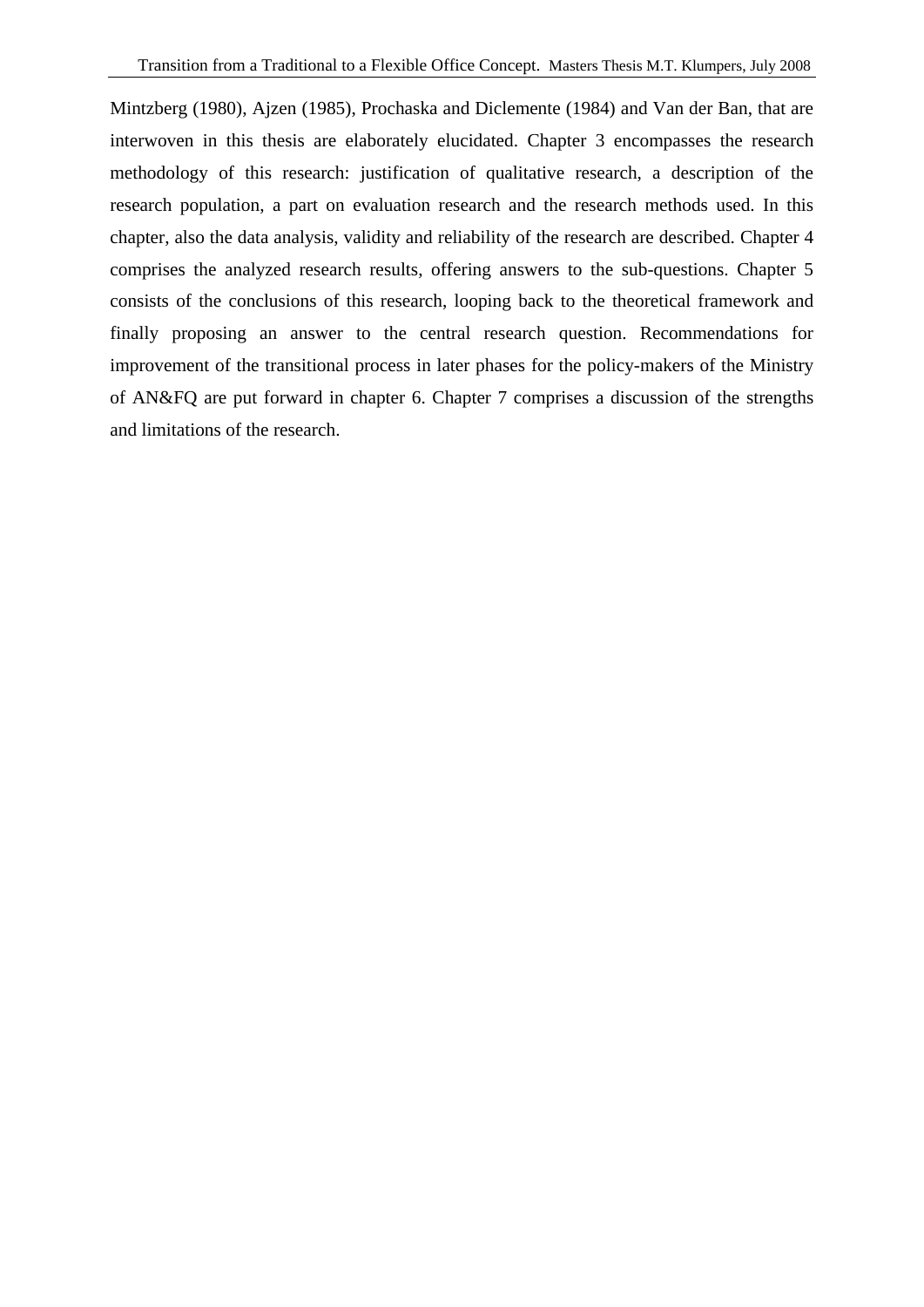Mintzberg (1980), Ajzen (1985), Prochaska and Diclemente (1984) and Van der Ban, that are interwoven in this thesis are elaborately elucidated. Chapter 3 encompasses the research methodology of this research: justification of qualitative research, a description of the research population, a part on evaluation research and the research methods used. In this chapter, also the data analysis, validity and reliability of the research are described. Chapter 4 comprises the analyzed research results, offering answers to the sub-questions. Chapter 5 consists of the conclusions of this research, looping back to the theoretical framework and finally proposing an answer to the central research question. Recommendations for improvement of the transitional process in later phases for the policy-makers of the Ministry of AN&FQ are put forward in chapter 6. Chapter 7 comprises a discussion of the strengths and limitations of the research.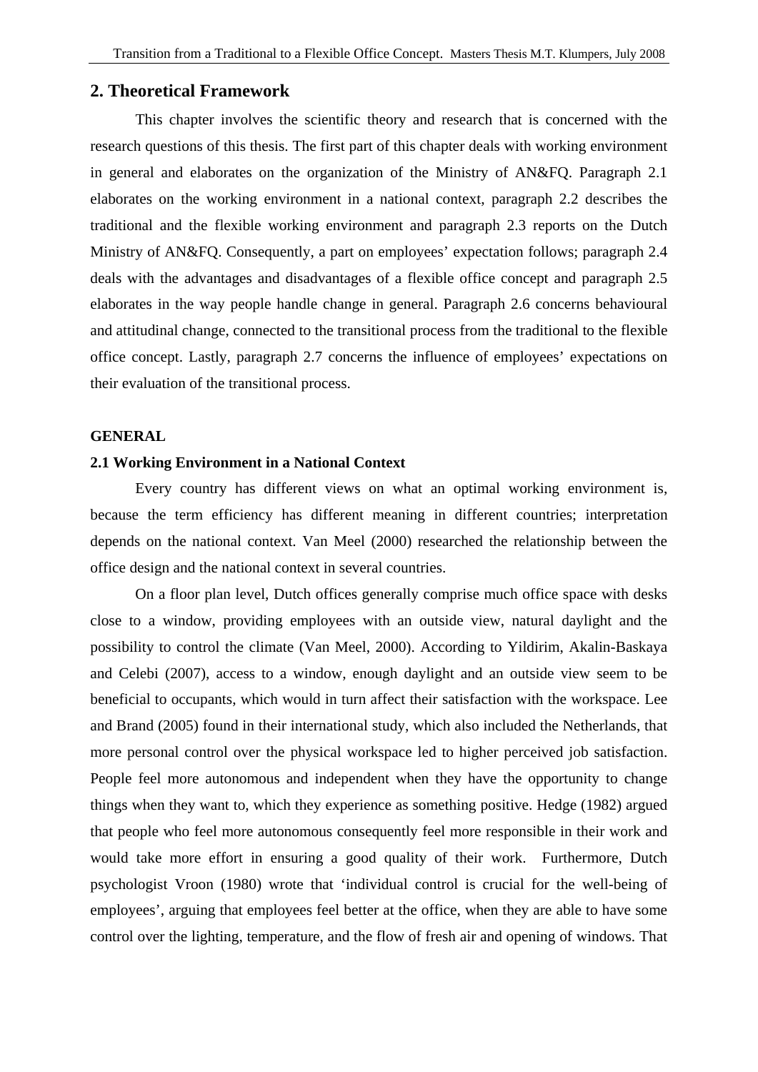## 2. Theoretical Framework

This chapter involves the scientific theory and research that is concerned with the research questions of this thesis. The first part of this chapter deals with working environment in general and elaborates on the organization of the Ministry of AN&FQ. Paragraph 2.1 elaborates on the working environment in a national context, paragraph 2.2 describes the traditional and the flexible working environment and paragraph 2.3 reports on the Dutch Ministry of AN&FQ. Consequently, a part on employees' expectation follows; paragraph 2.4 deals with the advantages and disadvantages of a flexible office concept and paragraph 2.5 elaborates in the way people handle change in general. Paragraph 2.6 concerns behavioural and attitudinal change, connected to the transitional process from the traditional to the flexible office concept. Lastly, paragraph 2.7 concerns the influence of employees' expectations on their evaluation of the transitional process.

**GENERAL**

### 2.1 Working Environment in a National Context

Every country has different views on what an optimal working environment is, because the term efficiency has different meaning in different countries; interpretation depends on the national context. Van Meel (2000) researched the relationship between the office design and the national context in several countries.

On a floor plan level, Dutch offices generally comprise much office space with desks close to a window, providing employees with an outside view, natural daylight and the possibility to control the climate (Van Meel, 2000). According to Yildirim, Akalin-Baskaya and Celebi (2007), access to a window, enough daylight and an outside view seem to be beneficial to occupants, which would in turn affect their satisfaction with the workspace. Lee and Brand (2005) found in their international study, which also included the Netherlands, that more personal control over the physical workspace led to higher perceived job satisfaction. People feel more autonomous and independent when they have the opportunity to change things when they want to, which they experience as something positive. Hedge (1982) argued that people who feel more autonomous consequently feel more responsible in their work and would take more effort in ensuring a good quality of their work. Furthermore, Dutch psychologist Vroon (1980) wrote that 'individual control is crucial for the well-being of employees', arguing that employees feel better at the office, when they are able to have some control over the lighting, temperature, and the flow of fresh air and opening of windows. That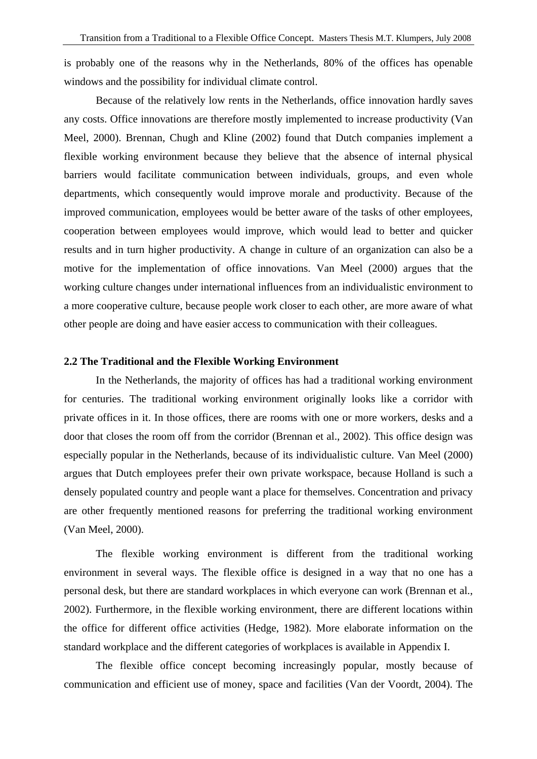is probably one of the reasons why in the Netherlands, 80% of the offices has openable windows and the possibility for individual climate control.

Because of the relatively low rents in the Netherlands, office innovation hardly saves any costs. Office innovations are therefore mostly implemented to increase productivity (Van Meel, 2000). Brennan, Chugh and Kline (2002) found that Dutch companies implement a flexible working environment because they believe that the absence of internal physical barriers would facilitate communication between individuals, groups, and even whole departments, which consequently would improve morale and productivity. Because of the improved communication, employees would be better aware of the tasks of other employees, cooperation between employees would improve, which would lead to better and quicker results and in turn higher productivity. A change in culture of an organization can also be a motive for the implementation of office innovations. Van Meel (2000) argues that the working culture changes under international influences from an individualistic environment to a more cooperative culture, because people work closer to each other, are more aware of what other people are doing and have easier access to communication with their colleagues.

### 2.2 The Traditional and the Flexible Working Environment

In the Netherlands, the majority of offices has had a traditional working environment for centuries. The traditional working environment originally looks like a corridor with private offices in it. In those offices, there are rooms with one or more workers, desks and a door that closes the room off from the corridor (Brennan et al., 2002). This office design was especially popular in the Netherlands, because of its individualistic culture. Van Meel (2000) argues that Dutch employees prefer their own private workspace, because Holland is such a densely populated country and people want a place for themselves. Concentration and privacy are other frequently mentioned reasons for preferring the traditional working environment (Van Meel, 2000).

The flexible working environment is different from the traditional working environment in several ways. The flexible office is designed in a way that no one has a personal desk, but there are standard workplaces in which everyone can work (Brennan et al., 2002). Furthermore, in the flexible working environment, there are different locations within the office for different office activities (Hedge, 1982). More elaborate information on the standard workplace and the different categories of workplaces is available in Appendix I.

The flexible office concept becoming increasingly popular, mostly because of communication and efficient use of money, space and facilities (Van der Voordt, 2004). The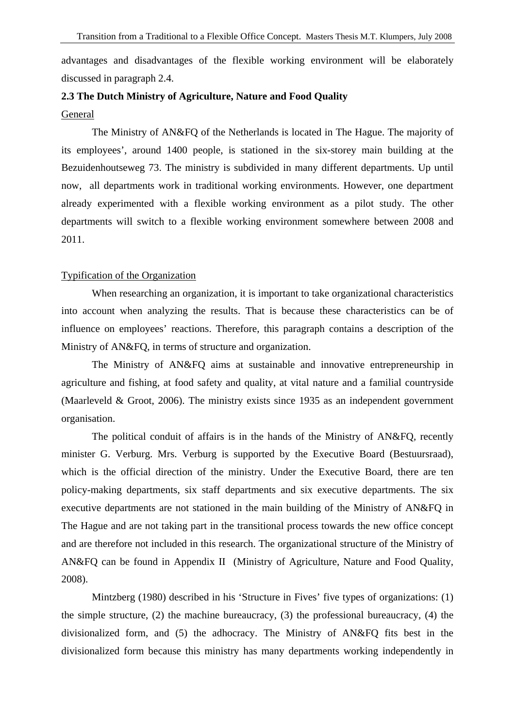advantages and disadvantages of the flexible working environment will be elaborately discussed in paragraph 2.4.

## 2.3 The Dutch Ministry of Agriculture, Nature and Food Quality

General

The Ministry of AN&FQ of the Netherlands is located in The Hague. The majority of its employees', around 1400 people, is stationed in the six-storey main building at the Bezuidenhoutseweg 73. The ministry is subdivided in many different departments. Up until now, all departments work in traditional working environments. However, one department already experimented with a flexible working environment as a pilot study. The other departments will switch to a flexible working environment somewhere between 2008 and 2011.

Typification of the Organization

When researching an organization, it is important to take organizational characteristics into account when analyzing the results. That is because these characteristics can be of influence on employees' reactions. Therefore, this paragraph contains a description of the Ministry of AN&FQ, in terms of structure and organization.

The Ministry of AN&FQ aims at sustainable and innovative entrepreneurship in agriculture and fishing, at food safety and quality, at vital nature and a familial countryside (Maarleveld & Groot, 2006). The ministry exists since 1935 as an independent government organisation.

The political conduit of affairs is in the hands of the Ministry of AN&FQ, recently minister G. Verburg. Mrs. Verburg is supported by the Executive Board (Bestuursraad), which is the official direction of the ministry. Under the Executive Board, there are ten policy-making departments, six staff departments and six executive departments. The six executive departments are not stationed in the main building of the Ministry of AN&FQ in The Hague and are not taking part in the transitional process towards the new office concept and are therefore not included in this research. The organizational structure of the Ministry of AN&FQ can be found in Appendix II (Ministry of Agriculture, Nature and Food Quality, 2008).

Mintzberg (1980) described in his 'Structure in Fives' five types of organizations: (1) the simple structure, (2) the machine bureaucracy, (3) the professional bureaucracy, (4) the divisionalized form, and (5) the adhocracy. The Ministry of AN&FQ fits best in the divisionalized form because this ministry has many departments working independently in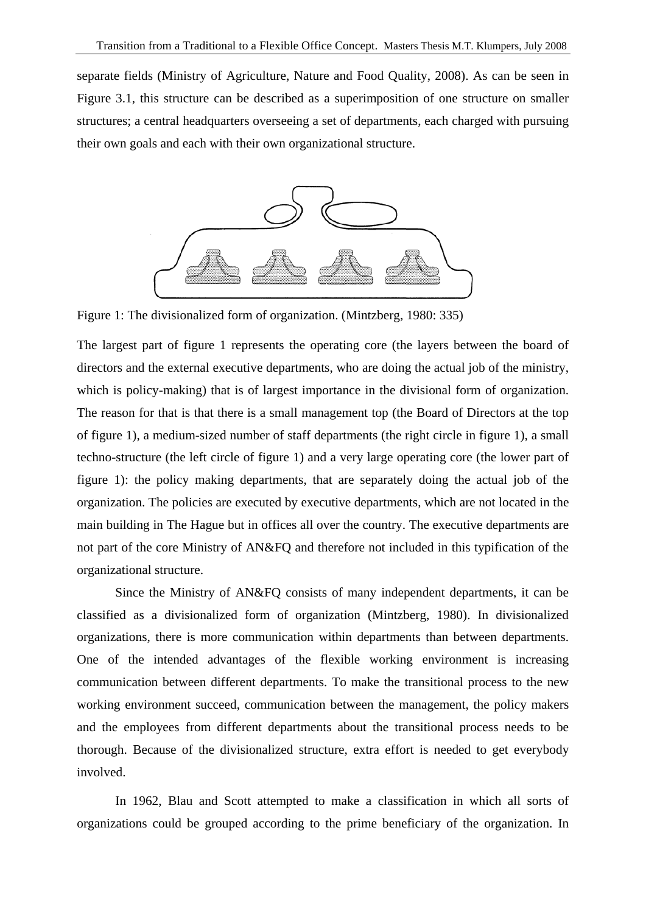separate fields (Ministry of Agriculture, Nature and Food Quality, 2008). As can be seen in Figure 3.1, this structure can be described as a superimposition of one structure on smaller structures; a central headquarters overseeing a set of departments, each charged with pursuing their own goals and each with their own organizational structure.

Figure 1: The divisionalized form of organization. (Mintzberg, 1980: 335)

The largest part of figure 1 represents the operating core (the layers between the board of directors and the external executive departments, who are doing the actual job of the ministry, which is policy-making) that is of largest importance in the divisional form of organization. The reason for that is that there is a small management top (the Board of Directors at the top of figure 1), a medium-sized number of staff departments (the right circle in figure 1), a small techno-structure (the left circle of figure 1) and a very large operating core (the lower part of figure 1): the policy making departments, that are separately doing the actual job of the organization. The policies are executed by executive departments, which are not located in the main building in The Hague but in offices all over the country. The executive departments are not part of the core Ministry of AN&FQ and therefore not included in this typification of the organizational structure.

Since the Ministry of AN&FQ consists of many independent departments, it can be classified as a divisionalized form of organization (Mintzberg, 1980). In divisionalized organizations, there is more communication within departments than between departments. One of the intended advantages of the flexible working environment is increasing communication between different departments. To make the transitional process to the new working environment succeed, communication between the management, the policy makers and the employees from different departments about the transitional process needs to be thorough. Because of the divisionalized structure, extra effort is needed to get everybody involved.

In 1962, Blau and Scott attempted to make a classification in which all sorts of organizations could be grouped according to the prime beneficiary of the organization. In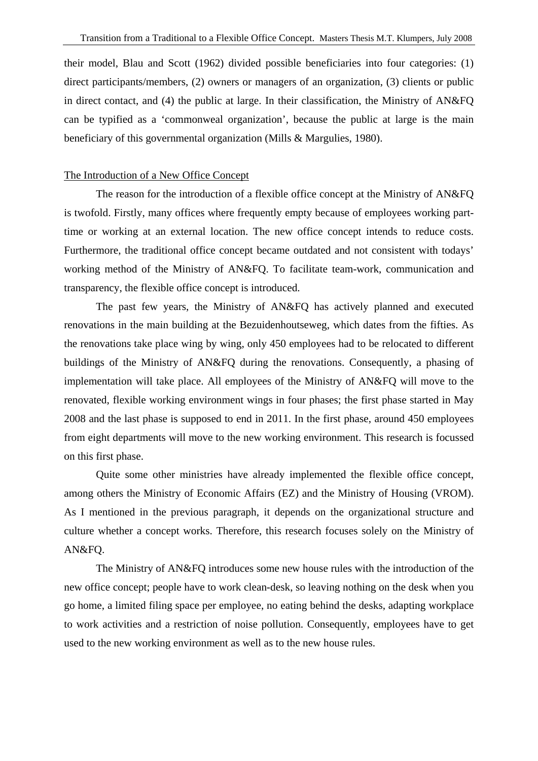their model, Blau and Scott (1962) divided possible beneficiaries into four categories: (1) direct participants/members, (2) owners or managers of an organization, (3) clients or public in direct contact, and (4) the public at large. In their classification, the Ministry of AN&FQ can be typified as a 'commonweal organization', because the public at large is the main beneficiary of this governmental organization (Mills & Margulies, 1980).

### The Introduction of a New Office Concept

The reason for the introduction of a flexible office concept at the Ministry of AN&FQ is twofold. Firstly, many offices where frequently empty because of employees working part-time or working at an external location. The new office concept intends to reduce costs. Furthermore, the traditional office concept became outdated and not consistent with todays' working method of the Ministry of AN&FQ. To facilitate team-work, communication and transparency, the flexible office concept is introduced.

The past few years, the Ministry of AN&FQ has actively planned and executed renovations in the main building at the Bezuidenhoutseweg, which dates from the fifties. As the renovations take place wing by wing, only 450 employees had to be relocated to different buildings of the Ministry of AN&FQ during the renovations. Consequently, a phasing of implementation will take place. All employees of the Ministry of AN&FQ will move to the renovated, flexible working environment wings in four phases; the first phase started in May 2008 and the last phase is supposed to end in 2011. In the first phase, around 450 employees from eight departments will move to the new working environment. This research is focussed on this first phase.

Quite some other ministries have already implemented the flexible office concept, among others the Ministry of Economic Affairs (EZ) and the Ministry of Housing (VROM). As I mentioned in the previous paragraph, it depends on the organizational structure and culture whether a concept works. Therefore, this research focuses solely on the Ministry of AN&FQ.

The Ministry of AN&FQ introduces some new house rules with the introduction of the new office concept; people have to work clean-desk, so leaving nothing on the desk when you go home, a limited filing space per employee, no eating behind the desks, adapting workplace to work activities and a restriction of noise pollution. Consequently, employees have to get used to the new working environment as well as to the new house rules.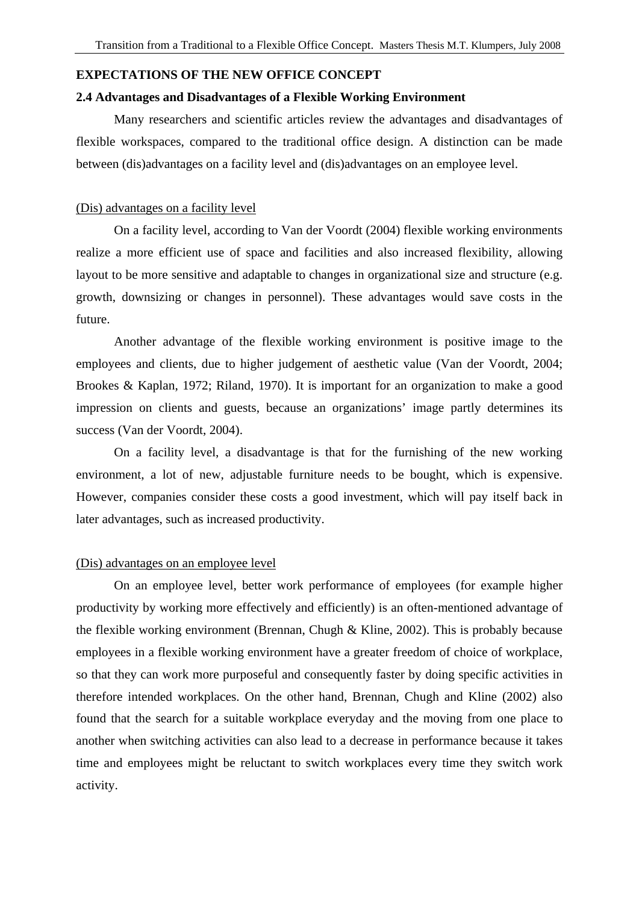## EXPECTATIONS OF THE NEW OFFICE CONCEPT

### 2.4 Advantages and Disadvantages of a Flexible Working Environment

Many researchers and scientific articles review the advantages and disadvantages of flexible workspaces, compared to the traditional office design. A distinction can be made between (dis)advantages on a facility level and (dis)advantages on an employee level.

<u>(Dis) advantages on a facility level</u>

On a facility level, according to Van der Voordt (2004) flexible working environments realize a more efficient use of space and facilities and also increased flexibility, allowing layout to be more sensitive and adaptable to changes in organizational size and structure (e.g. growth, downsizing or changes in personnel). These advantages would save costs in the future.

Another advantage of the flexible working environment is positive image to the employees and clients, due to higher judgement of aesthetic value (Van der Voordt, 2004; Brookes & Kaplan, 1972; Riland, 1970). It is important for an organization to make a good impression on clients and guests, because an organizations' image partly determines its success (Van der Voordt, 2004).

On a facility level, a disadvantage is that for the furnishing of the new working environment, a lot of new, adjustable furniture needs to be bought, which is expensive. However, companies consider these costs a good investment, which will pay itself back in later advantages, such as increased productivity.

<u>(Dis) advantages on an employee level</u>

On an employee level, better work performance of employees (for example higher productivity by working more effectively and efficiently) is an often-mentioned advantage of the flexible working environment (Brennan, Chugh & Kline, 2002). This is probably because employees in a flexible working environment have a greater freedom of choice of workplace, so that they can work more purposeful and consequently faster by doing specific activities in therefore intended workplaces. On the other hand, Brennan, Chugh and Kline (2002) also found that the search for a suitable workplace everyday and the moving from one place to another when switching activities can also lead to a decrease in performance because it takes time and employees might be reluctant to switch workplaces every time they switch work activity.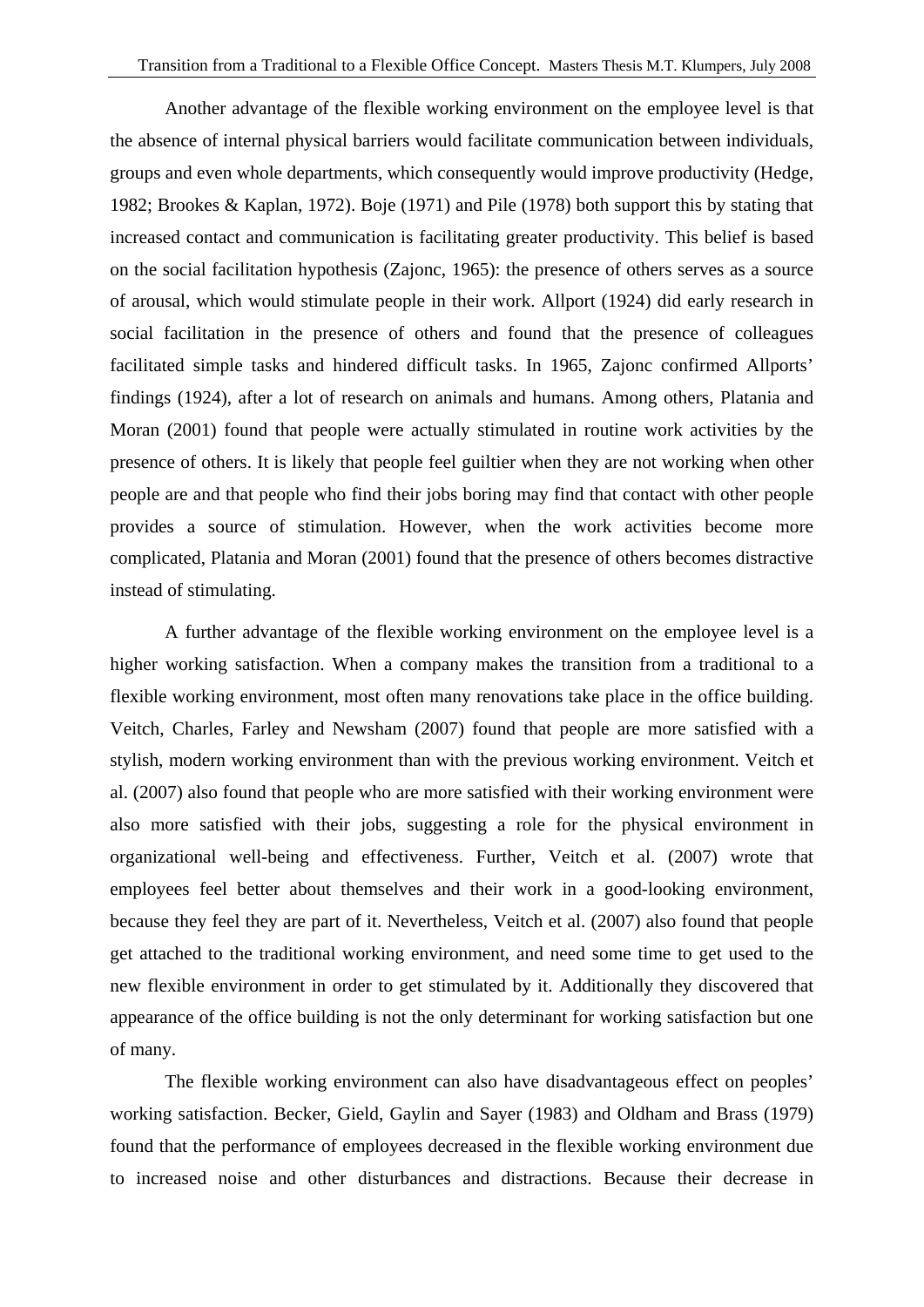Another advantage of the flexible working environment on the employee level is that the absence of internal physical barriers would facilitate communication between individuals, groups and even whole departments, which consequently would improve productivity (Hedge, 1982; Brookes & Kaplan, 1972). Boje (1971) and Pile (1978) both support this by stating that increased contact and communication is facilitating greater productivity. This belief is based on the social facilitation hypothesis (Zajonc, 1965): the presence of others serves as a source of arousal, which would stimulate people in their work. Allport (1924) did early research in social facilitation in the presence of others and found that the presence of colleagues facilitated simple tasks and hindered difficult tasks. In 1965, Zajonc confirmed Allports' findings (1924), after a lot of research on animals and humans. Among others, Platania and Moran (2001) found that people were actually stimulated in routine work activities by the presence of others. It is likely that people feel guiltier when they are not working when other people are and that people who find their jobs boring may find that contact with other people provides a source of stimulation. However, when the work activities become more complicated, Platania and Moran (2001) found that the presence of others becomes distractive instead of stimulating.

A further advantage of the flexible working environment on the employee level is a higher working satisfaction. When a company makes the transition from a traditional to a flexible working environment, most often many renovations take place in the office building. Veitch, Charles, Farley and Newsham (2007) found that people are more satisfied with a stylish, modern working environment than with the previous working environment. Veitch et al. (2007) also found that people who are more satisfied with their working environment were also more satisfied with their jobs, suggesting a role for the physical environment in organizational well-being and effectiveness. Further, Veitch et al. (2007) wrote that employees feel better about themselves and their work in a good-looking environment, because they feel they are part of it. Nevertheless, Veitch et al. (2007) also found that people get attached to the traditional working environment, and need some time to get used to the new flexible environment in order to get stimulated by it. Additionally they discovered that appearance of the office building is not the only determinant for working satisfaction but one of many.

The flexible working environment can also have disadvantageous effect on peoples' working satisfaction. Becker, Gield, Gaylin and Sayer (1983) and Oldham and Brass (1979) found that the performance of employees decreased in the flexible working environment due to increased noise and other disturbances and distractions. Because their decrease in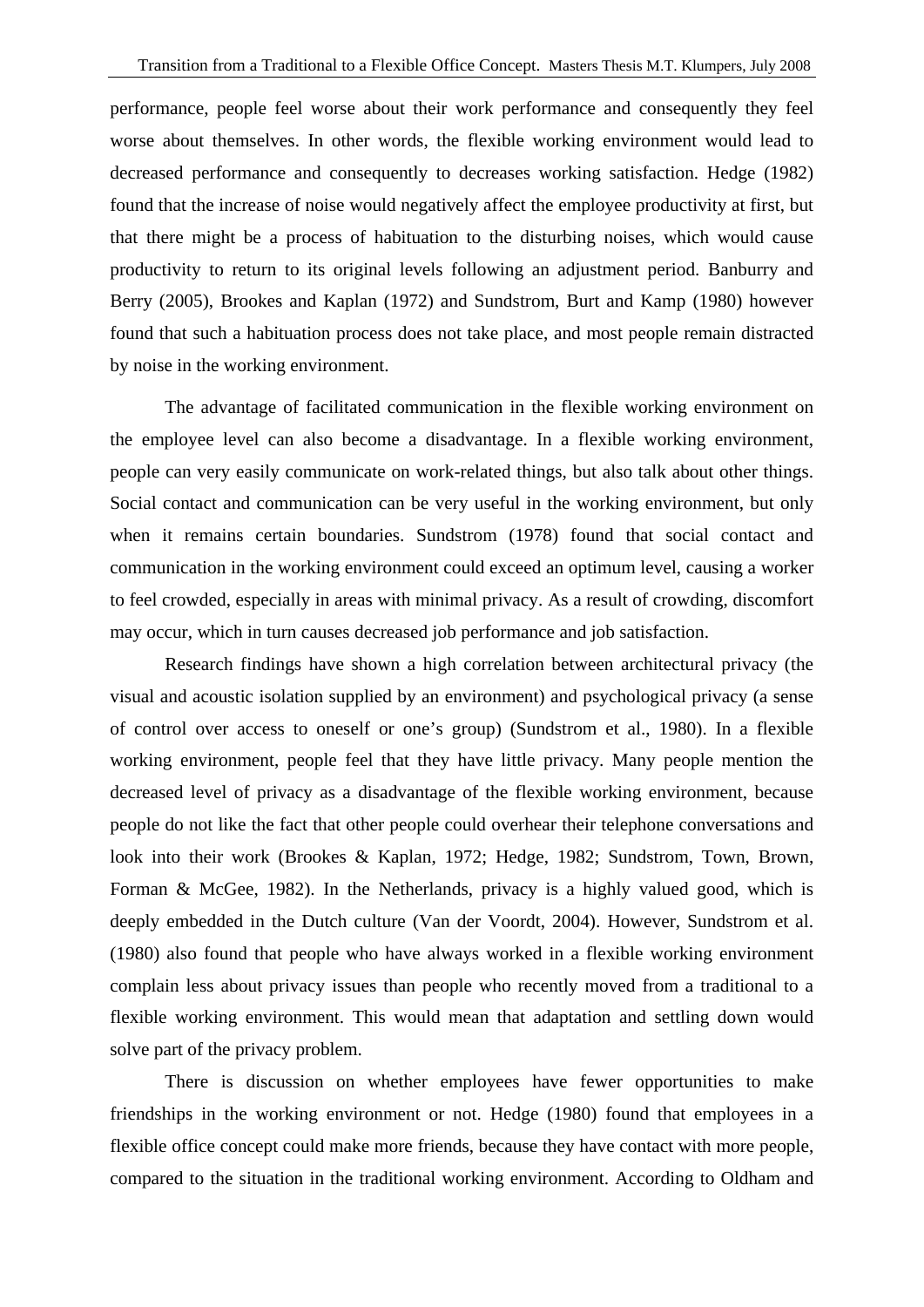performance, people feel worse about their work performance and consequently they feel worse about themselves. In other words, the flexible working environment would lead to decreased performance and consequently to decreases working satisfaction. Hedge (1982) found that the increase of noise would negatively affect the employee productivity at first, but that there might be a process of habituation to the disturbing noises, which would cause productivity to return to its original levels following an adjustment period. Banburry and Berry (2005), Brookes and Kaplan (1972) and Sundstrom, Burt and Kamp (1980) however found that such a habituation process does not take place, and most people remain distracted by noise in the working environment.

The advantage of facilitated communication in the flexible working environment on the employee level can also become a disadvantage. In a flexible working environment, people can very easily communicate on work-related things, but also talk about other things. Social contact and communication can be very useful in the working environment, but only when it remains certain boundaries. Sundstrom (1978) found that social contact and communication in the working environment could exceed an optimum level, causing a worker to feel crowded, especially in areas with minimal privacy. As a result of crowding, discomfort may occur, which in turn causes decreased job performance and job satisfaction.

Research findings have shown a high correlation between architectural privacy (the visual and acoustic isolation supplied by an environment) and psychological privacy (a sense of control over access to oneself or one's group) (Sundstrom et al., 1980). In a flexible working environment, people feel that they have little privacy. Many people mention the decreased level of privacy as a disadvantage of the flexible working environment, because people do not like the fact that other people could overhear their telephone conversations and look into their work (Brookes & Kaplan, 1972; Hedge, 1982; Sundstrom, Town, Brown, Forman & McGee, 1982). In the Netherlands, privacy is a highly valued good, which is deeply embedded in the Dutch culture (Van der Voordt, 2004). However, Sundstrom et al. (1980) also found that people who have always worked in a flexible working environment complain less about privacy issues than people who recently moved from a traditional to a flexible working environment. This would mean that adaptation and settling down would solve part of the privacy problem.

There is discussion on whether employees have fewer opportunities to make friendships in the working environment or not. Hedge (1980) found that employees in a flexible office concept could make more friends, because they have contact with more people, compared to the situation in the traditional working environment. According to Oldham and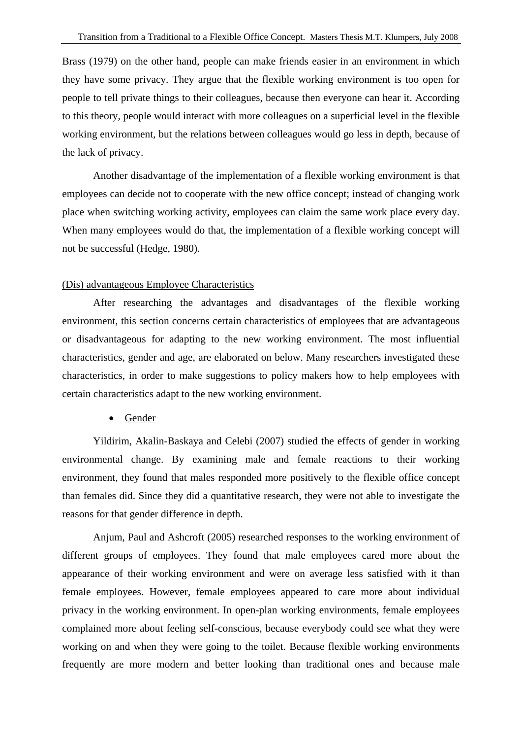Brass (1979) on the other hand, people can make friends easier in an environment in which they have some privacy. They argue that the flexible working environment is too open for people to tell private things to their colleagues, because then everyone can hear it. According to this theory, people would interact with more colleagues on a superficial level in the flexible working environment, but the relations between colleagues would go less in depth, because of the lack of privacy.

Another disadvantage of the implementation of a flexible working environment is that employees can decide not to cooperate with the new office concept; instead of changing work place when switching working activity, employees can claim the same work place every day. When many employees would do that, the implementation of a flexible working concept will not be successful (Hedge, 1980).

<u>(Dis) advantageous Employee Characteristics</u>

After researching the advantages and disadvantages of the flexible working environment, this section concerns certain characteristics of employees that are advantageous or disadvantageous for adapting to the new working environment. The most influential characteristics, gender and age, are elaborated on below. Many researchers investigated these characteristics, in order to make suggestions to policy makers how to help employees with certain characteristics adapt to the new working environment.

- <u>Gender</u>

Yildirim, Akalin-Baskaya and Celebi (2007) studied the effects of gender in working environmental change. By examining male and female reactions to their working environment, they found that males responded more positively to the flexible office concept than females did. Since they did a quantitative research, they were not able to investigate the reasons for that gender difference in depth.

Anjum, Paul and Ashcroft (2005) researched responses to the working environment of different groups of employees. They found that male employees cared more about the appearance of their working environment and were on average less satisfied with it than female employees. However, female employees appeared to care more about individual privacy in the working environment. In open-plan working environments, female employees complained more about feeling self-conscious, because everybody could see what they were working on and when they were going to the toilet. Because flexible working environments frequently are more modern and better looking than traditional ones and because male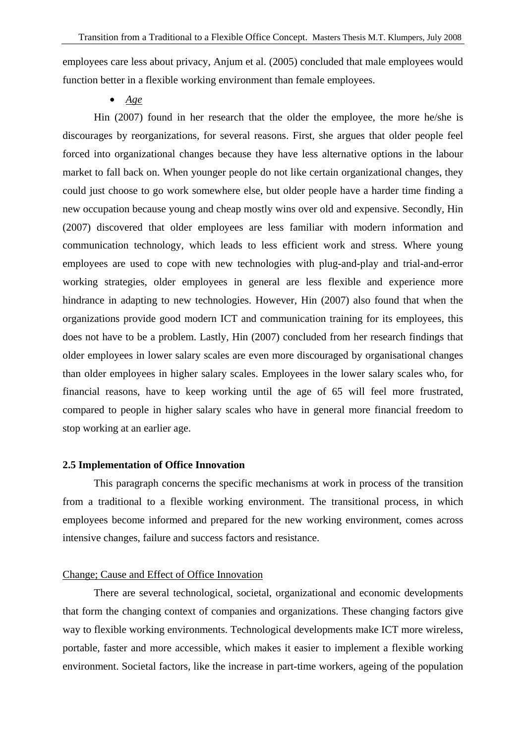employees care less about privacy, Anjum et al. (2005) concluded that male employees would function better in a flexible working environment than female employees.

- *Age*

Hin (2007) found in her research that the older the employee, the more he/she is discourages by reorganizations, for several reasons. First, she argues that older people feel forced into organizational changes because they have less alternative options in the labour market to fall back on. When younger people do not like certain organizational changes, they could just choose to go work somewhere else, but older people have a harder time finding a new occupation because young and cheap mostly wins over old and expensive. Secondly, Hin (2007) discovered that older employees are less familiar with modern information and communication technology, which leads to less efficient work and stress. Where young employees are used to cope with new technologies with plug-and-play and trial-and-error working strategies, older employees in general are less flexible and experience more hindrance in adapting to new technologies. However, Hin (2007) also found that when the organizations provide good modern ICT and communication training for its employees, this does not have to be a problem. Lastly, Hin (2007) concluded from her research findings that older employees in lower salary scales are even more discouraged by organisational changes than older employees in higher salary scales. Employees in the lower salary scales who, for financial reasons, have to keep working until the age of 65 will feel more frustrated, compared to people in higher salary scales who have in general more financial freedom to stop working at an earlier age.

### 2.5 Implementation of Office Innovation

This paragraph concerns the specific mechanisms at work in process of the transition from a traditional to a flexible working environment. The transitional process, in which employees become informed and prepared for the new working environment, comes across intensive changes, failure and success factors and resistance.

#### Change; Cause and Effect of Office Innovation

There are several technological, societal, organizational and economic developments that form the changing context of companies and organizations. These changing factors give way to flexible working environments. Technological developments make ICT more wireless, portable, faster and more accessible, which makes it easier to implement a flexible working environment. Societal factors, like the increase in part-time workers, ageing of the population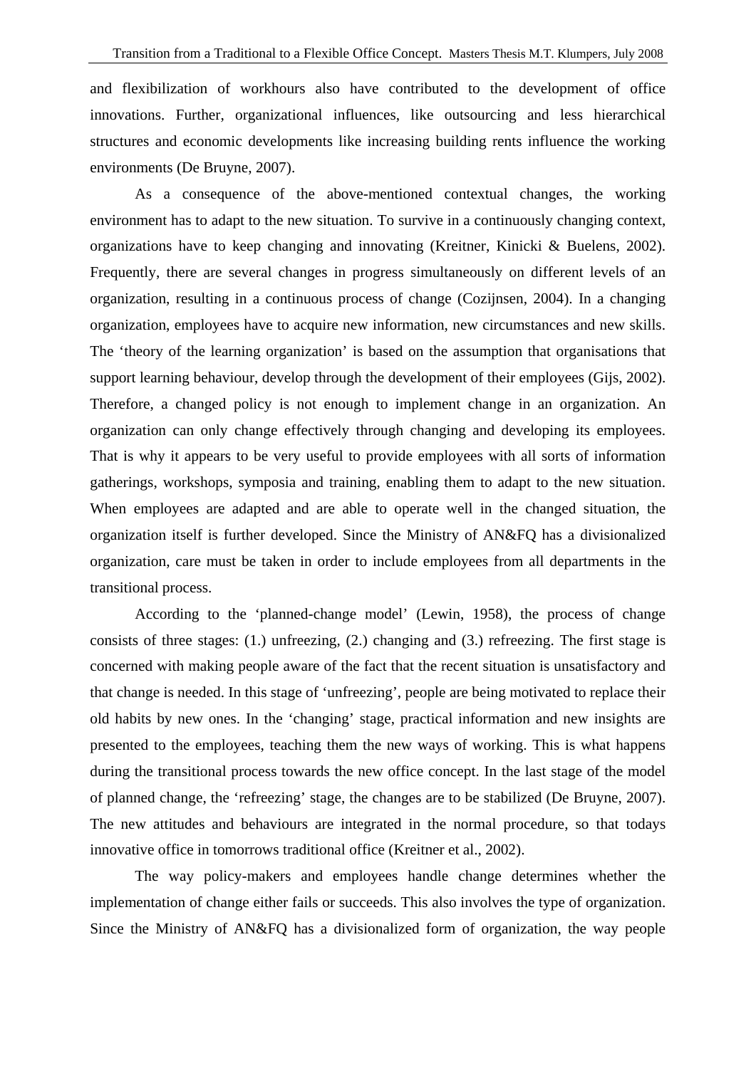and flexibilization of workhours also have contributed to the development of office innovations. Further, organizational influences, like outsourcing and less hierarchical structures and economic developments like increasing building rents influence the working environments (De Bruyne, 2007).

As a consequence of the above-mentioned contextual changes, the working environment has to adapt to the new situation. To survive in a continuously changing context, organizations have to keep changing and innovating (Kreitner, Kinicki & Buelens, 2002). Frequently, there are several changes in progress simultaneously on different levels of an organization, resulting in a continuous process of change (Cozijnsen, 2004). In a changing organization, employees have to acquire new information, new circumstances and new skills. The 'theory of the learning organization' is based on the assumption that organisations that support learning behaviour, develop through the development of their employees (Gijs, 2002). Therefore, a changed policy is not enough to implement change in an organization. An organization can only change effectively through changing and developing its employees. That is why it appears to be very useful to provide employees with all sorts of information gatherings, workshops, symposia and training, enabling them to adapt to the new situation. When employees are adapted and are able to operate well in the changed situation, the organization itself is further developed. Since the Ministry of AN&FQ has a divisionalized organization, care must be taken in order to include employees from all departments in the transitional process.

According to the 'planned-change model' (Lewin, 1958), the process of change consists of three stages: (1.) unfreezing, (2.) changing and (3.) refreezing. The first stage is concerned with making people aware of the fact that the recent situation is unsatisfactory and that change is needed. In this stage of 'unfreezing', people are being motivated to replace their old habits by new ones. In the 'changing' stage, practical information and new insights are presented to the employees, teaching them the new ways of working. This is what happens during the transitional process towards the new office concept. In the last stage of the model of planned change, the 'refreezing' stage, the changes are to be stabilized (De Bruyne, 2007). The new attitudes and behaviours are integrated in the normal procedure, so that todays innovative office in tomorrows traditional office (Kreitner et al., 2002).

The way policy-makers and employees handle change determines whether the implementation of change either fails or succeeds. This also involves the type of organization. Since the Ministry of AN&FQ has a divisionalized form of organization, the way people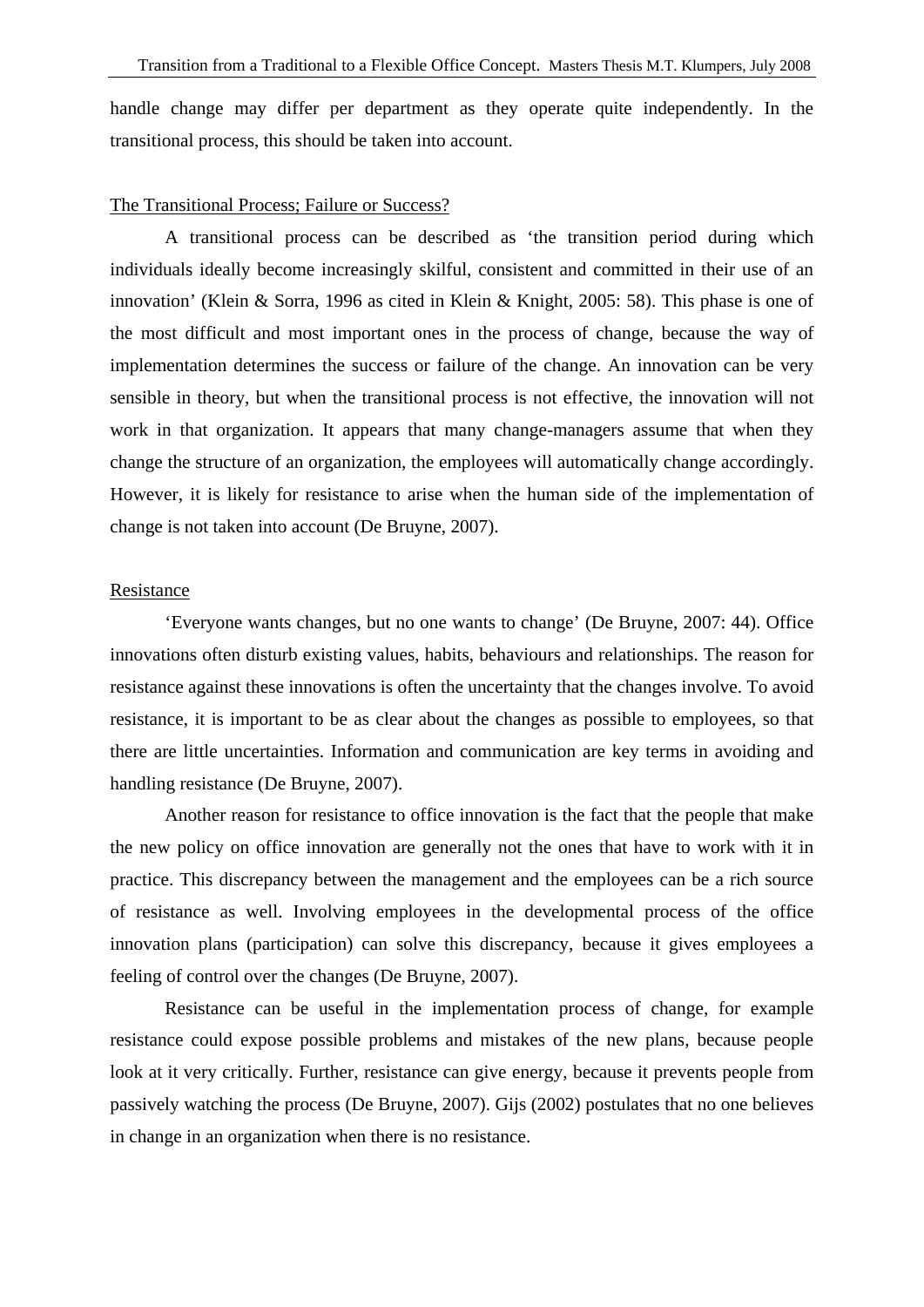handle change may differ per department as they operate quite independently. In the transitional process, this should be taken into account.

### The Transitional Process; Failure or Success?

A transitional process can be described as 'the transition period during which individuals ideally become increasingly skilful, consistent and committed in their use of an innovation' (Klein & Sorra, 1996 as cited in Klein & Knight, 2005: 58). This phase is one of the most difficult and most important ones in the process of change, because the way of implementation determines the success or failure of the change. An innovation can be very sensible in theory, but when the transitional process is not effective, the innovation will not work in that organization. It appears that many change-managers assume that when they change the structure of an organization, the employees will automatically change accordingly. However, it is likely for resistance to arise when the human side of the implementation of change is not taken into account (De Bruyne, 2007).

### Resistance

'Everyone wants changes, but no one wants to change' (De Bruyne, 2007: 44). Office innovations often disturb existing values, habits, behaviours and relationships. The reason for resistance against these innovations is often the uncertainty that the changes involve. To avoid resistance, it is important to be as clear about the changes as possible to employees, so that there are little uncertainties. Information and communication are key terms in avoiding and handling resistance (De Bruyne, 2007).

Another reason for resistance to office innovation is the fact that the people that make the new policy on office innovation are generally not the ones that have to work with it in practice. This discrepancy between the management and the employees can be a rich source of resistance as well. Involving employees in the developmental process of the office innovation plans (participation) can solve this discrepancy, because it gives employees a feeling of control over the changes (De Bruyne, 2007).

Resistance can be useful in the implementation process of change, for example resistance could expose possible problems and mistakes of the new plans, because people look at it very critically. Further, resistance can give energy, because it prevents people from passively watching the process (De Bruyne, 2007). Gijs (2002) postulates that no one believes in change in an organization when there is no resistance.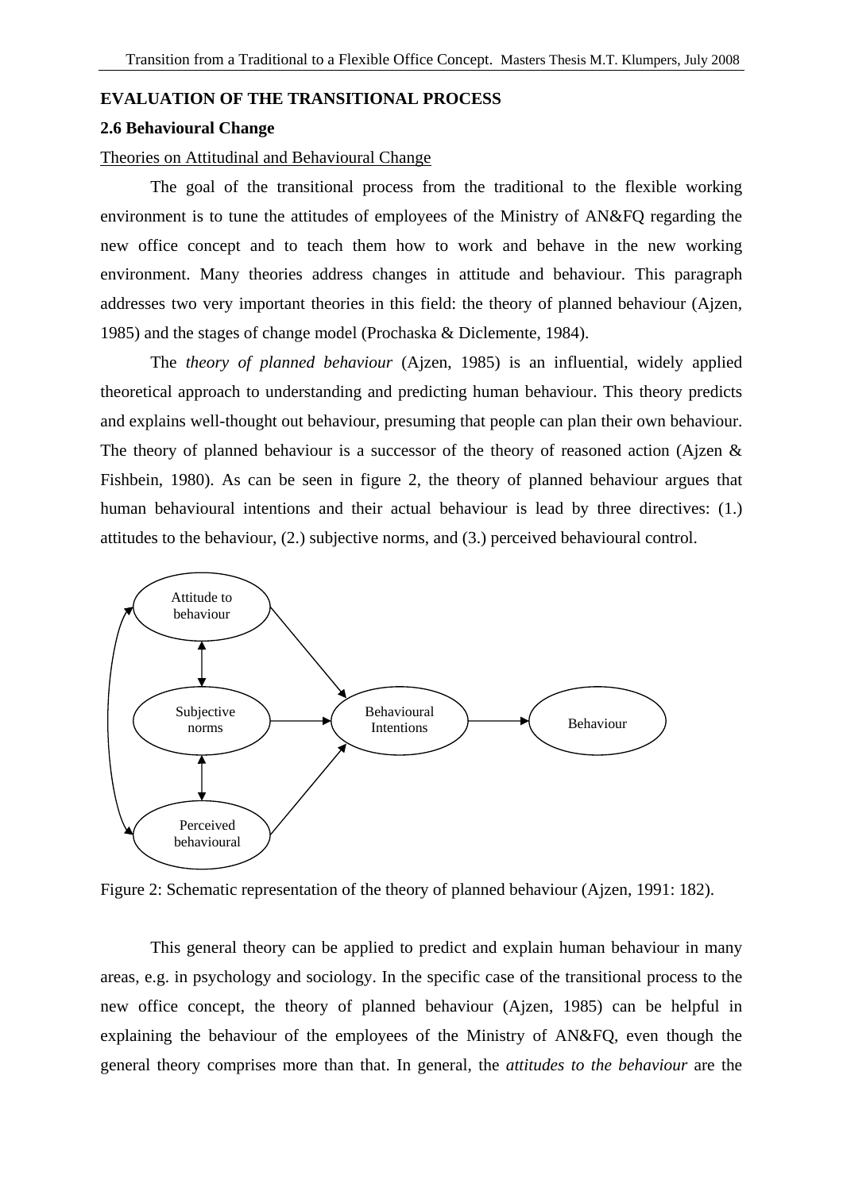EVALUATION OF THE TRANSITIONAL PROCESS

## 2.6 Behavioural Change

Theories on Attitudinal and Behavioural Change

The goal of the transitional process from the traditional to the flexible working environment is to tune the attitudes of employees of the Ministry of AN&FQ regarding the new office concept and to teach them how to work and behave in the new working environment. Many theories address changes in attitude and behaviour. This paragraph addresses two very important theories in this field: the theory of planned behaviour (Ajzen, 1985) and the stages of change model (Prochaska & Diclemente, 1984).

The *theory of planned behaviour* (Ajzen, 1985) is an influential, widely applied theoretical approach to understanding and predicting human behaviour. This theory predicts and explains well-thought out behaviour, presuming that people can plan their own behaviour. The theory of planned behaviour is a successor of the theory of reasoned action (Ajzen & Fishbein, 1980). As can be seen in figure 2, the theory of planned behaviour argues that human behavioural intentions and their actual behaviour is lead by three directives: (1.) attitudes to the behaviour, (2.) subjective norms, and (3.) perceived behavioural control.

Attitude to behaviour

Subjective norms

Perceived behavioural

Behavioural Intentions

Behaviour

Figure 2: Schematic representation of the theory of planned behaviour (Ajzen, 1991: 182).

This general theory can be applied to predict and explain human behaviour in many areas, e.g. in psychology and sociology. In the specific case of the transitional process to the new office concept, the theory of planned behaviour (Ajzen, 1985) can be helpful in explaining the behaviour of the employees of the Ministry of AN&FQ, even though the general theory comprises more than that. In general, the *attitudes to the behaviour* are the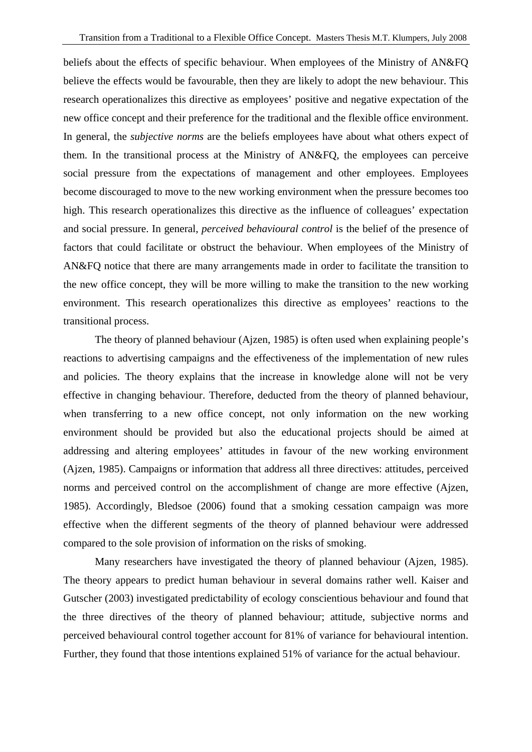beliefs about the effects of specific behaviour. When employees of the Ministry of AN&FQ believe the effects would be favourable, then they are likely to adopt the new behaviour. This research operationalizes this directive as employees' positive and negative expectation of the new office concept and their preference for the traditional and the flexible office environment. In general, the *subjective norms* are the beliefs employees have about what others expect of them. In the transitional process at the Ministry of AN&FQ, the employees can perceive social pressure from the expectations of management and other employees. Employees become discouraged to move to the new working environment when the pressure becomes too high. This research operationalizes this directive as the influence of colleagues' expectation and social pressure. In general, *perceived behavioural control* is the belief of the presence of factors that could facilitate or obstruct the behaviour. When employees of the Ministry of AN&FQ notice that there are many arrangements made in order to facilitate the transition to the new office concept, they will be more willing to make the transition to the new working environment. This research operationalizes this directive as employees' reactions to the transitional process.

The theory of planned behaviour (Ajzen, 1985) is often used when explaining people's reactions to advertising campaigns and the effectiveness of the implementation of new rules and policies. The theory explains that the increase in knowledge alone will not be very effective in changing behaviour. Therefore, deducted from the theory of planned behaviour, when transferring to a new office concept, not only information on the new working environment should be provided but also the educational projects should be aimed at addressing and altering employees' attitudes in favour of the new working environment (Ajzen, 1985). Campaigns or information that address all three directives: attitudes, perceived norms and perceived control on the accomplishment of change are more effective (Ajzen, 1985). Accordingly, Bledsoe (2006) found that a smoking cessation campaign was more effective when the different segments of the theory of planned behaviour were addressed compared to the sole provision of information on the risks of smoking.

Many researchers have investigated the theory of planned behaviour (Ajzen, 1985). The theory appears to predict human behaviour in several domains rather well. Kaiser and Gutscher (2003) investigated predictability of ecology conscientious behaviour and found that the three directives of the theory of planned behaviour; attitude, subjective norms and perceived behavioural control together account for 81% of variance for behavioural intention. Further, they found that those intentions explained 51% of variance for the actual behaviour.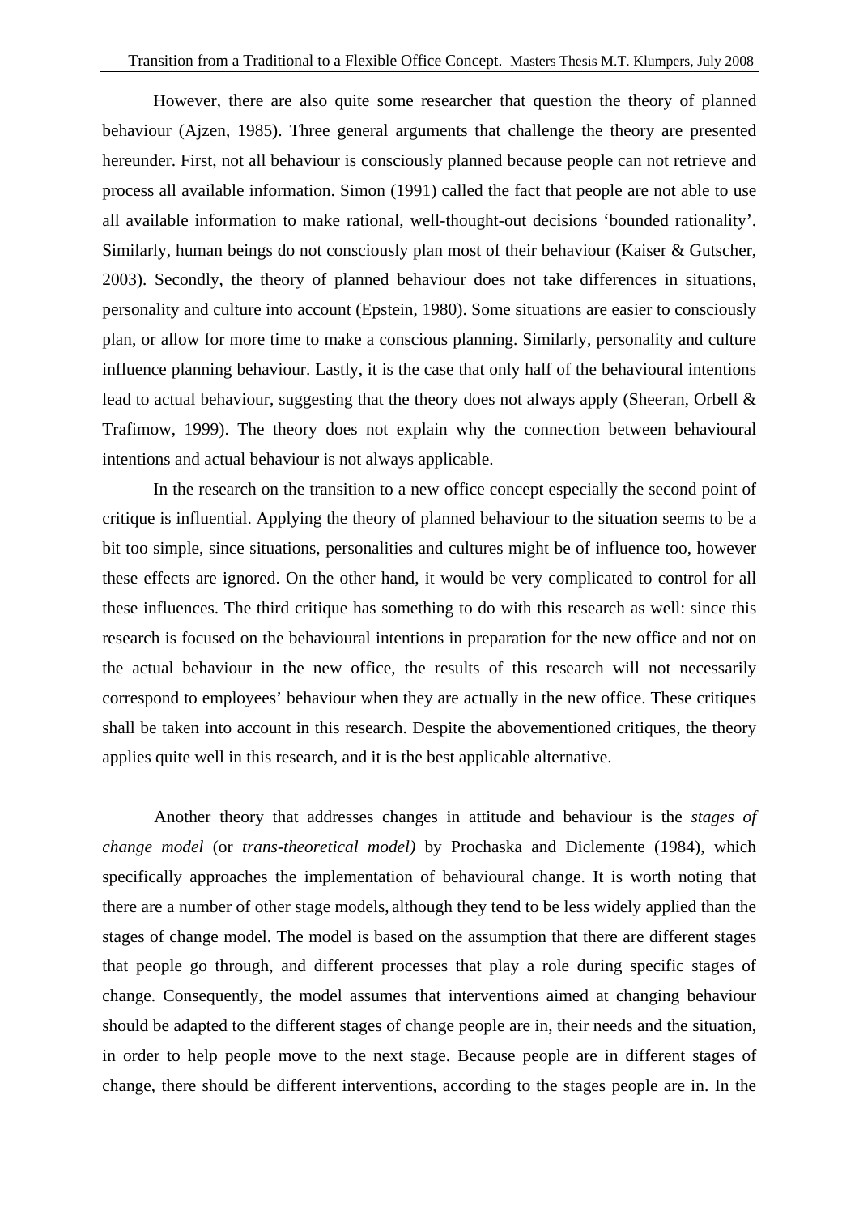However, there are also quite some researcher that question the theory of planned behaviour (Ajzen, 1985). Three general arguments that challenge the theory are presented hereunder. First, not all behaviour is consciously planned because people can not retrieve and process all available information. Simon (1991) called the fact that people are not able to use all available information to make rational, well-thought-out decisions 'bounded rationality'. Similarly, human beings do not consciously plan most of their behaviour (Kaiser & Gutscher, 2003). Secondly, the theory of planned behaviour does not take differences in situations, personality and culture into account (Epstein, 1980). Some situations are easier to consciously plan, or allow for more time to make a conscious planning. Similarly, personality and culture influence planning behaviour. Lastly, it is the case that only half of the behavioural intentions lead to actual behaviour, suggesting that the theory does not always apply (Sheeran, Orbell & Trafimow, 1999). The theory does not explain why the connection between behavioural intentions and actual behaviour is not always applicable.

In the research on the transition to a new office concept especially the second point of critique is influential. Applying the theory of planned behaviour to the situation seems to be a bit too simple, since situations, personalities and cultures might be of influence too, however these effects are ignored. On the other hand, it would be very complicated to control for all these influences. The third critique has something to do with this research as well: since this research is focused on the behavioural intentions in preparation for the new office and not on the actual behaviour in the new office, the results of this research will not necessarily correspond to employees' behaviour when they are actually in the new office. These critiques shall be taken into account in this research. Despite the abovementioned critiques, the theory applies quite well in this research, and it is the best applicable alternative.

Another theory that addresses changes in attitude and behaviour is the *stages of change model* (or *trans-theoretical model)* by Prochaska and Diclemente (1984), which specifically approaches the implementation of behavioural change. It is worth noting that there are a number of other stage models, although they tend to be less widely applied than the stages of change model. The model is based on the assumption that there are different stages that people go through, and different processes that play a role during specific stages of change. Consequently, the model assumes that interventions aimed at changing behaviour should be adapted to the different stages of change people are in, their needs and the situation, in order to help people move to the next stage. Because people are in different stages of change, there should be different interventions, according to the stages people are in. In the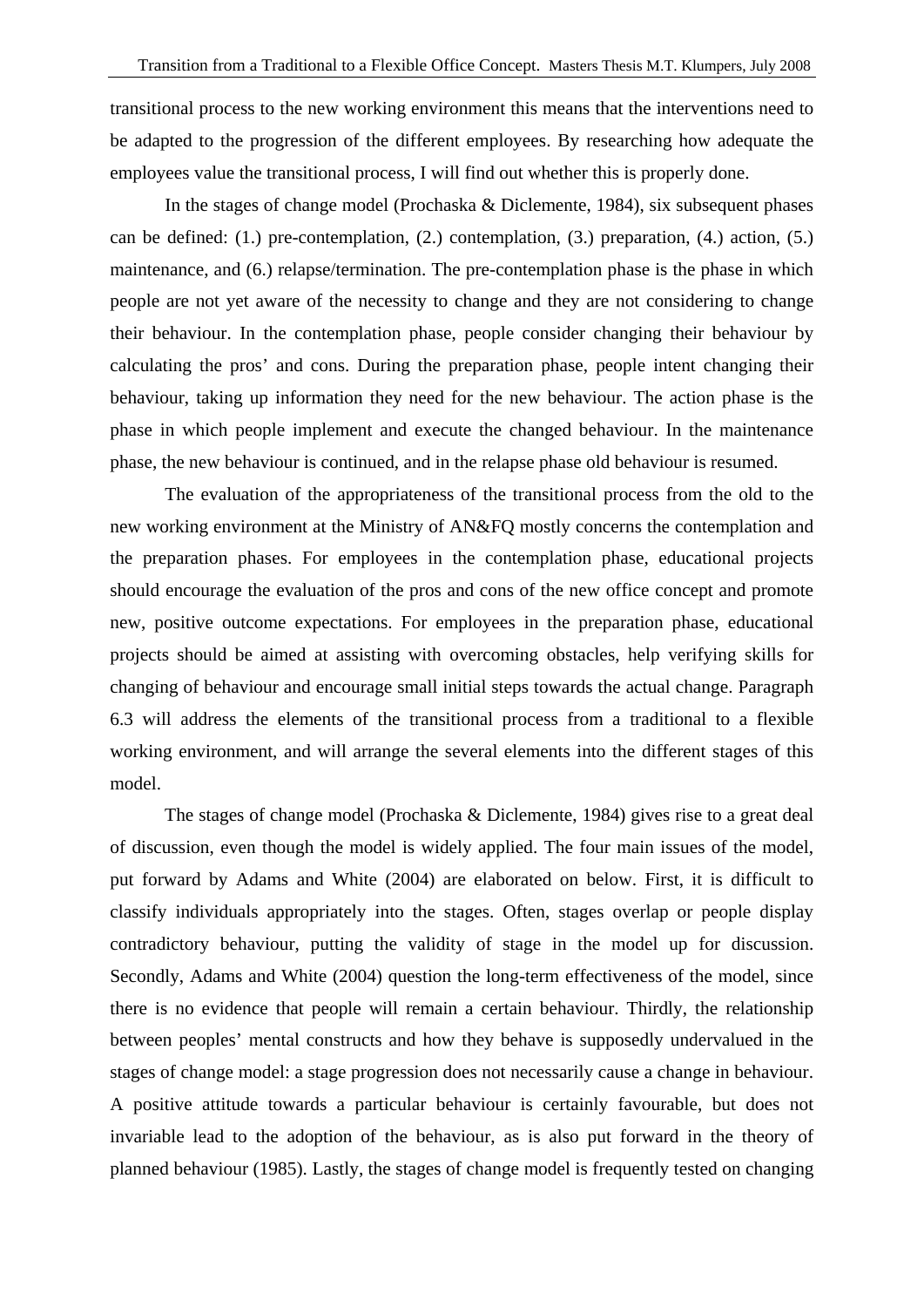transitional process to the new working environment this means that the interventions need to be adapted to the progression of the different employees. By researching how adequate the employees value the transitional process, I will find out whether this is properly done.

In the stages of change model (Prochaska & Diclemente, 1984), six subsequent phases can be defined: (1.) pre-contemplation, (2.) contemplation, (3.) preparation, (4.) action, (5.) maintenance, and (6.) relapse/termination. The pre-contemplation phase is the phase in which people are not yet aware of the necessity to change and they are not considering to change their behaviour. In the contemplation phase, people consider changing their behaviour by calculating the pros' and cons. During the preparation phase, people intent changing their behaviour, taking up information they need for the new behaviour. The action phase is the phase in which people implement and execute the changed behaviour. In the maintenance phase, the new behaviour is continued, and in the relapse phase old behaviour is resumed.

The evaluation of the appropriateness of the transitional process from the old to the new working environment at the Ministry of AN&FQ mostly concerns the contemplation and the preparation phases. For employees in the contemplation phase, educational projects should encourage the evaluation of the pros and cons of the new office concept and promote new, positive outcome expectations. For employees in the preparation phase, educational projects should be aimed at assisting with overcoming obstacles, help verifying skills for changing of behaviour and encourage small initial steps towards the actual change. Paragraph 6.3 will address the elements of the transitional process from a traditional to a flexible working environment, and will arrange the several elements into the different stages of this model.

The stages of change model (Prochaska & Diclemente, 1984) gives rise to a great deal of discussion, even though the model is widely applied. The four main issues of the model, put forward by Adams and White (2004) are elaborated on below. First, it is difficult to classify individuals appropriately into the stages. Often, stages overlap or people display contradictory behaviour, putting the validity of stage in the model up for discussion. Secondly, Adams and White (2004) question the long-term effectiveness of the model, since there is no evidence that people will remain a certain behaviour. Thirdly, the relationship between peoples' mental constructs and how they behave is supposedly undervalued in the stages of change model: a stage progression does not necessarily cause a change in behaviour. A positive attitude towards a particular behaviour is certainly favourable, but does not invariable lead to the adoption of the behaviour, as is also put forward in the theory of planned behaviour (1985). Lastly, the stages of change model is frequently tested on changing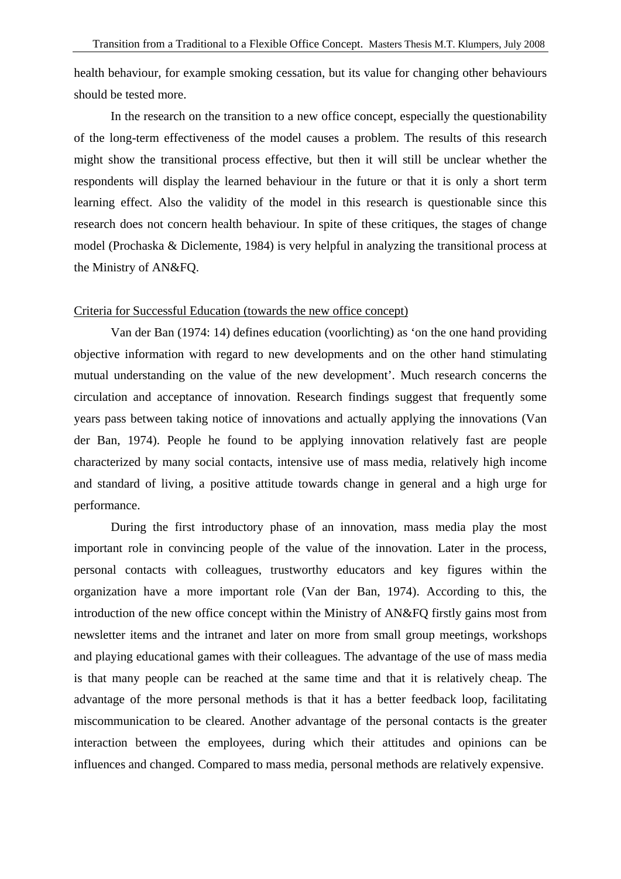health behaviour, for example smoking cessation, but its value for changing other behaviours should be tested more.

In the research on the transition to a new office concept, especially the questionability of the long-term effectiveness of the model causes a problem. The results of this research might show the transitional process effective, but then it will still be unclear whether the respondents will display the learned behaviour in the future or that it is only a short term learning effect. Also the validity of the model in this research is questionable since this research does not concern health behaviour. In spite of these critiques, the stages of change model (Prochaska & Diclemente, 1984) is very helpful in analyzing the transitional process at the Ministry of AN&FQ.

Criteria for Successful Education (towards the new office concept)

Van der Ban (1974: 14) defines education (voorlichting) as 'on the one hand providing objective information with regard to new developments and on the other hand stimulating mutual understanding on the value of the new development'. Much research concerns the circulation and acceptance of innovation. Research findings suggest that frequently some years pass between taking notice of innovations and actually applying the innovations (Van der Ban, 1974). People he found to be applying innovation relatively fast are people characterized by many social contacts, intensive use of mass media, relatively high income and standard of living, a positive attitude towards change in general and a high urge for performance.

During the first introductory phase of an innovation, mass media play the most important role in convincing people of the value of the innovation. Later in the process, personal contacts with colleagues, trustworthy educators and key figures within the organization have a more important role (Van der Ban, 1974). According to this, the introduction of the new office concept within the Ministry of AN&FQ firstly gains most from newsletter items and the intranet and later on more from small group meetings, workshops and playing educational games with their colleagues. The advantage of the use of mass media is that many people can be reached at the same time and that it is relatively cheap. The advantage of the more personal methods is that it has a better feedback loop, facilitating miscommunication to be cleared. Another advantage of the personal contacts is the greater interaction between the employees, during which their attitudes and opinions can be influences and changed. Compared to mass media, personal methods are relatively expensive.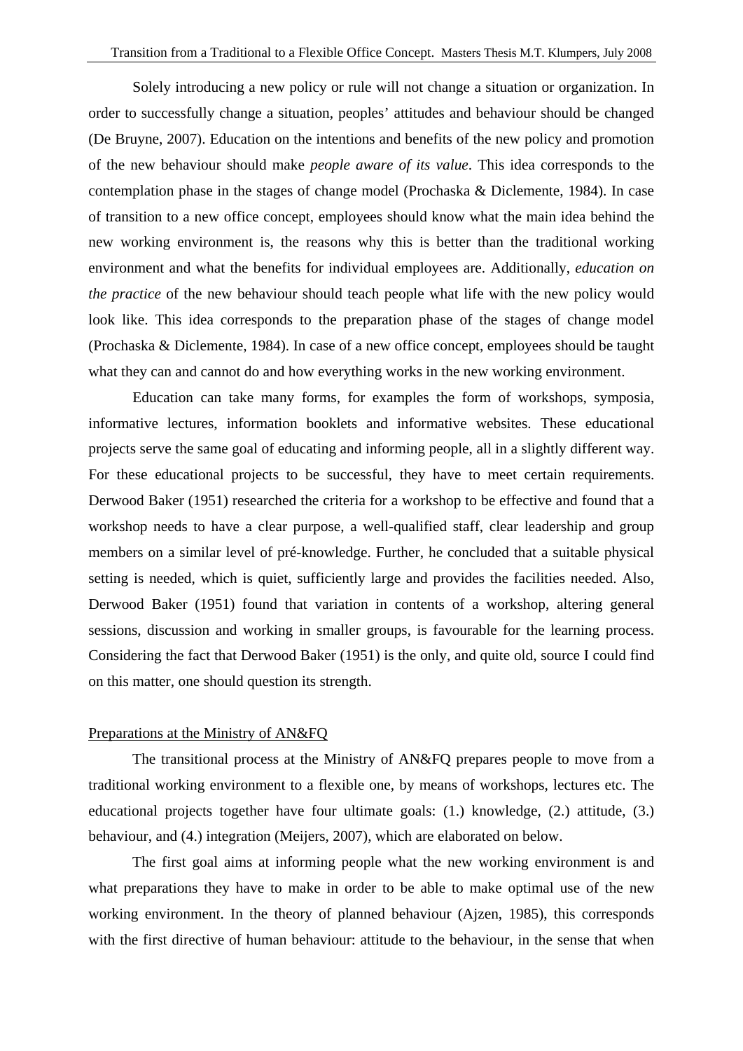Solely introducing a new policy or rule will not change a situation or organization. In order to successfully change a situation, peoples' attitudes and behaviour should be changed (De Bruyne, 2007). Education on the intentions and benefits of the new policy and promotion of the new behaviour should make *people aware of its value*. This idea corresponds to the contemplation phase in the stages of change model (Prochaska & Diclemente, 1984). In case of transition to a new office concept, employees should know what the main idea behind the new working environment is, the reasons why this is better than the traditional working environment and what the benefits for individual employees are. Additionally, *education on the practice* of the new behaviour should teach people what life with the new policy would look like. This idea corresponds to the preparation phase of the stages of change model (Prochaska & Diclemente, 1984). In case of a new office concept, employees should be taught what they can and cannot do and how everything works in the new working environment.

Education can take many forms, for examples the form of workshops, symposia, informative lectures, information booklets and informative websites. These educational projects serve the same goal of educating and informing people, all in a slightly different way. For these educational projects to be successful, they have to meet certain requirements. Derwood Baker (1951) researched the criteria for a workshop to be effective and found that a workshop needs to have a clear purpose, a well-qualified staff, clear leadership and group members on a similar level of pré-knowledge. Further, he concluded that a suitable physical setting is needed, which is quiet, sufficiently large and provides the facilities needed. Also, Derwood Baker (1951) found that variation in contents of a workshop, altering general sessions, discussion and working in smaller groups, is favourable for the learning process. Considering the fact that Derwood Baker (1951) is the only, and quite old, source I could find on this matter, one should question its strength.

Preparations at the Ministry of AN&FQ

The transitional process at the Ministry of AN&FQ prepares people to move from a traditional working environment to a flexible one, by means of workshops, lectures etc. The educational projects together have four ultimate goals: (1.) knowledge, (2.) attitude, (3.) behaviour, and (4.) integration (Meijers, 2007), which are elaborated on below.

The first goal aims at informing people what the new working environment is and what preparations they have to make in order to be able to make optimal use of the new working environment. In the theory of planned behaviour (Ajzen, 1985), this corresponds with the first directive of human behaviour: attitude to the behaviour, in the sense that when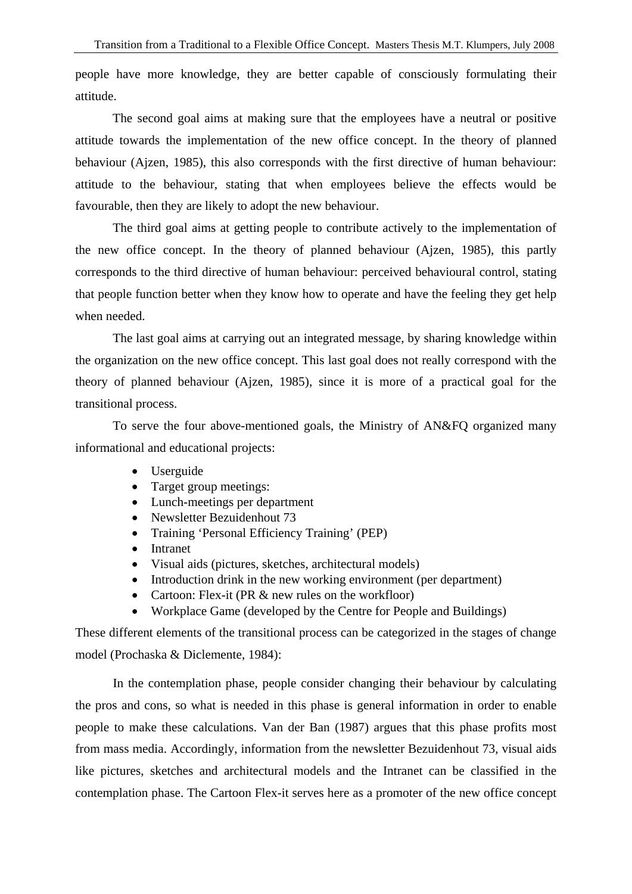people have more knowledge, they are better capable of consciously formulating their attitude.

The second goal aims at making sure that the employees have a neutral or positive attitude towards the implementation of the new office concept. In the theory of planned behaviour (Ajzen, 1985), this also corresponds with the first directive of human behaviour: attitude to the behaviour, stating that when employees believe the effects would be favourable, then they are likely to adopt the new behaviour.

The third goal aims at getting people to contribute actively to the implementation of the new office concept. In the theory of planned behaviour (Ajzen, 1985), this partly corresponds to the third directive of human behaviour: perceived behavioural control, stating that people function better when they know how to operate and have the feeling they get help when needed.

The last goal aims at carrying out an integrated message, by sharing knowledge within the organization on the new office concept. This last goal does not really correspond with the theory of planned behaviour (Ajzen, 1985), since it is more of a practical goal for the transitional process.

To serve the four above-mentioned goals, the Ministry of AN&FQ organized many informational and educational projects:

- Userguide
- Target group meetings:
- Lunch-meetings per department
- Newsletter Bezuidenhout 73
- Training 'Personal Efficiency Training' (PEP)
- Intranet
- Visual aids (pictures, sketches, architectural models)
- Introduction drink in the new working environment (per department)
- Cartoon: Flex-it (PR & new rules on the workfloor)
- Workplace Game (developed by the Centre for People and Buildings)

These different elements of the transitional process can be categorized in the stages of change model (Prochaska & Diclemente, 1984):

In the contemplation phase, people consider changing their behaviour by calculating the pros and cons, so what is needed in this phase is general information in order to enable people to make these calculations. Van der Ban (1987) argues that this phase profits most from mass media. Accordingly, information from the newsletter Bezuidenhout 73, visual aids like pictures, sketches and architectural models and the Intranet can be classified in the contemplation phase. The Cartoon Flex-it serves here as a promoter of the new office concept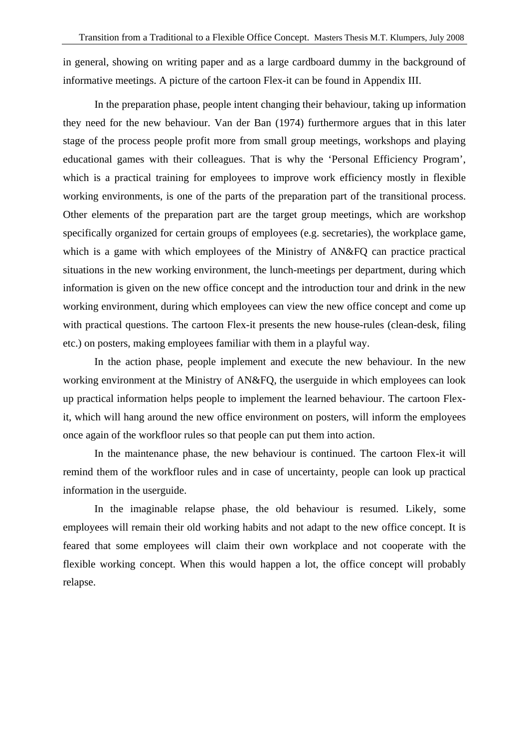in general, showing on writing paper and as a large cardboard dummy in the background of informative meetings. A picture of the cartoon Flex-it can be found in Appendix III.

In the preparation phase, people intent changing their behaviour, taking up information they need for the new behaviour. Van der Ban (1974) furthermore argues that in this later stage of the process people profit more from small group meetings, workshops and playing educational games with their colleagues. That is why the 'Personal Efficiency Program', which is a practical training for employees to improve work efficiency mostly in flexible working environments, is one of the parts of the preparation part of the transitional process. Other elements of the preparation part are the target group meetings, which are workshop specifically organized for certain groups of employees (e.g. secretaries), the workplace game, which is a game with which employees of the Ministry of AN&FQ can practice practical situations in the new working environment, the lunch-meetings per department, during which information is given on the new office concept and the introduction tour and drink in the new working environment, during which employees can view the new office concept and come up with practical questions. The cartoon Flex-it presents the new house-rules (clean-desk, filing etc.) on posters, making employees familiar with them in a playful way.

In the action phase, people implement and execute the new behaviour. In the new working environment at the Ministry of AN&FQ, the userguide in which employees can look up practical information helps people to implement the learned behaviour. The cartoon Flex-it, which will hang around the new office environment on posters, will inform the employees once again of the workfloor rules so that people can put them into action.

In the maintenance phase, the new behaviour is continued. The cartoon Flex-it will remind them of the workfloor rules and in case of uncertainty, people can look up practical information in the userguide.

In the imaginable relapse phase, the old behaviour is resumed. Likely, some employees will remain their old working habits and not adapt to the new office concept. It is feared that some employees will claim their own workplace and not cooperate with the flexible working concept. When this would happen a lot, the office concept will probably relapse.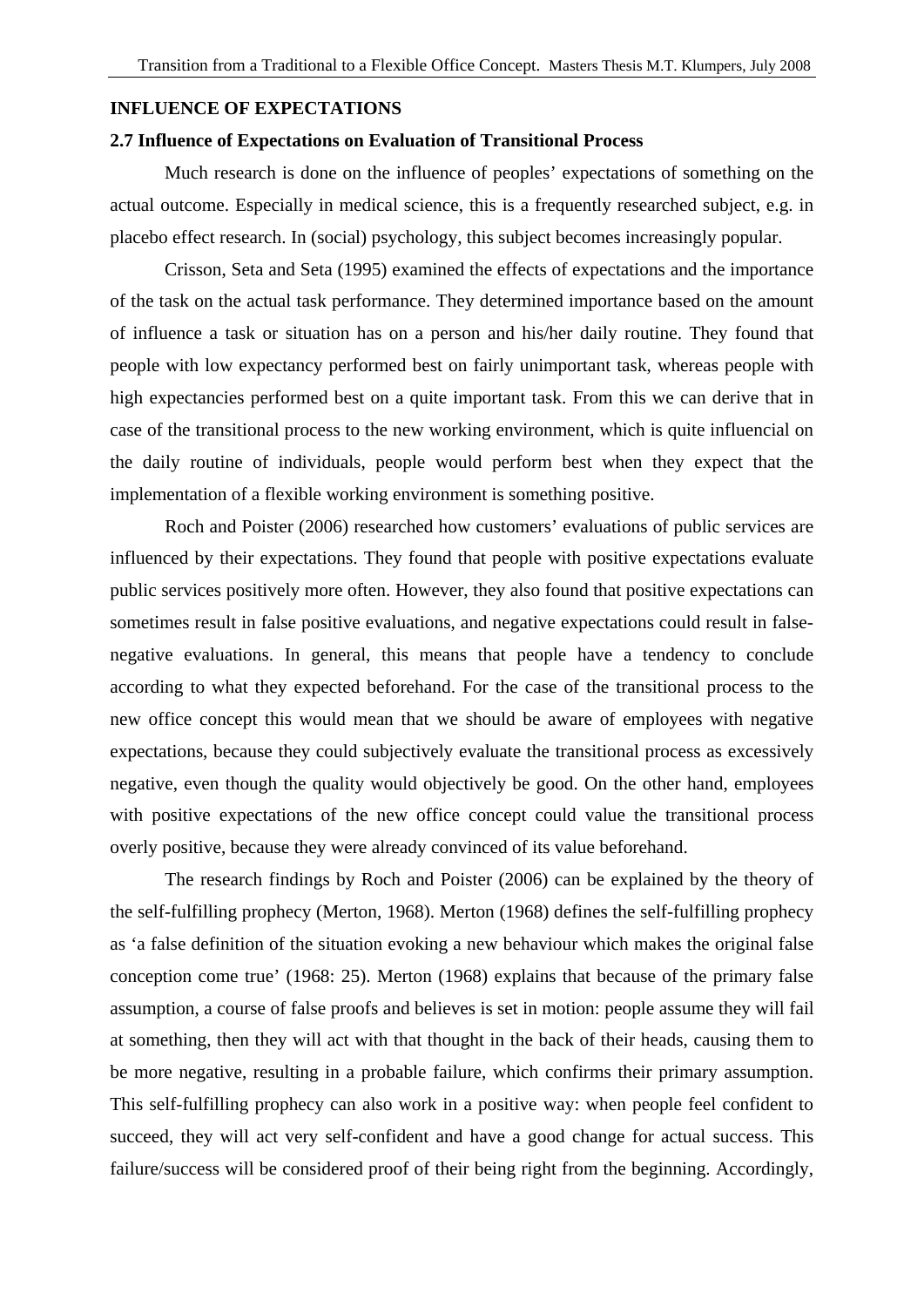## INFLUENCE OF EXPECTATIONS

### 2.7 Influence of Expectations on Evaluation of Transitional Process

Much research is done on the influence of peoples' expectations of something on the actual outcome. Especially in medical science, this is a frequently researched subject, e.g. in placebo effect research. In (social) psychology, this subject becomes increasingly popular.

Crisson, Seta and Seta (1995) examined the effects of expectations and the importance of the task on the actual task performance. They determined importance based on the amount of influence a task or situation has on a person and his/her daily routine. They found that people with low expectancy performed best on fairly unimportant task, whereas people with high expectancies performed best on a quite important task. From this we can derive that in case of the transitional process to the new working environment, which is quite influencial on the daily routine of individuals, people would perform best when they expect that the implementation of a flexible working environment is something positive.

Roch and Poister (2006) researched how customers' evaluations of public services are influenced by their expectations. They found that people with positive expectations evaluate public services positively more often. However, they also found that positive expectations can sometimes result in false positive evaluations, and negative expectations could result in false-negative evaluations. In general, this means that people have a tendency to conclude according to what they expected beforehand. For the case of the transitional process to the new office concept this would mean that we should be aware of employees with negative expectations, because they could subjectively evaluate the transitional process as excessively negative, even though the quality would objectively be good. On the other hand, employees with positive expectations of the new office concept could value the transitional process overly positive, because they were already convinced of its value beforehand.

The research findings by Roch and Poister (2006) can be explained by the theory of the self-fulfilling prophecy (Merton, 1968). Merton (1968) defines the self-fulfilling prophecy as 'a false definition of the situation evoking a new behaviour which makes the original false conception come true' (1968: 25). Merton (1968) explains that because of the primary false assumption, a course of false proofs and believes is set in motion: people assume they will fail at something, then they will act with that thought in the back of their heads, causing them to be more negative, resulting in a probable failure, which confirms their primary assumption. This self-fulfilling prophecy can also work in a positive way: when people feel confident to succeed, they will act very self-confident and have a good change for actual success. This failure/success will be considered proof of their being right from the beginning. Accordingly,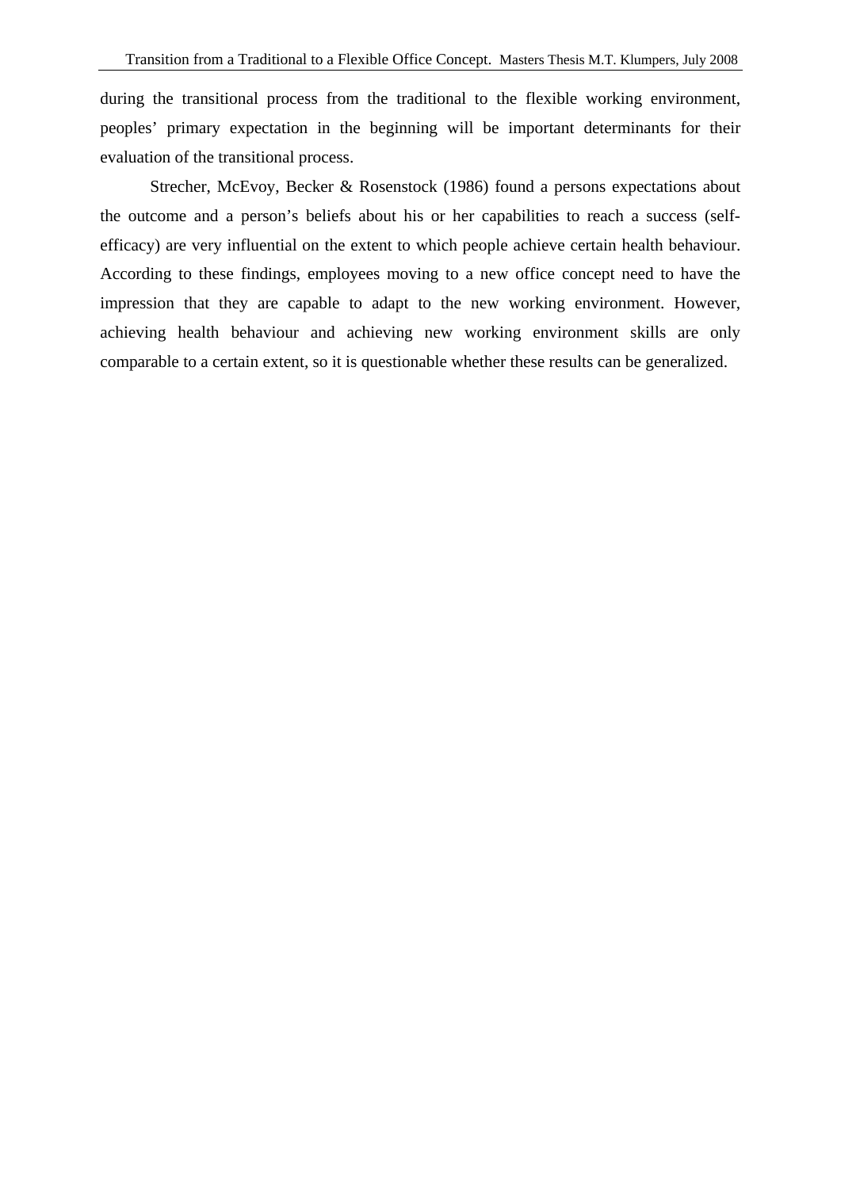during the transitional process from the traditional to the flexible working environment, peoples' primary expectation in the beginning will be important determinants for their evaluation of the transitional process.

Strecher, McEvoy, Becker & Rosenstock (1986) found a persons expectations about the outcome and a person's beliefs about his or her capabilities to reach a success (self-efficacy) are very influential on the extent to which people achieve certain health behaviour. According to these findings, employees moving to a new office concept need to have the impression that they are capable to adapt to the new working environment. However, achieving health behaviour and achieving new working environment skills are only comparable to a certain extent, so it is questionable whether these results can be generalized.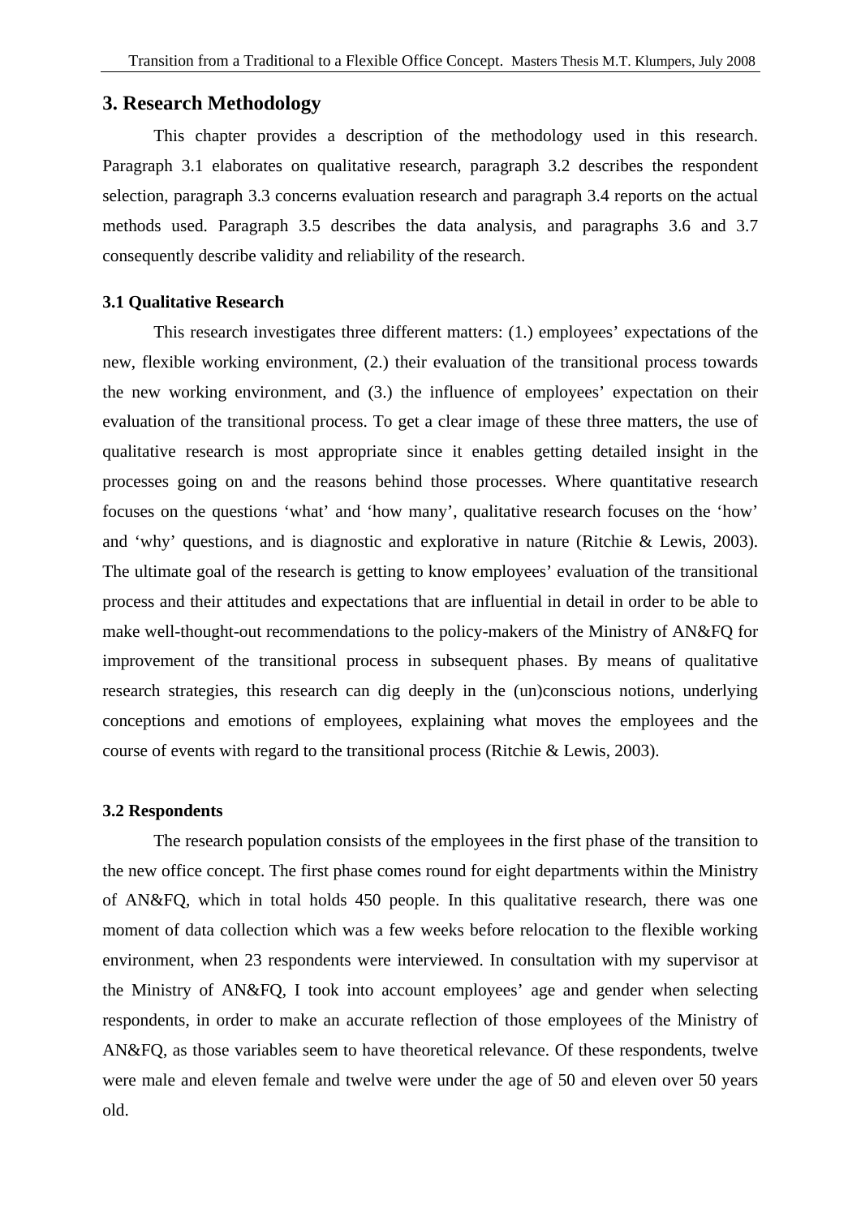## 3. Research Methodology

This chapter provides a description of the methodology used in this research. Paragraph 3.1 elaborates on qualitative research, paragraph 3.2 describes the respondent selection, paragraph 3.3 concerns evaluation research and paragraph 3.4 reports on the actual methods used. Paragraph 3.5 describes the data analysis, and paragraphs 3.6 and 3.7 consequently describe validity and reliability of the research.

### 3.1 Qualitative Research

This research investigates three different matters: (1.) employees' expectations of the new, flexible working environment, (2.) their evaluation of the transitional process towards the new working environment, and (3.) the influence of employees' expectation on their evaluation of the transitional process. To get a clear image of these three matters, the use of qualitative research is most appropriate since it enables getting detailed insight in the processes going on and the reasons behind those processes. Where quantitative research focuses on the questions 'what' and 'how many', qualitative research focuses on the 'how' and 'why' questions, and is diagnostic and explorative in nature (Ritchie & Lewis, 2003). The ultimate goal of the research is getting to know employees' evaluation of the transitional process and their attitudes and expectations that are influential in detail in order to be able to make well-thought-out recommendations to the policy-makers of the Ministry of AN&FQ for improvement of the transitional process in subsequent phases. By means of qualitative research strategies, this research can dig deeply in the (un)conscious notions, underlying conceptions and emotions of employees, explaining what moves the employees and the course of events with regard to the transitional process (Ritchie & Lewis, 2003).

### 3.2 Respondents

The research population consists of the employees in the first phase of the transition to the new office concept. The first phase comes round for eight departments within the Ministry of AN&FQ, which in total holds 450 people. In this qualitative research, there was one moment of data collection which was a few weeks before relocation to the flexible working environment, when 23 respondents were interviewed. In consultation with my supervisor at the Ministry of AN&FQ, I took into account employees' age and gender when selecting respondents, in order to make an accurate reflection of those employees of the Ministry of AN&FQ, as those variables seem to have theoretical relevance. Of these respondents, twelve were male and eleven female and twelve were under the age of 50 and eleven over 50 years old.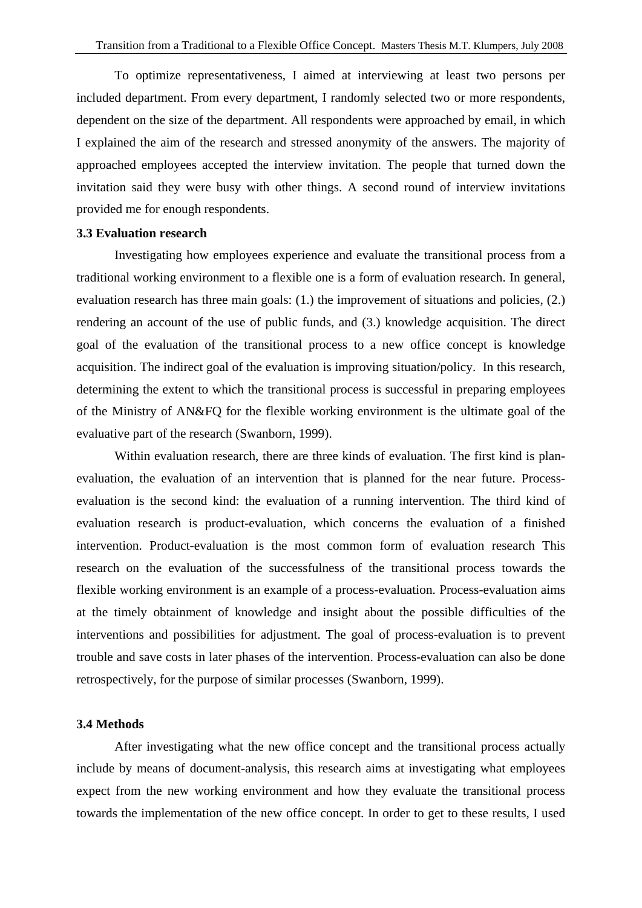To optimize representativeness, I aimed at interviewing at least two persons per included department. From every department, I randomly selected two or more respondents, dependent on the size of the department. All respondents were approached by email, in which I explained the aim of the research and stressed anonymity of the answers. The majority of approached employees accepted the interview invitation. The people that turned down the invitation said they were busy with other things. A second round of interview invitations provided me for enough respondents.

### 3.3 Evaluation research

Investigating how employees experience and evaluate the transitional process from a traditional working environment to a flexible one is a form of evaluation research. In general, evaluation research has three main goals: (1.) the improvement of situations and policies, (2.) rendering an account of the use of public funds, and (3.) knowledge acquisition. The direct goal of the evaluation of the transitional process to a new office concept is knowledge acquisition. The indirect goal of the evaluation is improving situation/policy. In this research, determining the extent to which the transitional process is successful in preparing employees of the Ministry of AN&FQ for the flexible working environment is the ultimate goal of the evaluative part of the research (Swanborn, 1999).

Within evaluation research, there are three kinds of evaluation. The first kind is plan-evaluation, the evaluation of an intervention that is planned for the near future. Process-evaluation is the second kind: the evaluation of a running intervention. The third kind of evaluation research is product-evaluation, which concerns the evaluation of a finished intervention. Product-evaluation is the most common form of evaluation research This research on the evaluation of the successfulness of the transitional process towards the flexible working environment is an example of a process-evaluation. Process-evaluation aims at the timely obtainment of knowledge and insight about the possible difficulties of the interventions and possibilities for adjustment. The goal of process-evaluation is to prevent trouble and save costs in later phases of the intervention. Process-evaluation can also be done retrospectively, for the purpose of similar processes (Swanborn, 1999).

### 3.4 Methods

After investigating what the new office concept and the transitional process actually include by means of document-analysis, this research aims at investigating what employees expect from the new working environment and how they evaluate the transitional process towards the implementation of the new office concept. In order to get to these results, I used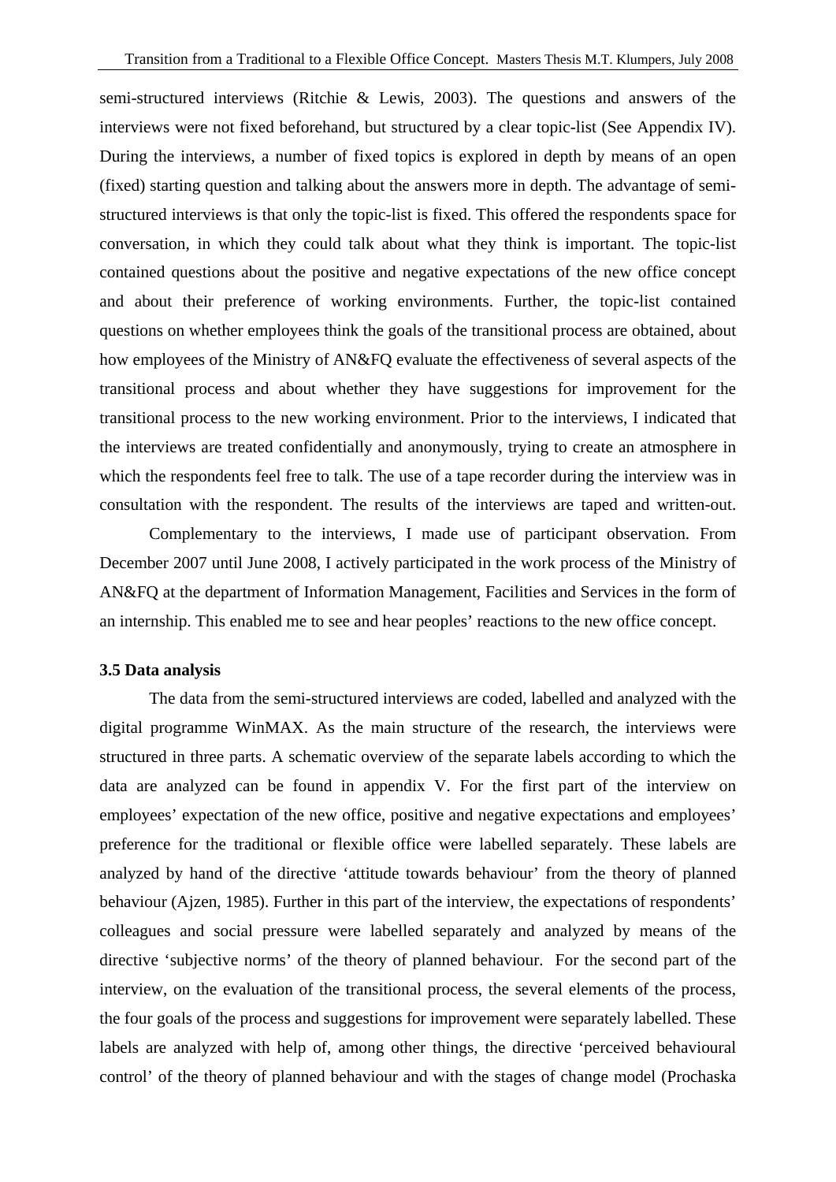semi-structured interviews (Ritchie & Lewis, 2003). The questions and answers of the interviews were not fixed beforehand, but structured by a clear topic-list (See Appendix IV). During the interviews, a number of fixed topics is explored in depth by means of an open (fixed) starting question and talking about the answers more in depth. The advantage of semi-structured interviews is that only the topic-list is fixed. This offered the respondents space for conversation, in which they could talk about what they think is important. The topic-list contained questions about the positive and negative expectations of the new office concept and about their preference of working environments. Further, the topic-list contained questions on whether employees think the goals of the transitional process are obtained, about how employees of the Ministry of AN&FQ evaluate the effectiveness of several aspects of the transitional process and about whether they have suggestions for improvement for the transitional process to the new working environment. Prior to the interviews, I indicated that the interviews are treated confidentially and anonymously, trying to create an atmosphere in which the respondents feel free to talk. The use of a tape recorder during the interview was in consultation with the respondent. The results of the interviews are taped and written-out.

Complementary to the interviews, I made use of participant observation. From December 2007 until June 2008, I actively participated in the work process of the Ministry of AN&FQ at the department of Information Management, Facilities and Services in the form of an internship. This enabled me to see and hear peoples' reactions to the new office concept.

**3.5 Data analysis**

The data from the semi-structured interviews are coded, labelled and analyzed with the digital programme WinMAX. As the main structure of the research, the interviews were structured in three parts. A schematic overview of the separate labels according to which the data are analyzed can be found in appendix V. For the first part of the interview on employees' expectation of the new office, positive and negative expectations and employees' preference for the traditional or flexible office were labelled separately. These labels are analyzed by hand of the directive 'attitude towards behaviour' from the theory of planned behaviour (Ajzen, 1985). Further in this part of the interview, the expectations of respondents' colleagues and social pressure were labelled separately and analyzed by means of the directive 'subjective norms' of the theory of planned behaviour. For the second part of the interview, on the evaluation of the transitional process, the several elements of the process, the four goals of the process and suggestions for improvement were separately labelled. These labels are analyzed with help of, among other things, the directive 'perceived behavioural control' of the theory of planned behaviour and with the stages of change model (Prochaska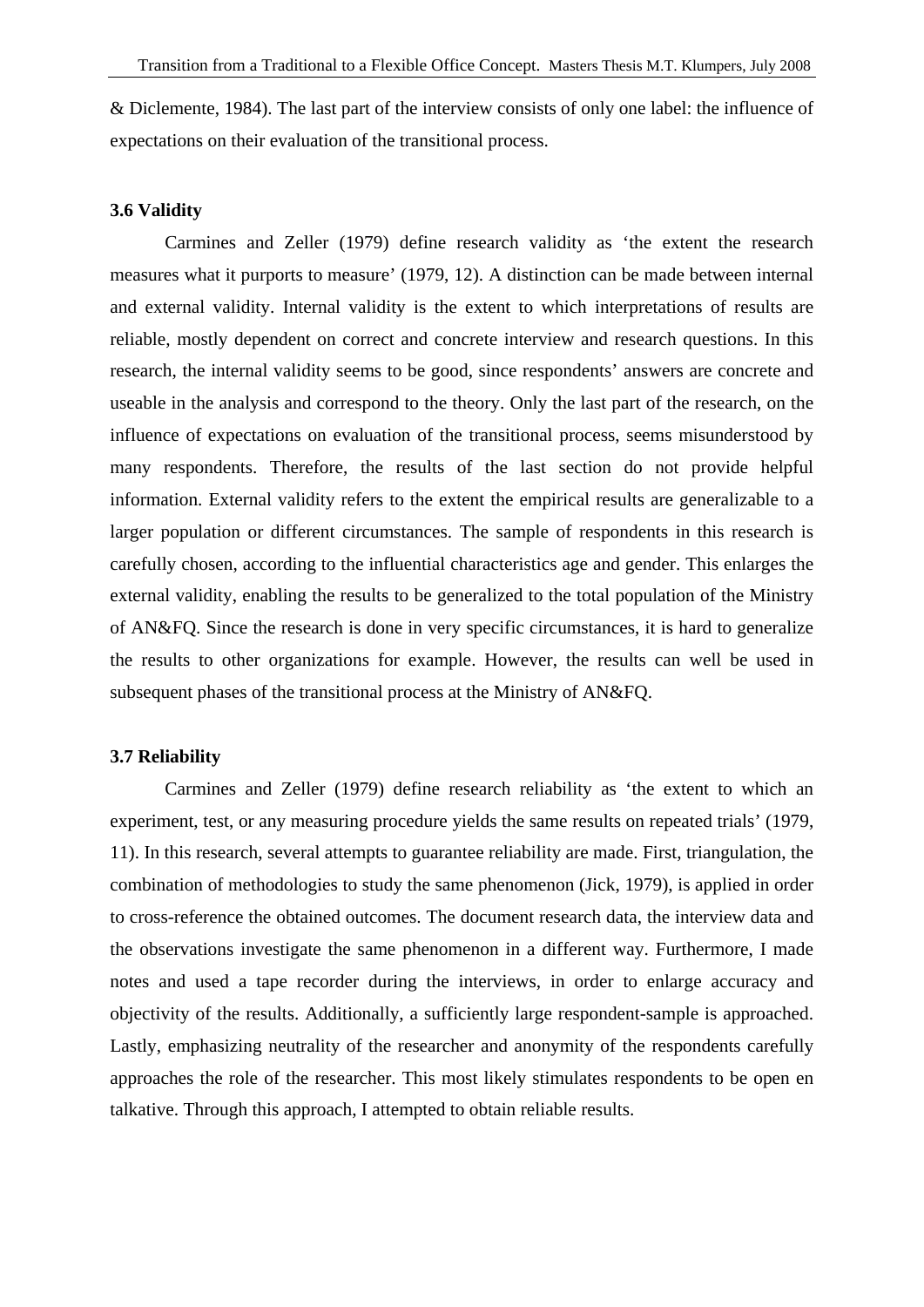& Diclemente, 1984). The last part of the interview consists of only one label: the influence of expectations on their evaluation of the transitional process.

### 3.6 Validity

Carmines and Zeller (1979) define research validity as 'the extent the research measures what it purports to measure' (1979, 12). A distinction can be made between internal and external validity. Internal validity is the extent to which interpretations of results are reliable, mostly dependent on correct and concrete interview and research questions. In this research, the internal validity seems to be good, since respondents' answers are concrete and useable in the analysis and correspond to the theory. Only the last part of the research, on the influence of expectations on evaluation of the transitional process, seems misunderstood by many respondents. Therefore, the results of the last section do not provide helpful information. External validity refers to the extent the empirical results are generalizable to a larger population or different circumstances. The sample of respondents in this research is carefully chosen, according to the influential characteristics age and gender. This enlarges the external validity, enabling the results to be generalized to the total population of the Ministry of AN&FQ. Since the research is done in very specific circumstances, it is hard to generalize the results to other organizations for example. However, the results can well be used in subsequent phases of the transitional process at the Ministry of AN&FQ.

### 3.7 Reliability

Carmines and Zeller (1979) define research reliability as 'the extent to which an experiment, test, or any measuring procedure yields the same results on repeated trials' (1979, 11). In this research, several attempts to guarantee reliability are made. First, triangulation, the combination of methodologies to study the same phenomenon (Jick, 1979), is applied in order to cross-reference the obtained outcomes. The document research data, the interview data and the observations investigate the same phenomenon in a different way. Furthermore, I made notes and used a tape recorder during the interviews, in order to enlarge accuracy and objectivity of the results. Additionally, a sufficiently large respondent-sample is approached. Lastly, emphasizing neutrality of the researcher and anonymity of the respondents carefully approaches the role of the researcher. This most likely stimulates respondents to be open en talkative. Through this approach, I attempted to obtain reliable results.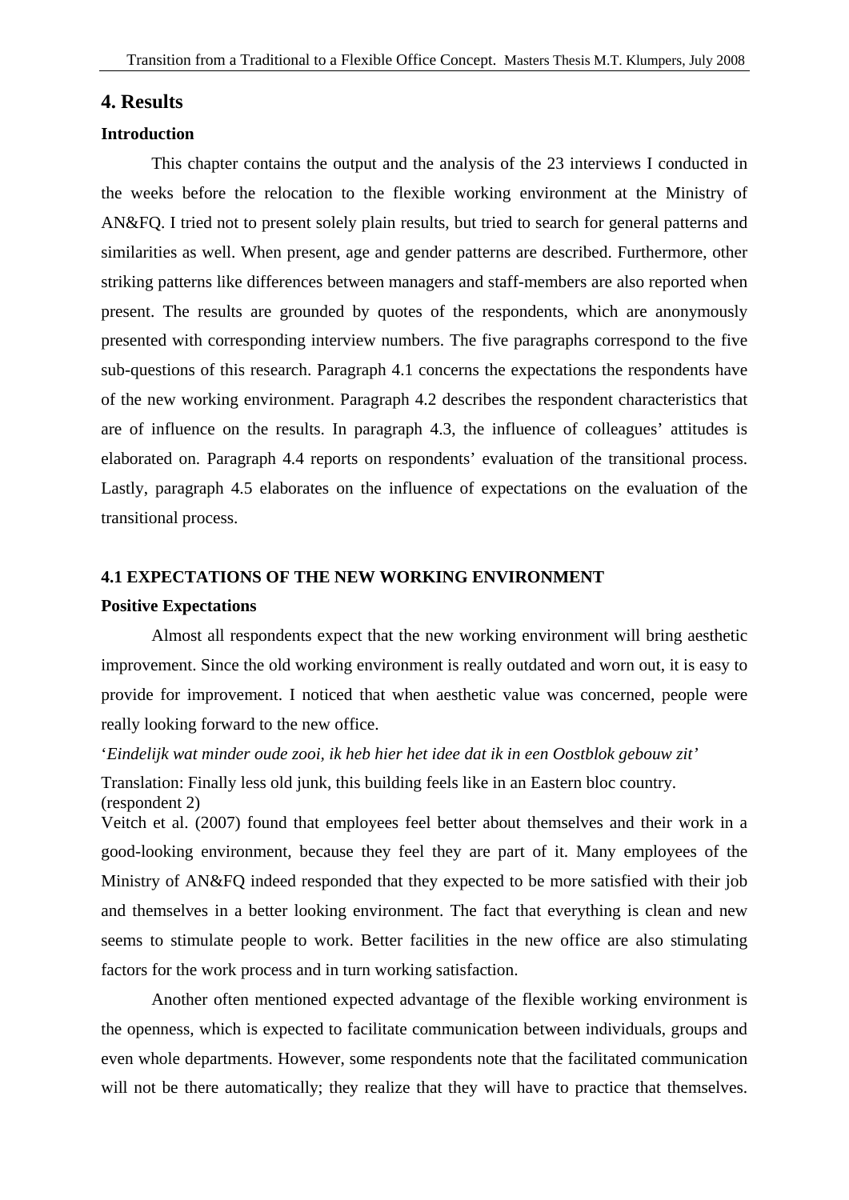# 4. Results

## Introduction

This chapter contains the output and the analysis of the 23 interviews I conducted in the weeks before the relocation to the flexible working environment at the Ministry of AN&FQ. I tried not to present solely plain results, but tried to search for general patterns and similarities as well. When present, age and gender patterns are described. Furthermore, other striking patterns like differences between managers and staff-members are also reported when present. The results are grounded by quotes of the respondents, which are anonymously presented with corresponding interview numbers. The five paragraphs correspond to the five sub-questions of this research. Paragraph 4.1 concerns the expectations the respondents have of the new working environment. Paragraph 4.2 describes the respondent characteristics that are of influence on the results. In paragraph 4.3, the influence of colleagues' attitudes is elaborated on. Paragraph 4.4 reports on respondents' evaluation of the transitional process. Lastly, paragraph 4.5 elaborates on the influence of expectations on the evaluation of the transitional process.

## 4.1 EXPECTATIONS OF THE NEW WORKING ENVIRONMENT

### Positive Expectations

Almost all respondents expect that the new working environment will bring aesthetic improvement. Since the old working environment is really outdated and worn out, it is easy to provide for improvement. I noticed that when aesthetic value was concerned, people were really looking forward to the new office.

'*Eindelijk wat minder oude zooi, ik heb hier het idee dat ik in een Oostblok gebouw zit'*

Translation: Finally less old junk, this building feels like in an Eastern bloc country. (respondent 2)

Veitch et al. (2007) found that employees feel better about themselves and their work in a good-looking environment, because they feel they are part of it. Many employees of the Ministry of AN&FQ indeed responded that they expected to be more satisfied with their job and themselves in a better looking environment. The fact that everything is clean and new seems to stimulate people to work. Better facilities in the new office are also stimulating factors for the work process and in turn working satisfaction.

Another often mentioned expected advantage of the flexible working environment is the openness, which is expected to facilitate communication between individuals, groups and even whole departments. However, some respondents note that the facilitated communication will not be there automatically; they realize that they will have to practice that themselves.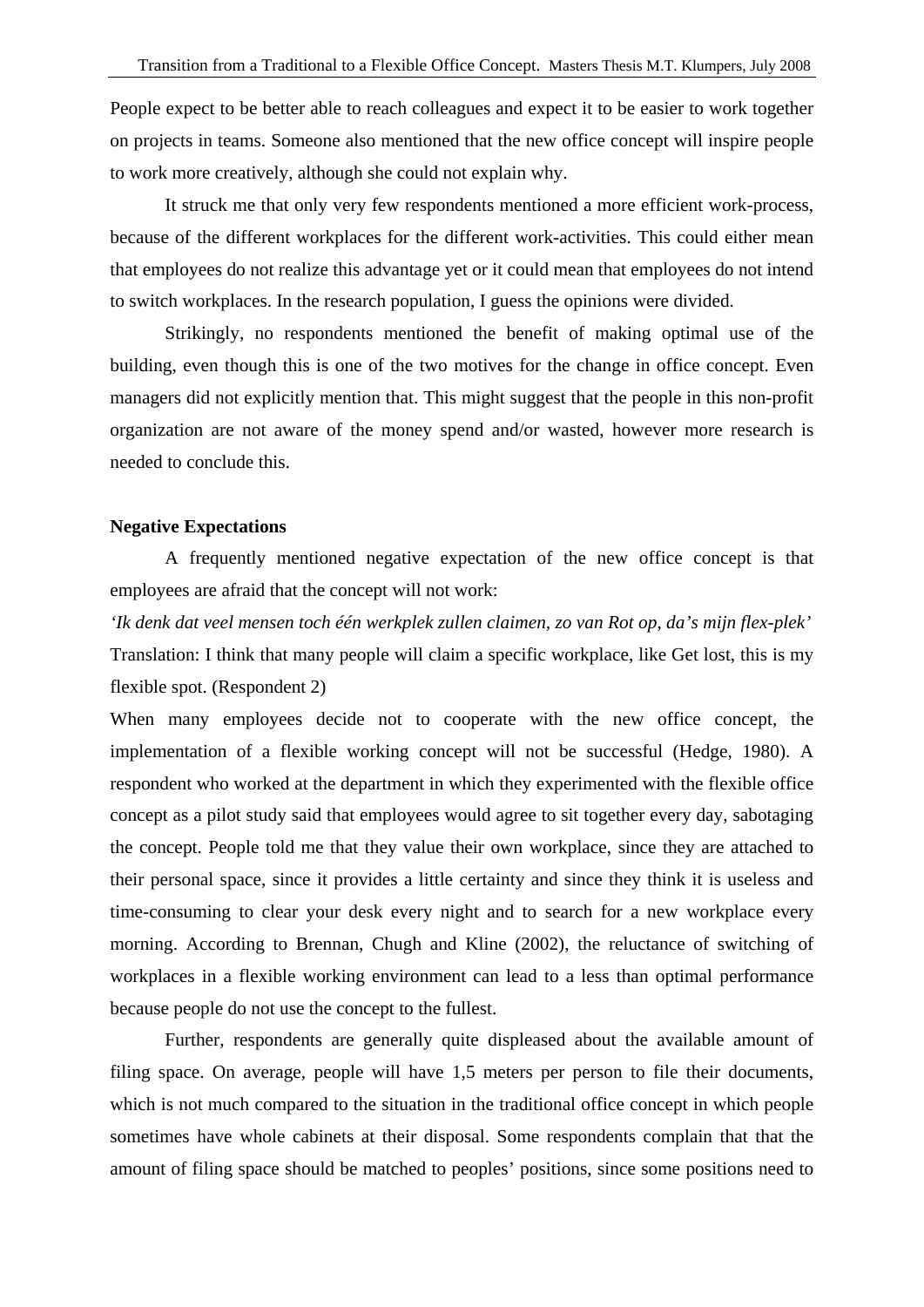People expect to be better able to reach colleagues and expect it to be easier to work together on projects in teams. Someone also mentioned that the new office concept will inspire people to work more creatively, although she could not explain why.

It struck me that only very few respondents mentioned a more efficient work-process, because of the different workplaces for the different work-activities. This could either mean that employees do not realize this advantage yet or it could mean that employees do not intend to switch workplaces. In the research population, I guess the opinions were divided.

Strikingly, no respondents mentioned the benefit of making optimal use of the building, even though this is one of the two motives for the change in office concept. Even managers did not explicitly mention that. This might suggest that the people in this non-profit organization are not aware of the money spend and/or wasted, however more research is needed to conclude this.

**Negative Expectations**

A frequently mentioned negative expectation of the new office concept is that employees are afraid that the concept will not work:

*'Ik denk dat veel mensen toch één werkplek zullen claimen, zo van Rot op, da's mijn flex-plek'*
Translation: I think that many people will claim a specific workplace, like Get lost, this is my flexible spot. (Respondent 2)

When many employees decide not to cooperate with the new office concept, the implementation of a flexible working concept will not be successful (Hedge, 1980). A respondent who worked at the department in which they experimented with the flexible office concept as a pilot study said that employees would agree to sit together every day, sabotaging the concept. People told me that they value their own workplace, since they are attached to their personal space, since it provides a little certainty and since they think it is useless and time-consuming to clear your desk every night and to search for a new workplace every morning. According to Brennan, Chugh and Kline (2002), the reluctance of switching of workplaces in a flexible working environment can lead to a less than optimal performance because people do not use the concept to the fullest.

Further, respondents are generally quite displeased about the available amount of filing space. On average, people will have 1,5 meters per person to file their documents, which is not much compared to the situation in the traditional office concept in which people sometimes have whole cabinets at their disposal. Some respondents complain that that the amount of filing space should be matched to peoples' positions, since some positions need to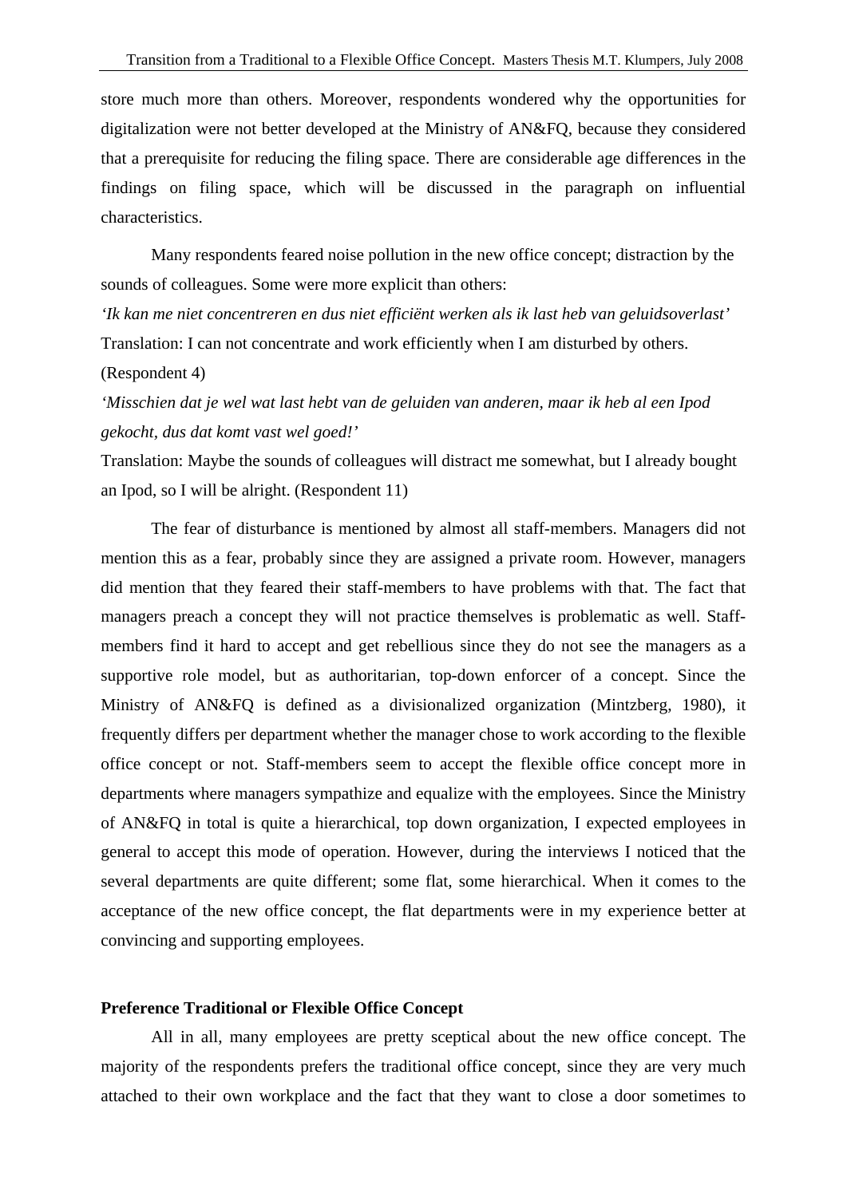store much more than others. Moreover, respondents wondered why the opportunities for digitalization were not better developed at the Ministry of AN&FQ, because they considered that a prerequisite for reducing the filing space. There are considerable age differences in the findings on filing space, which will be discussed in the paragraph on influential characteristics.

Many respondents feared noise pollution in the new office concept; distraction by the sounds of colleagues. Some were more explicit than others:

*'Ik kan me niet concentreren en dus niet efficiënt werken als ik last heb van geluidsoverlast'*
Translation: I can not concentrate and work efficiently when I am disturbed by others. (Respondent 4)

*'Misschien dat je wel wat last hebt van de geluiden van anderen, maar ik heb al een Ipod gekocht, dus dat komt vast wel goed!'*
Translation: Maybe the sounds of colleagues will distract me somewhat, but I already bought an Ipod, so I will be alright. (Respondent 11)

The fear of disturbance is mentioned by almost all staff-members. Managers did not mention this as a fear, probably since they are assigned a private room. However, managers did mention that they feared their staff-members to have problems with that. The fact that managers preach a concept they will not practice themselves is problematic as well. Staff-members find it hard to accept and get rebellious since they do not see the managers as a supportive role model, but as authoritarian, top-down enforcer of a concept. Since the Ministry of AN&FQ is defined as a divisionalized organization (Mintzberg, 1980), it frequently differs per department whether the manager chose to work according to the flexible office concept or not. Staff-members seem to accept the flexible office concept more in departments where managers sympathize and equalize with the employees. Since the Ministry of AN&FQ in total is quite a hierarchical, top down organization, I expected employees in general to accept this mode of operation. However, during the interviews I noticed that the several departments are quite different; some flat, some hierarchical. When it comes to the acceptance of the new office concept, the flat departments were in my experience better at convincing and supporting employees.

**Preference Traditional or Flexible Office Concept**

All in all, many employees are pretty sceptical about the new office concept. The majority of the respondents prefers the traditional office concept, since they are very much attached to their own workplace and the fact that they want to close a door sometimes to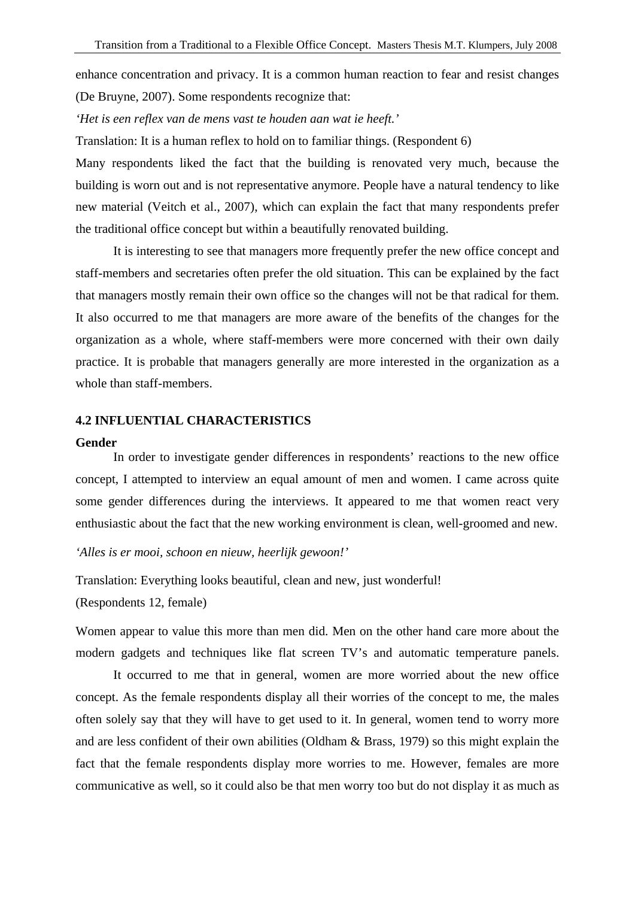enhance concentration and privacy. It is a common human reaction to fear and resist changes (De Bruyne, 2007). Some respondents recognize that:

*'Het is een reflex van de mens vast te houden aan wat ie heeft.'*

Translation: It is a human reflex to hold on to familiar things. (Respondent 6)

Many respondents liked the fact that the building is renovated very much, because the building is worn out and is not representative anymore. People have a natural tendency to like new material (Veitch et al., 2007), which can explain the fact that many respondents prefer the traditional office concept but within a beautifully renovated building.

It is interesting to see that managers more frequently prefer the new office concept and staff-members and secretaries often prefer the old situation. This can be explained by the fact that managers mostly remain their own office so the changes will not be that radical for them. It also occurred to me that managers are more aware of the benefits of the changes for the organization as a whole, where staff-members were more concerned with their own daily practice. It is probable that managers generally are more interested in the organization as a whole than staff-members.

## 4.2 INFLUENTIAL CHARACTERISTICS

**Gender**

In order to investigate gender differences in respondents' reactions to the new office concept, I attempted to interview an equal amount of men and women. I came across quite some gender differences during the interviews. It appeared to me that women react very enthusiastic about the fact that the new working environment is clean, well-groomed and new.

*'Alles is er mooi, schoon en nieuw, heerlijk gewoon!'*

Translation: Everything looks beautiful, clean and new, just wonderful!
(Respondents 12, female)

Women appear to value this more than men did. Men on the other hand care more about the modern gadgets and techniques like flat screen TV's and automatic temperature panels.

It occurred to me that in general, women are more worried about the new office concept. As the female respondents display all their worries of the concept to me, the males often solely say that they will have to get used to it. In general, women tend to worry more and are less confident of their own abilities (Oldham & Brass, 1979) so this might explain the fact that the female respondents display more worries to me. However, females are more communicative as well, so it could also be that men worry too but do not display it as much as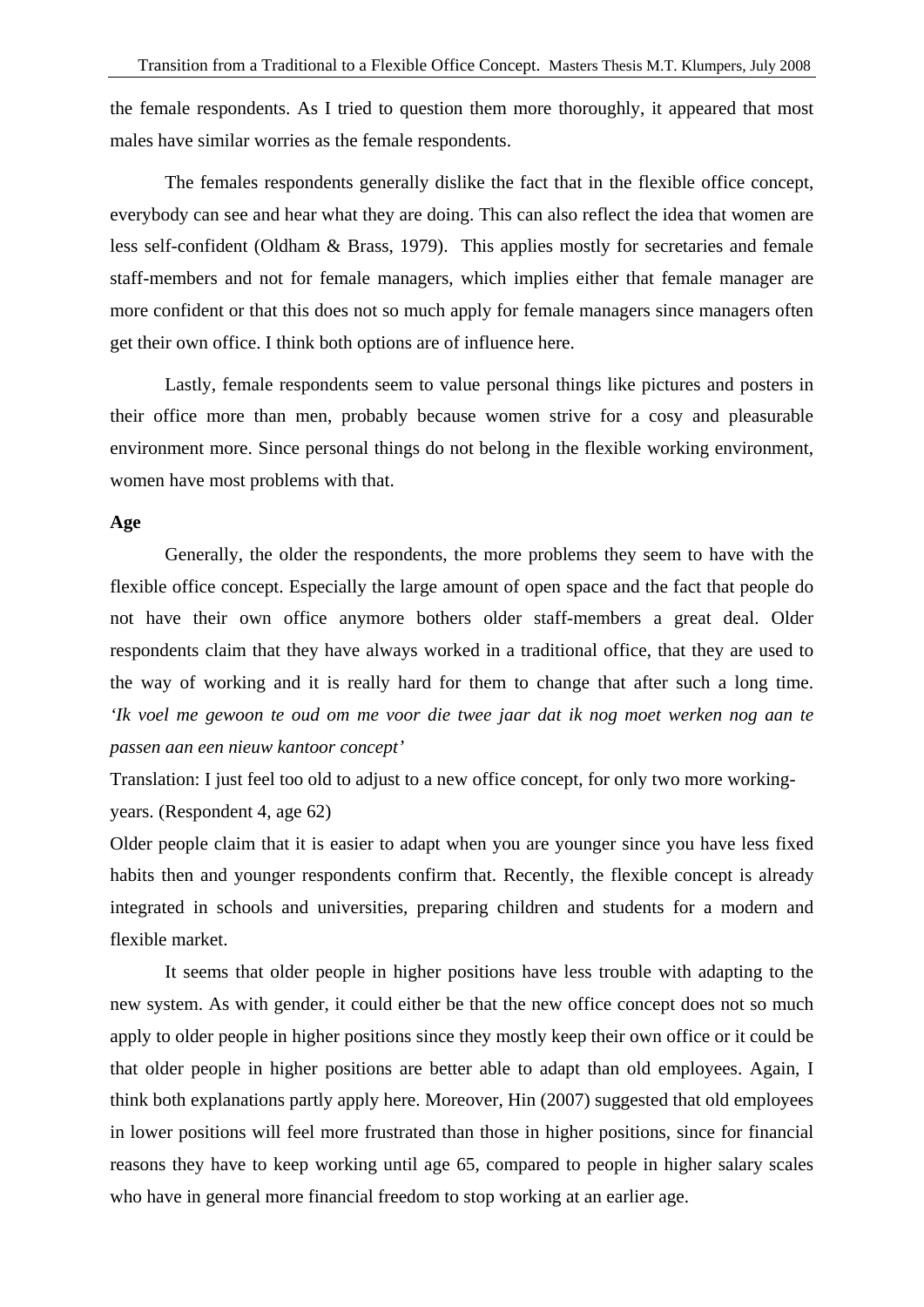the female respondents. As I tried to question them more thoroughly, it appeared that most males have similar worries as the female respondents.

The females respondents generally dislike the fact that in the flexible office concept, everybody can see and hear what they are doing. This can also reflect the idea that women are less self-confident (Oldham & Brass, 1979). This applies mostly for secretaries and female staff-members and not for female managers, which implies either that female manager are more confident or that this does not so much apply for female managers since managers often get their own office. I think both options are of influence here.

Lastly, female respondents seem to value personal things like pictures and posters in their office more than men, probably because women strive for a cosy and pleasurable environment more. Since personal things do not belong in the flexible working environment, women have most problems with that.

**Age**

Generally, the older the respondents, the more problems they seem to have with the flexible office concept. Especially the large amount of open space and the fact that people do not have their own office anymore bothers older staff-members a great deal. Older respondents claim that they have always worked in a traditional office, that they are used to the way of working and it is really hard for them to change that after such a long time. *'Ik voel me gewoon te oud om me voor die twee jaar dat ik nog moet werken nog aan te passen aan een nieuw kantoor concept'*

Translation: I just feel too old to adjust to a new office concept, for only two more working-years. (Respondent 4, age 62)

Older people claim that it is easier to adapt when you are younger since you have less fixed habits then and younger respondents confirm that. Recently, the flexible concept is already integrated in schools and universities, preparing children and students for a modern and flexible market.

It seems that older people in higher positions have less trouble with adapting to the new system. As with gender, it could either be that the new office concept does not so much apply to older people in higher positions since they mostly keep their own office or it could be that older people in higher positions are better able to adapt than old employees. Again, I think both explanations partly apply here. Moreover, Hin (2007) suggested that old employees in lower positions will feel more frustrated than those in higher positions, since for financial reasons they have to keep working until age 65, compared to people in higher salary scales who have in general more financial freedom to stop working at an earlier age.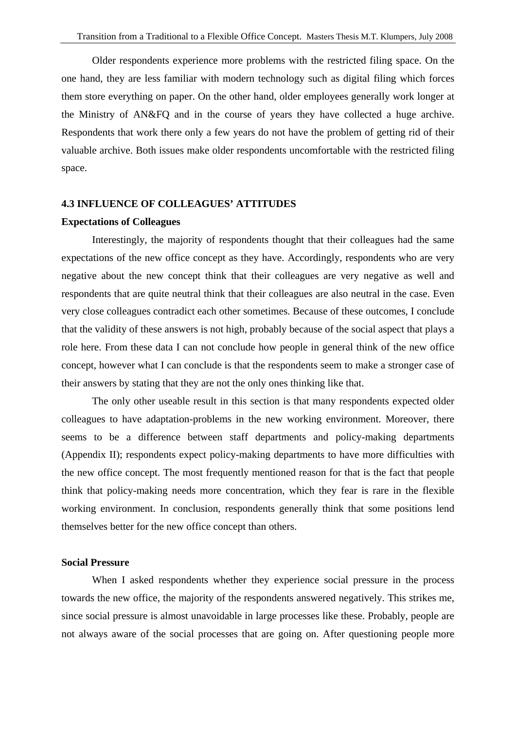Older respondents experience more problems with the restricted filing space. On the one hand, they are less familiar with modern technology such as digital filing which forces them store everything on paper. On the other hand, older employees generally work longer at the Ministry of AN&FQ and in the course of years they have collected a huge archive. Respondents that work there only a few years do not have the problem of getting rid of their valuable archive. Both issues make older respondents uncomfortable with the restricted filing space.

## 4.3 INFLUENCE OF COLLEAGUES' ATTITUDES

### Expectations of Colleagues

Interestingly, the majority of respondents thought that their colleagues had the same expectations of the new office concept as they have. Accordingly, respondents who are very negative about the new concept think that their colleagues are very negative as well and respondents that are quite neutral think that their colleagues are also neutral in the case. Even very close colleagues contradict each other sometimes. Because of these outcomes, I conclude that the validity of these answers is not high, probably because of the social aspect that plays a role here. From these data I can not conclude how people in general think of the new office concept, however what I can conclude is that the respondents seem to make a stronger case of their answers by stating that they are not the only ones thinking like that.

The only other useable result in this section is that many respondents expected older colleagues to have adaptation-problems in the new working environment. Moreover, there seems to be a difference between staff departments and policy-making departments (Appendix II); respondents expect policy-making departments to have more difficulties with the new office concept. The most frequently mentioned reason for that is the fact that people think that policy-making needs more concentration, which they fear is rare in the flexible working environment. In conclusion, respondents generally think that some positions lend themselves better for the new office concept than others.

### Social Pressure

When I asked respondents whether they experience social pressure in the process towards the new office, the majority of the respondents answered negatively. This strikes me, since social pressure is almost unavoidable in large processes like these. Probably, people are not always aware of the social processes that are going on. After questioning people more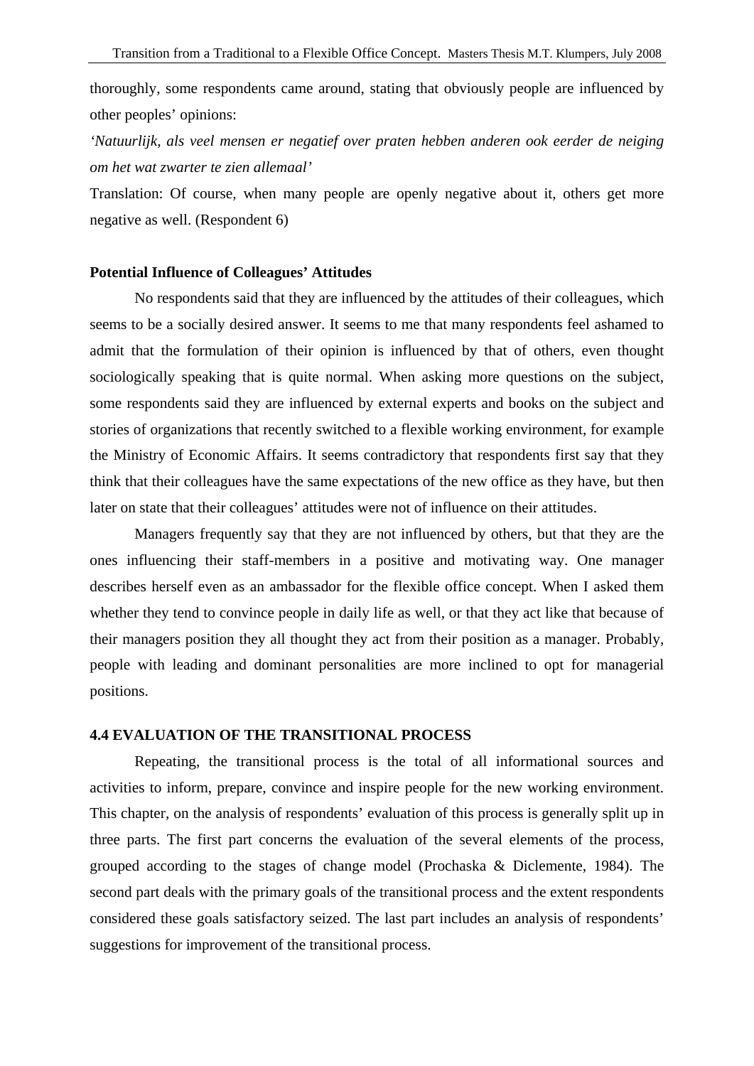thoroughly, some respondents came around, stating that obviously people are influenced by other peoples' opinions:

*'Natuurlijk, als veel mensen er negatief over praten hebben anderen ook eerder de neiging om het wat zwarter te zien allemaal'*

Translation: Of course, when many people are openly negative about it, others get more negative as well. (Respondent 6)

**Potential Influence of Colleagues' Attitudes**

No respondents said that they are influenced by the attitudes of their colleagues, which seems to be a socially desired answer. It seems to me that many respondents feel ashamed to admit that the formulation of their opinion is influenced by that of others, even thought sociologically speaking that is quite normal. When asking more questions on the subject, some respondents said they are influenced by external experts and books on the subject and stories of organizations that recently switched to a flexible working environment, for example the Ministry of Economic Affairs. It seems contradictory that respondents first say that they think that their colleagues have the same expectations of the new office as they have, but then later on state that their colleagues' attitudes were not of influence on their attitudes.

Managers frequently say that they are not influenced by others, but that they are the ones influencing their staff-members in a positive and motivating way. One manager describes herself even as an ambassador for the flexible office concept. When I asked them whether they tend to convince people in daily life as well, or that they act like that because of their managers position they all thought they act from their position as a manager. Probably, people with leading and dominant personalities are more inclined to opt for managerial positions.

## 4.4 EVALUATION OF THE TRANSITIONAL PROCESS

Repeating, the transitional process is the total of all informational sources and activities to inform, prepare, convince and inspire people for the new working environment. This chapter, on the analysis of respondents' evaluation of this process is generally split up in three parts. The first part concerns the evaluation of the several elements of the process, grouped according to the stages of change model (Prochaska & Diclemente, 1984). The second part deals with the primary goals of the transitional process and the extent respondents considered these goals satisfactory seized. The last part includes an analysis of respondents' suggestions for improvement of the transitional process.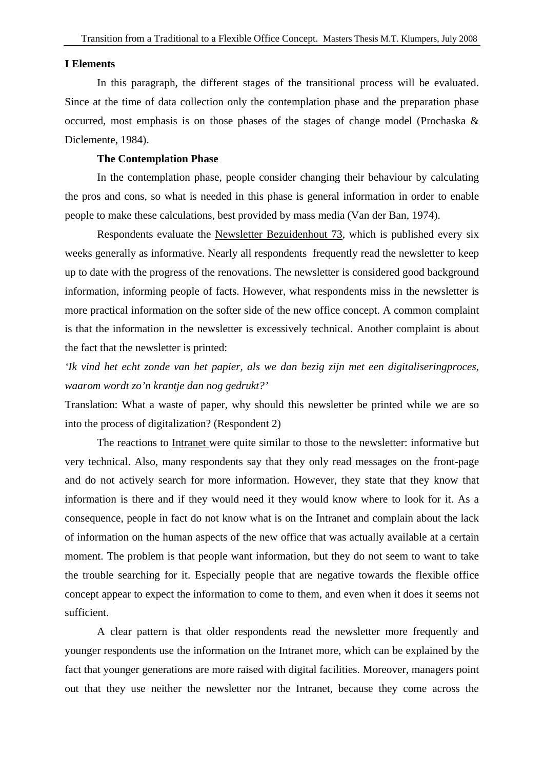**I Elements**

In this paragraph, the different stages of the transitional process will be evaluated. Since at the time of data collection only the contemplation phase and the preparation phase occurred, most emphasis is on those phases of the stages of change model (Prochaska & Diclemente, 1984).

**The Contemplation Phase**

In the contemplation phase, people consider changing their behaviour by calculating the pros and cons, so what is needed in this phase is general information in order to enable people to make these calculations, best provided by mass media (Van der Ban, 1974).

Respondents evaluate the Newsletter Bezuidenhout 73, which is published every six weeks generally as informative. Nearly all respondents frequently read the newsletter to keep up to date with the progress of the renovations. The newsletter is considered good background information, informing people of facts. However, what respondents miss in the newsletter is more practical information on the softer side of the new office concept. A common complaint is that the information in the newsletter is excessively technical. Another complaint is about the fact that the newsletter is printed:

*'Ik vind het echt zonde van het papier, als we dan bezig zijn met een digitaliseringproces, waarom wordt zo'n krantje dan nog gedrukt?'*

Translation: What a waste of paper, why should this newsletter be printed while we are so into the process of digitalization? (Respondent 2)

The reactions to Intranet were quite similar to those to the newsletter: informative but very technical. Also, many respondents say that they only read messages on the front-page and do not actively search for more information. However, they state that they know that information is there and if they would need it they would know where to look for it. As a consequence, people in fact do not know what is on the Intranet and complain about the lack of information on the human aspects of the new office that was actually available at a certain moment. The problem is that people want information, but they do not seem to want to take the trouble searching for it. Especially people that are negative towards the flexible office concept appear to expect the information to come to them, and even when it does it seems not sufficient.

A clear pattern is that older respondents read the newsletter more frequently and younger respondents use the information on the Intranet more, which can be explained by the fact that younger generations are more raised with digital facilities. Moreover, managers point out that they use neither the newsletter nor the Intranet, because they come across the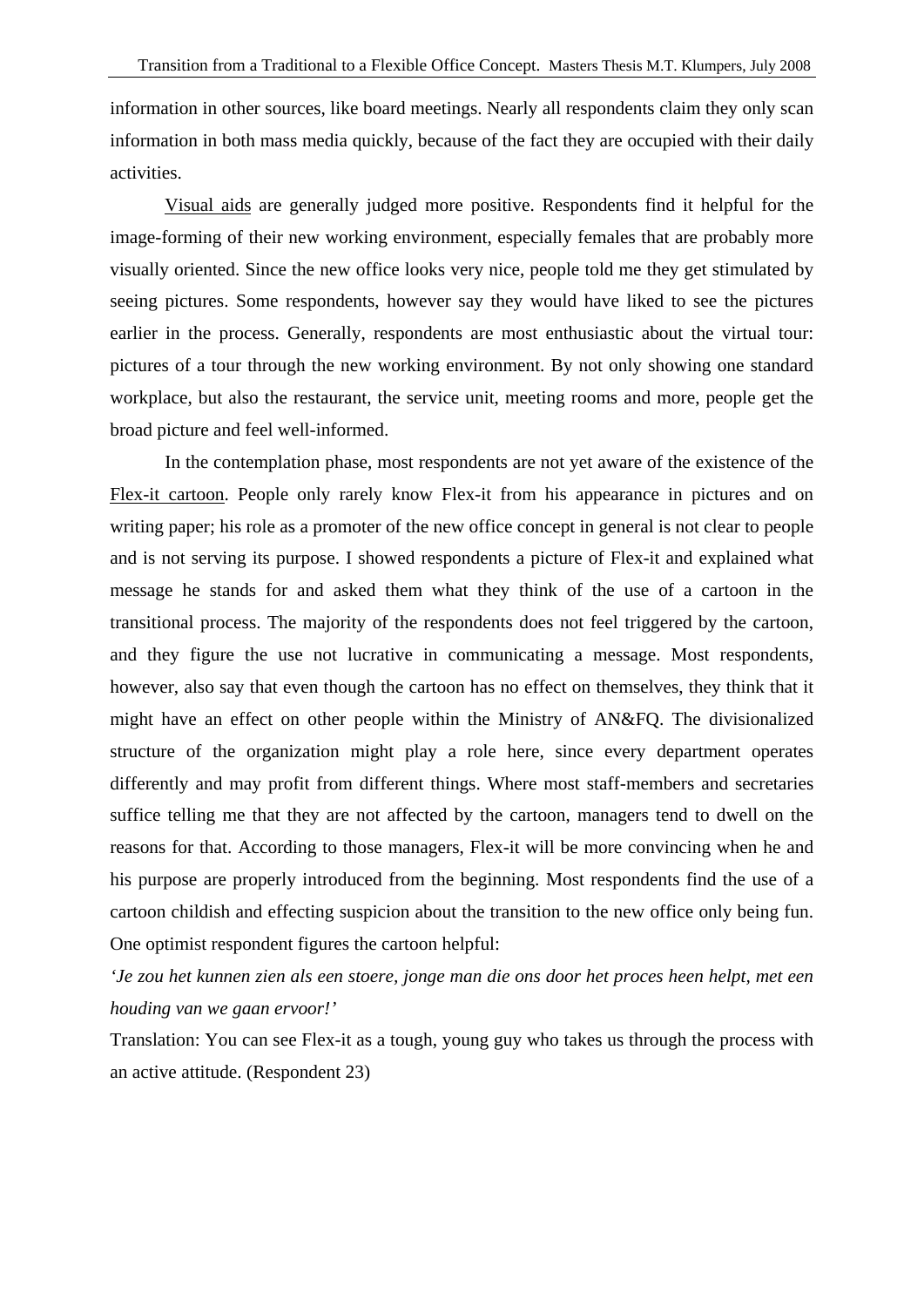information in other sources, like board meetings. Nearly all respondents claim they only scan information in both mass media quickly, because of the fact they are occupied with their daily activities.

Visual aids are generally judged more positive. Respondents find it helpful for the image-forming of their new working environment, especially females that are probably more visually oriented. Since the new office looks very nice, people told me they get stimulated by seeing pictures. Some respondents, however say they would have liked to see the pictures earlier in the process. Generally, respondents are most enthusiastic about the virtual tour: pictures of a tour through the new working environment. By not only showing one standard workplace, but also the restaurant, the service unit, meeting rooms and more, people get the broad picture and feel well-informed.

In the contemplation phase, most respondents are not yet aware of the existence of the Flex-it cartoon. People only rarely know Flex-it from his appearance in pictures and on writing paper; his role as a promoter of the new office concept in general is not clear to people and is not serving its purpose. I showed respondents a picture of Flex-it and explained what message he stands for and asked them what they think of the use of a cartoon in the transitional process. The majority of the respondents does not feel triggered by the cartoon, and they figure the use not lucrative in communicating a message. Most respondents, however, also say that even though the cartoon has no effect on themselves, they think that it might have an effect on other people within the Ministry of AN&FQ. The divisionalized structure of the organization might play a role here, since every department operates differently and may profit from different things. Where most staff-members and secretaries suffice telling me that they are not affected by the cartoon, managers tend to dwell on the reasons for that. According to those managers, Flex-it will be more convincing when he and his purpose are properly introduced from the beginning. Most respondents find the use of a cartoon childish and effecting suspicion about the transition to the new office only being fun. One optimist respondent figures the cartoon helpful:

*'Je zou het kunnen zien als een stoere, jonge man die ons door het proces heen helpt, met een houding van we gaan ervoor!'*

Translation: You can see Flex-it as a tough, young guy who takes us through the process with an active attitude. (Respondent 23)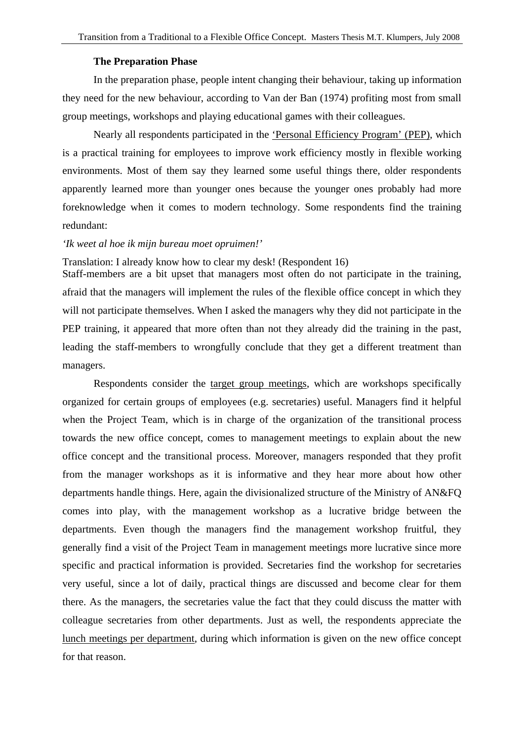### The Preparation Phase

In the preparation phase, people intent changing their behaviour, taking up information they need for the new behaviour, according to Van der Ban (1974) profiting most from small group meetings, workshops and playing educational games with their colleagues.

Nearly all respondents participated in the <u>'Personal Efficiency Program' (PEP)</u>, which is a practical training for employees to improve work efficiency mostly in flexible working environments. Most of them say they learned some useful things there, older respondents apparently learned more than younger ones because the younger ones probably had more foreknowledge when it comes to modern technology. Some respondents find the training redundant:

*'Ik weet al hoe ik mijn bureau moet opruimen!'*

Translation: I already know how to clear my desk! (Respondent 16)

Staff-members are a bit upset that managers most often do not participate in the training, afraid that the managers will implement the rules of the flexible office concept in which they will not participate themselves. When I asked the managers why they did not participate in the PEP training, it appeared that more often than not they already did the training in the past, leading the staff-members to wrongfully conclude that they get a different treatment than managers.

Respondents consider the <u>target group meetings</u>, which are workshops specifically organized for certain groups of employees (e.g. secretaries) useful. Managers find it helpful when the Project Team, which is in charge of the organization of the transitional process towards the new office concept, comes to management meetings to explain about the new office concept and the transitional process. Moreover, managers responded that they profit from the manager workshops as it is informative and they hear more about how other departments handle things. Here, again the divisionalized structure of the Ministry of AN&FQ comes into play, with the management workshop as a lucrative bridge between the departments. Even though the managers find the management workshop fruitful, they generally find a visit of the Project Team in management meetings more lucrative since more specific and practical information is provided. Secretaries find the workshop for secretaries very useful, since a lot of daily, practical things are discussed and become clear for them there. As the managers, the secretaries value the fact that they could discuss the matter with colleague secretaries from other departments. Just as well, the respondents appreciate the <u>lunch meetings per department</u>, during which information is given on the new office concept for that reason.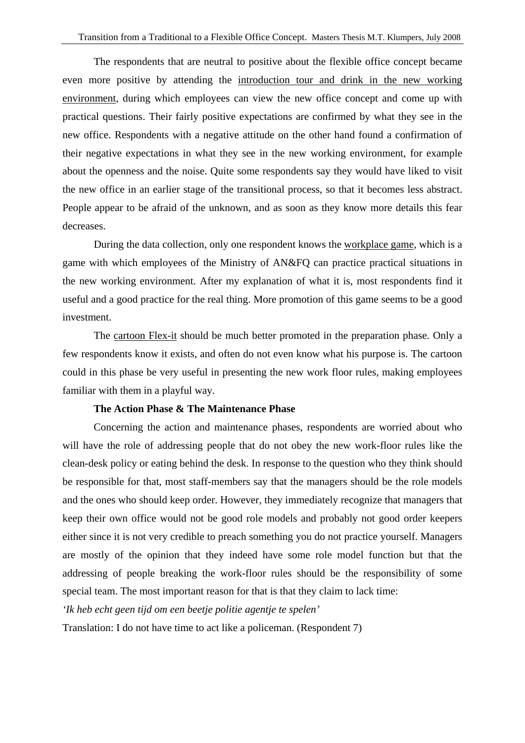The respondents that are neutral to positive about the flexible office concept became even more positive by attending the introduction tour and drink in the new working environment, during which employees can view the new office concept and come up with practical questions. Their fairly positive expectations are confirmed by what they see in the new office. Respondents with a negative attitude on the other hand found a confirmation of their negative expectations in what they see in the new working environment, for example about the openness and the noise. Quite some respondents say they would have liked to visit the new office in an earlier stage of the transitional process, so that it becomes less abstract. People appear to be afraid of the unknown, and as soon as they know more details this fear decreases.

During the data collection, only one respondent knows the workplace game, which is a game with which employees of the Ministry of AN&FQ can practice practical situations in the new working environment. After my explanation of what it is, most respondents find it useful and a good practice for the real thing. More promotion of this game seems to be a good investment.

The cartoon Flex-it should be much better promoted in the preparation phase. Only a few respondents know it exists, and often do not even know what his purpose is. The cartoon could in this phase be very useful in presenting the new work floor rules, making employees familiar with them in a playful way.

**The Action Phase & The Maintenance Phase**

Concerning the action and maintenance phases, respondents are worried about who will have the role of addressing people that do not obey the new work-floor rules like the clean-desk policy or eating behind the desk. In response to the question who they think should be responsible for that, most staff-members say that the managers should be the role models and the ones who should keep order. However, they immediately recognize that managers that keep their own office would not be good role models and probably not good order keepers either since it is not very credible to preach something you do not practice yourself. Managers are mostly of the opinion that they indeed have some role model function but that the addressing of people breaking the work-floor rules should be the responsibility of some special team. The most important reason for that is that they claim to lack time:

*'Ik heb echt geen tijd om een beetje politie agentje te spelen'*

Translation: I do not have time to act like a policeman. (Respondent 7)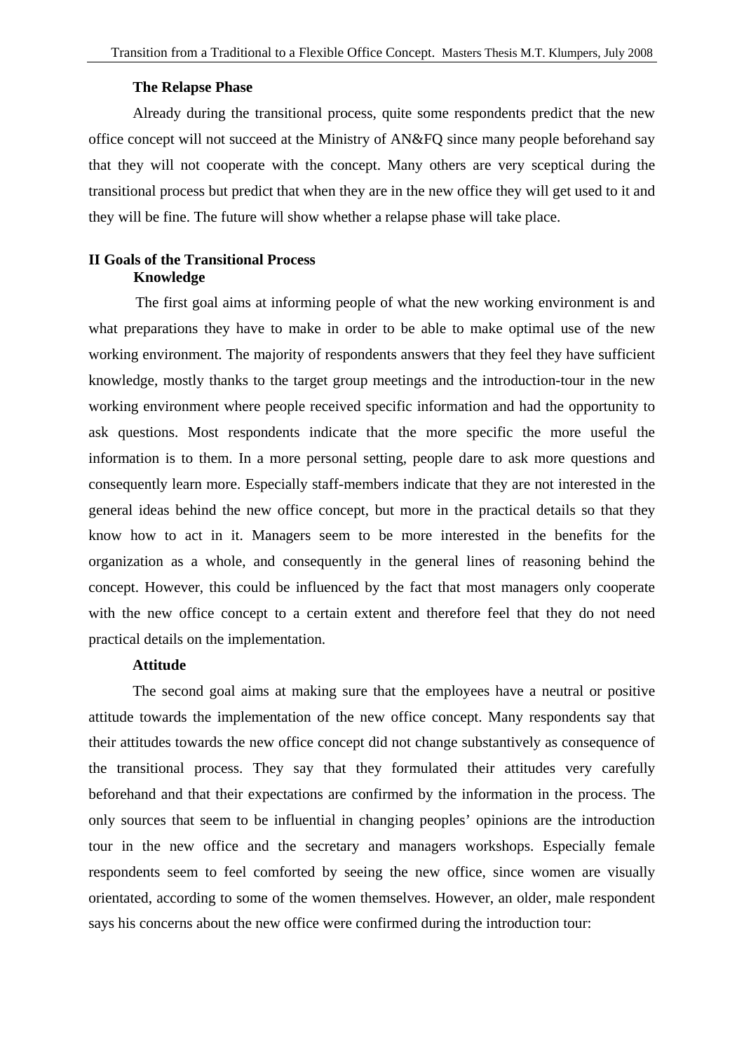### The Relapse Phase

Already during the transitional process, quite some respondents predict that the new office concept will not succeed at the Ministry of AN&FQ since many people beforehand say that they will not cooperate with the concept. Many others are very sceptical during the transitional process but predict that when they are in the new office they will get used to it and they will be fine. The future will show whether a relapse phase will take place.

## II Goals of the Transitional Process

### Knowledge

The first goal aims at informing people of what the new working environment is and what preparations they have to make in order to be able to make optimal use of the new working environment. The majority of respondents answers that they feel they have sufficient knowledge, mostly thanks to the target group meetings and the introduction-tour in the new working environment where people received specific information and had the opportunity to ask questions. Most respondents indicate that the more specific the more useful the information is to them. In a more personal setting, people dare to ask more questions and consequently learn more. Especially staff-members indicate that they are not interested in the general ideas behind the new office concept, but more in the practical details so that they know how to act in it. Managers seem to be more interested in the benefits for the organization as a whole, and consequently in the general lines of reasoning behind the concept. However, this could be influenced by the fact that most managers only cooperate with the new office concept to a certain extent and therefore feel that they do not need practical details on the implementation.

### Attitude

The second goal aims at making sure that the employees have a neutral or positive attitude towards the implementation of the new office concept. Many respondents say that their attitudes towards the new office concept did not change substantively as consequence of the transitional process. They say that they formulated their attitudes very carefully beforehand and that their expectations are confirmed by the information in the process. The only sources that seem to be influential in changing peoples' opinions are the introduction tour in the new office and the secretary and managers workshops. Especially female respondents seem to feel comforted by seeing the new office, since women are visually orientated, according to some of the women themselves. However, an older, male respondent says his concerns about the new office were confirmed during the introduction tour: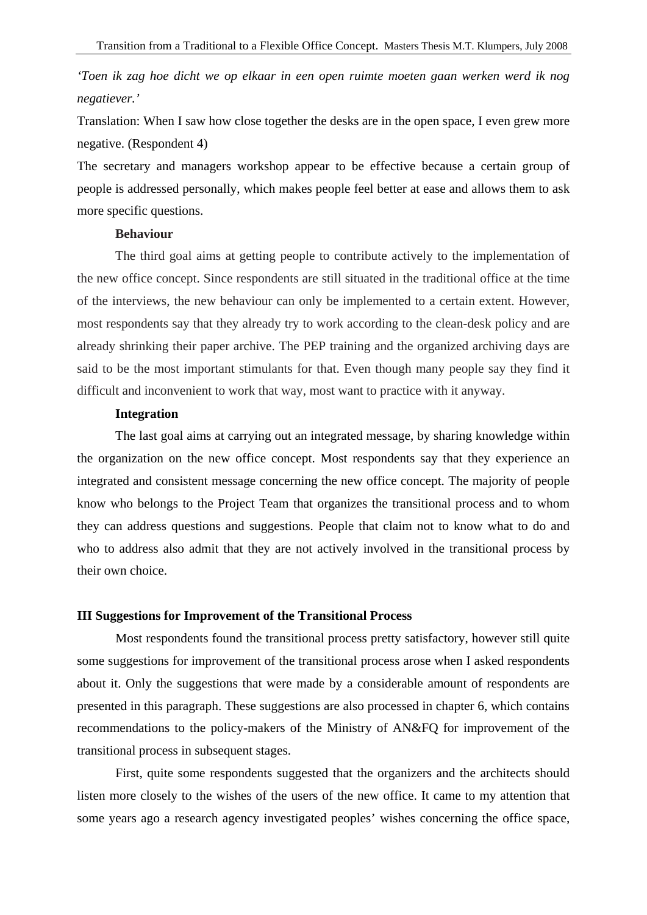*'Toen ik zag hoe dicht we op elkaar in een open ruimte moeten gaan werken werd ik nog negatiever.'*

Translation: When I saw how close together the desks are in the open space, I even grew more negative. (Respondent 4)

The secretary and managers workshop appear to be effective because a certain group of people is addressed personally, which makes people feel better at ease and allows them to ask more specific questions.

**Behaviour**

The third goal aims at getting people to contribute actively to the implementation of the new office concept. Since respondents are still situated in the traditional office at the time of the interviews, the new behaviour can only be implemented to a certain extent. However, most respondents say that they already try to work according to the clean-desk policy and are already shrinking their paper archive. The PEP training and the organized archiving days are said to be the most important stimulants for that. Even though many people say they find it difficult and inconvenient to work that way, most want to practice with it anyway.

**Integration**

The last goal aims at carrying out an integrated message, by sharing knowledge within the organization on the new office concept. Most respondents say that they experience an integrated and consistent message concerning the new office concept. The majority of people know who belongs to the Project Team that organizes the transitional process and to whom they can address questions and suggestions. People that claim not to know what to do and who to address also admit that they are not actively involved in the transitional process by their own choice.

**III Suggestions for Improvement of the Transitional Process**

Most respondents found the transitional process pretty satisfactory, however still quite some suggestions for improvement of the transitional process arose when I asked respondents about it. Only the suggestions that were made by a considerable amount of respondents are presented in this paragraph. These suggestions are also processed in chapter 6, which contains recommendations to the policy-makers of the Ministry of AN&FQ for improvement of the transitional process in subsequent stages.

First, quite some respondents suggested that the organizers and the architects should listen more closely to the wishes of the users of the new office. It came to my attention that some years ago a research agency investigated peoples' wishes concerning the office space,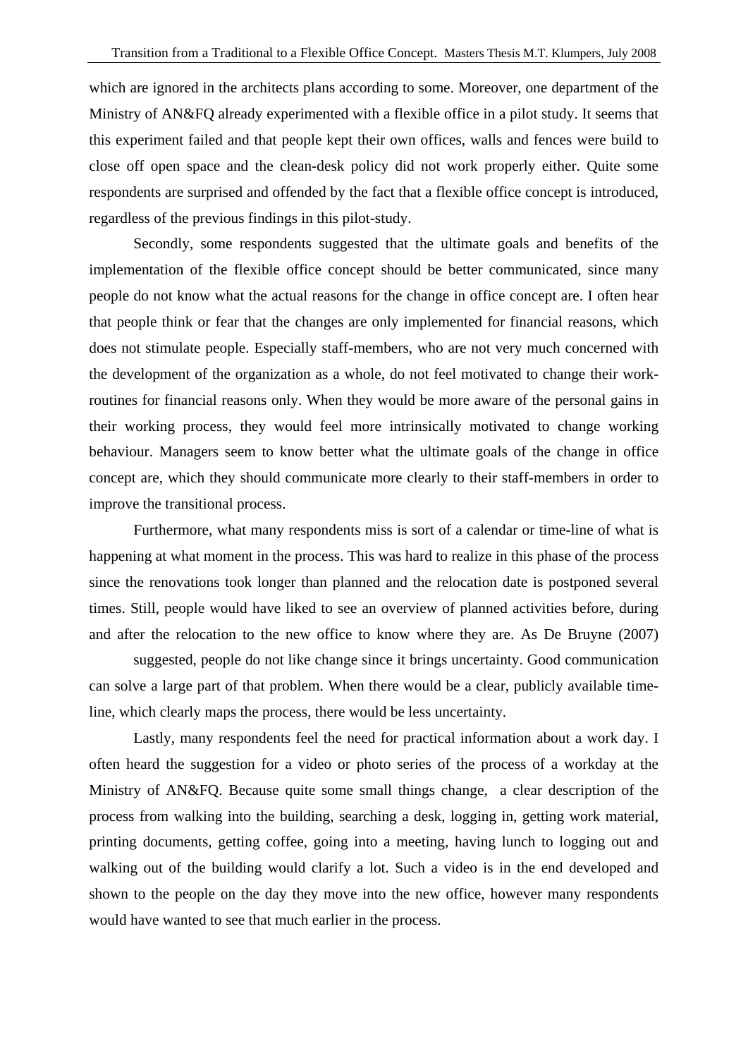which are ignored in the architects plans according to some. Moreover, one department of the Ministry of AN&FQ already experimented with a flexible office in a pilot study. It seems that this experiment failed and that people kept their own offices, walls and fences were build to close off open space and the clean-desk policy did not work properly either. Quite some respondents are surprised and offended by the fact that a flexible office concept is introduced, regardless of the previous findings in this pilot-study.

Secondly, some respondents suggested that the ultimate goals and benefits of the implementation of the flexible office concept should be better communicated, since many people do not know what the actual reasons for the change in office concept are. I often hear that people think or fear that the changes are only implemented for financial reasons, which does not stimulate people. Especially staff-members, who are not very much concerned with the development of the organization as a whole, do not feel motivated to change their work-routines for financial reasons only. When they would be more aware of the personal gains in their working process, they would feel more intrinsically motivated to change working behaviour. Managers seem to know better what the ultimate goals of the change in office concept are, which they should communicate more clearly to their staff-members in order to improve the transitional process.

Furthermore, what many respondents miss is sort of a calendar or time-line of what is happening at what moment in the process. This was hard to realize in this phase of the process since the renovations took longer than planned and the relocation date is postponed several times. Still, people would have liked to see an overview of planned activities before, during and after the relocation to the new office to know where they are. As De Bruyne (2007)

suggested, people do not like change since it brings uncertainty. Good communication can solve a large part of that problem. When there would be a clear, publicly available time-line, which clearly maps the process, there would be less uncertainty.

Lastly, many respondents feel the need for practical information about a work day. I often heard the suggestion for a video or photo series of the process of a workday at the Ministry of AN&FQ. Because quite some small things change, a clear description of the process from walking into the building, searching a desk, logging in, getting work material, printing documents, getting coffee, going into a meeting, having lunch to logging out and walking out of the building would clarify a lot. Such a video is in the end developed and shown to the people on the day they move into the new office, however many respondents would have wanted to see that much earlier in the process.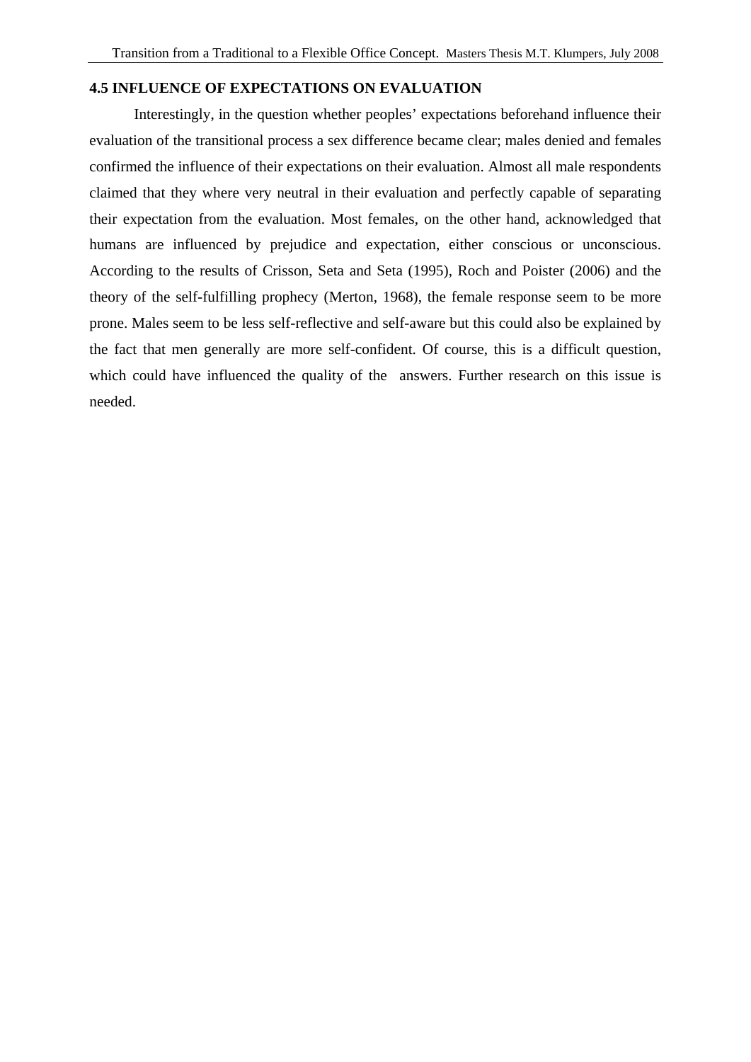### 4.5 INFLUENCE OF EXPECTATIONS ON EVALUATION

Interestingly, in the question whether peoples' expectations beforehand influence their evaluation of the transitional process a sex difference became clear; males denied and females confirmed the influence of their expectations on their evaluation. Almost all male respondents claimed that they where very neutral in their evaluation and perfectly capable of separating their expectation from the evaluation. Most females, on the other hand, acknowledged that humans are influenced by prejudice and expectation, either conscious or unconscious. According to the results of Crisson, Seta and Seta (1995), Roch and Poister (2006) and the theory of the self-fulfilling prophecy (Merton, 1968), the female response seem to be more prone. Males seem to be less self-reflective and self-aware but this could also be explained by the fact that men generally are more self-confident. Of course, this is a difficult question, which could have influenced the quality of the answers. Further research on this issue is needed.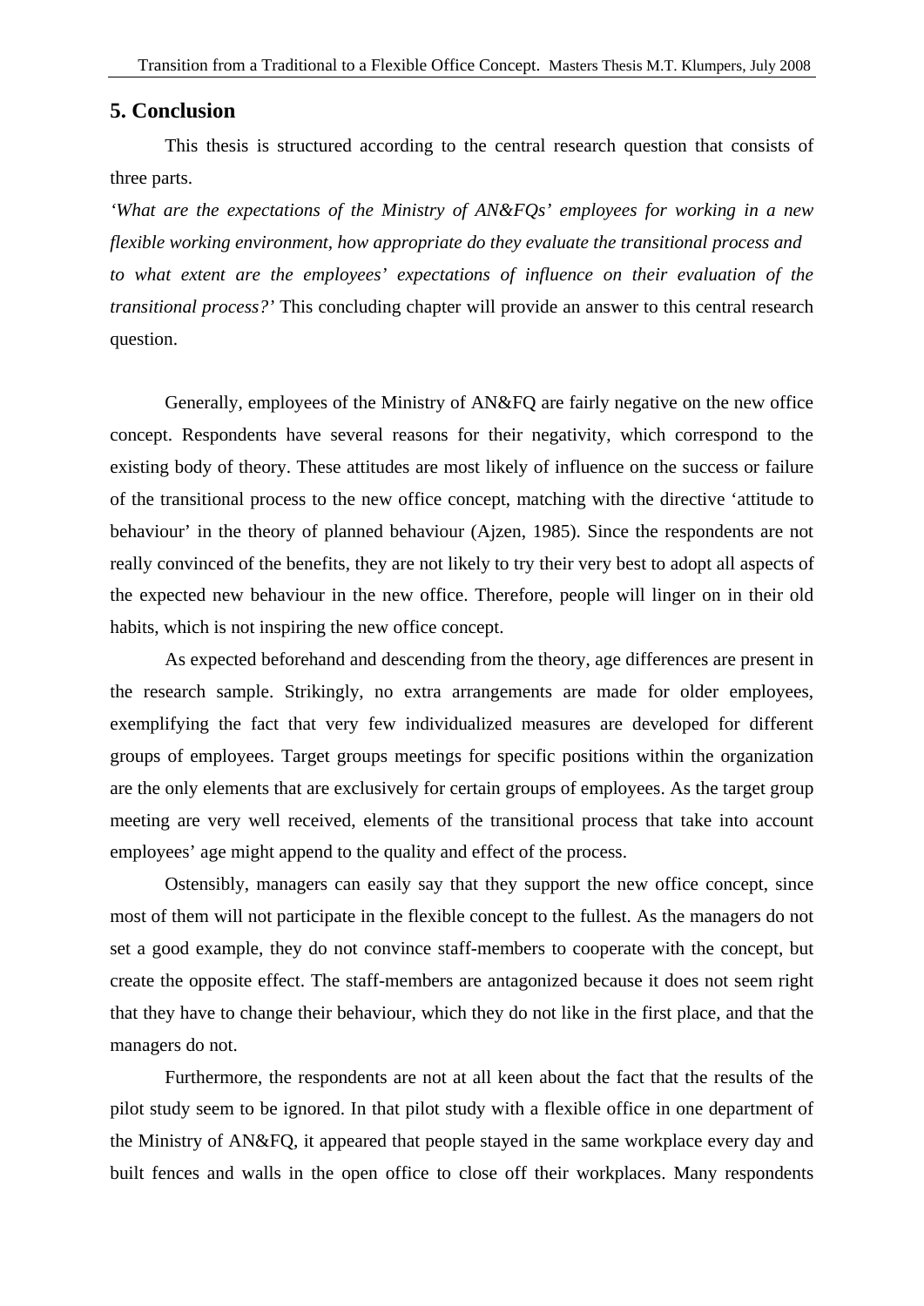## 5. Conclusion

This thesis is structured according to the central research question that consists of three parts.

*'What are the expectations of the Ministry of AN&FQs' employees for working in a new flexible working environment, how appropriate do they evaluate the transitional process and to what extent are the employees' expectations of influence on their evaluation of the transitional process?'* This concluding chapter will provide an answer to this central research question.

Generally, employees of the Ministry of AN&FQ are fairly negative on the new office concept. Respondents have several reasons for their negativity, which correspond to the existing body of theory. These attitudes are most likely of influence on the success or failure of the transitional process to the new office concept, matching with the directive 'attitude to behaviour' in the theory of planned behaviour (Ajzen, 1985). Since the respondents are not really convinced of the benefits, they are not likely to try their very best to adopt all aspects of the expected new behaviour in the new office. Therefore, people will linger on in their old habits, which is not inspiring the new office concept.

As expected beforehand and descending from the theory, age differences are present in the research sample. Strikingly, no extra arrangements are made for older employees, exemplifying the fact that very few individualized measures are developed for different groups of employees. Target groups meetings for specific positions within the organization are the only elements that are exclusively for certain groups of employees. As the target group meeting are very well received, elements of the transitional process that take into account employees' age might append to the quality and effect of the process.

Ostensibly, managers can easily say that they support the new office concept, since most of them will not participate in the flexible concept to the fullest. As the managers do not set a good example, they do not convince staff-members to cooperate with the concept, but create the opposite effect. The staff-members are antagonized because it does not seem right that they have to change their behaviour, which they do not like in the first place, and that the managers do not.

Furthermore, the respondents are not at all keen about the fact that the results of the pilot study seem to be ignored. In that pilot study with a flexible office in one department of the Ministry of AN&FQ, it appeared that people stayed in the same workplace every day and built fences and walls in the open office to close off their workplaces. Many respondents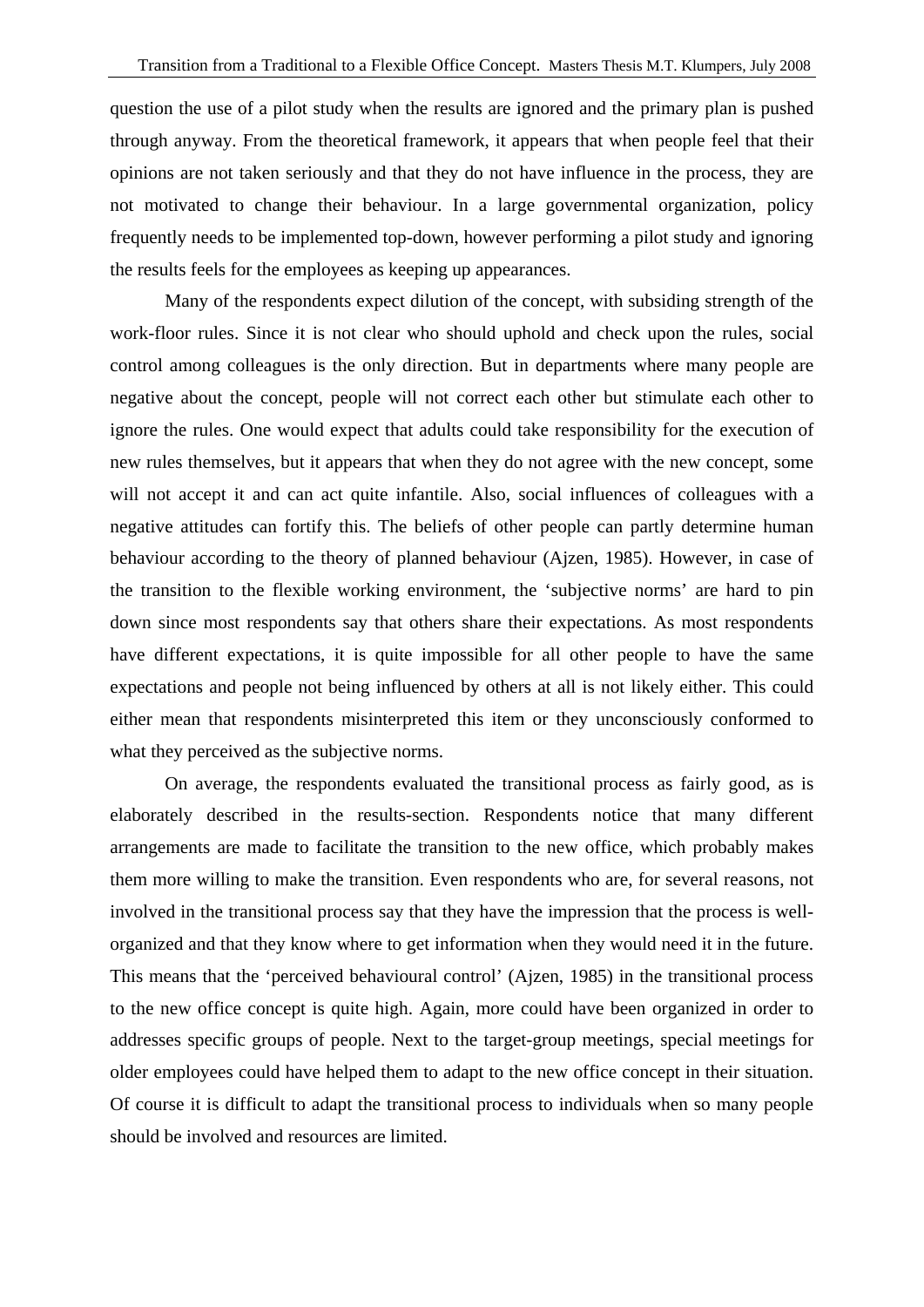question the use of a pilot study when the results are ignored and the primary plan is pushed through anyway. From the theoretical framework, it appears that when people feel that their opinions are not taken seriously and that they do not have influence in the process, they are not motivated to change their behaviour. In a large governmental organization, policy frequently needs to be implemented top-down, however performing a pilot study and ignoring the results feels for the employees as keeping up appearances.

Many of the respondents expect dilution of the concept, with subsiding strength of the work-floor rules. Since it is not clear who should uphold and check upon the rules, social control among colleagues is the only direction. But in departments where many people are negative about the concept, people will not correct each other but stimulate each other to ignore the rules. One would expect that adults could take responsibility for the execution of new rules themselves, but it appears that when they do not agree with the new concept, some will not accept it and can act quite infantile. Also, social influences of colleagues with a negative attitudes can fortify this. The beliefs of other people can partly determine human behaviour according to the theory of planned behaviour (Ajzen, 1985). However, in case of the transition to the flexible working environment, the 'subjective norms' are hard to pin down since most respondents say that others share their expectations. As most respondents have different expectations, it is quite impossible for all other people to have the same expectations and people not being influenced by others at all is not likely either. This could either mean that respondents misinterpreted this item or they unconsciously conformed to what they perceived as the subjective norms.

On average, the respondents evaluated the transitional process as fairly good, as is elaborately described in the results-section. Respondents notice that many different arrangements are made to facilitate the transition to the new office, which probably makes them more willing to make the transition. Even respondents who are, for several reasons, not involved in the transitional process say that they have the impression that the process is well-organized and that they know where to get information when they would need it in the future. This means that the 'perceived behavioural control' (Ajzen, 1985) in the transitional process to the new office concept is quite high. Again, more could have been organized in order to addresses specific groups of people. Next to the target-group meetings, special meetings for older employees could have helped them to adapt to the new office concept in their situation. Of course it is difficult to adapt the transitional process to individuals when so many people should be involved and resources are limited.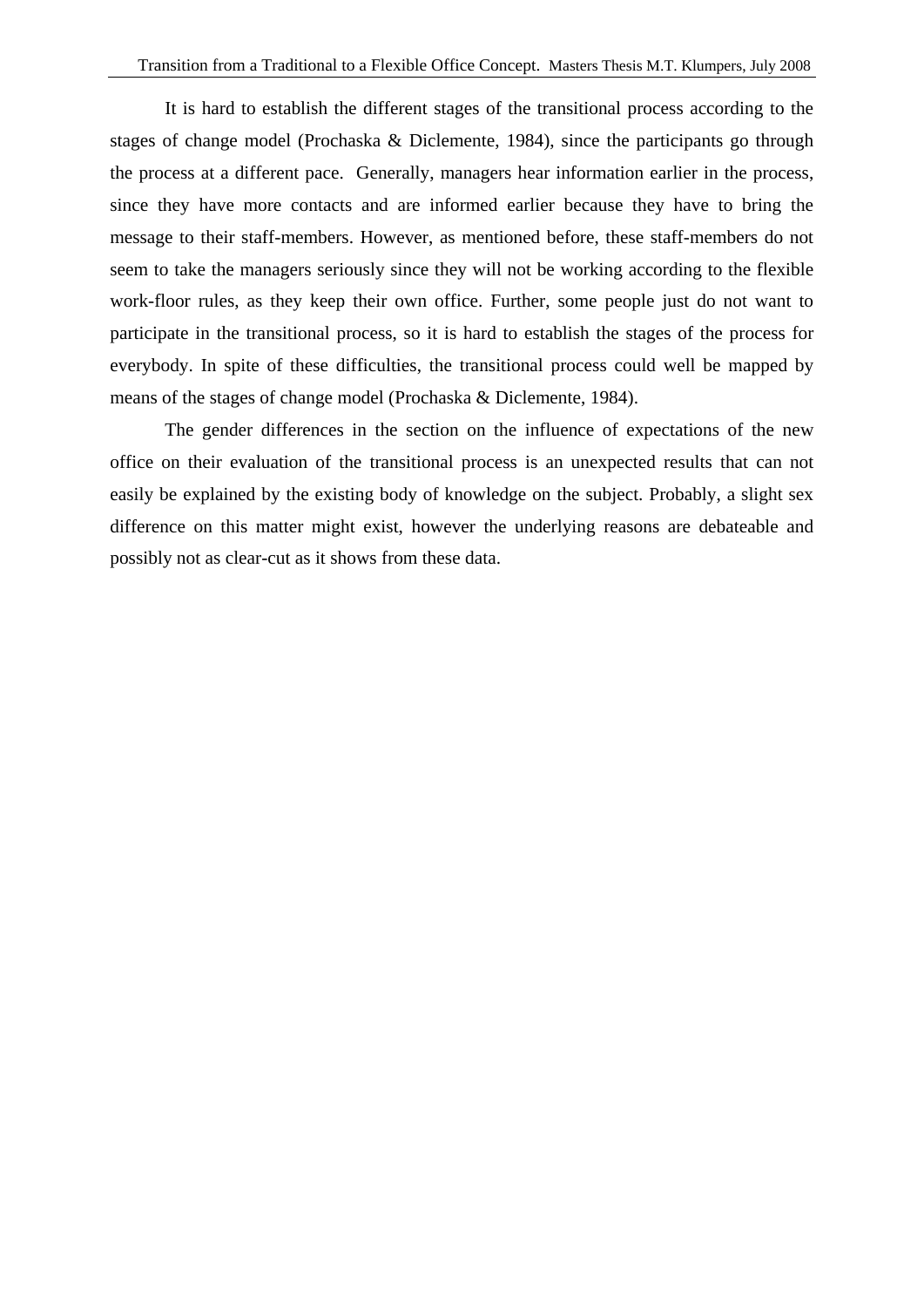It is hard to establish the different stages of the transitional process according to the stages of change model (Prochaska & Diclemente, 1984), since the participants go through the process at a different pace. Generally, managers hear information earlier in the process, since they have more contacts and are informed earlier because they have to bring the message to their staff-members. However, as mentioned before, these staff-members do not seem to take the managers seriously since they will not be working according to the flexible work-floor rules, as they keep their own office. Further, some people just do not want to participate in the transitional process, so it is hard to establish the stages of the process for everybody. In spite of these difficulties, the transitional process could well be mapped by means of the stages of change model (Prochaska & Diclemente, 1984).

The gender differences in the section on the influence of expectations of the new office on their evaluation of the transitional process is an unexpected results that can not easily be explained by the existing body of knowledge on the subject. Probably, a slight sex difference on this matter might exist, however the underlying reasons are debateable and possibly not as clear-cut as it shows from these data.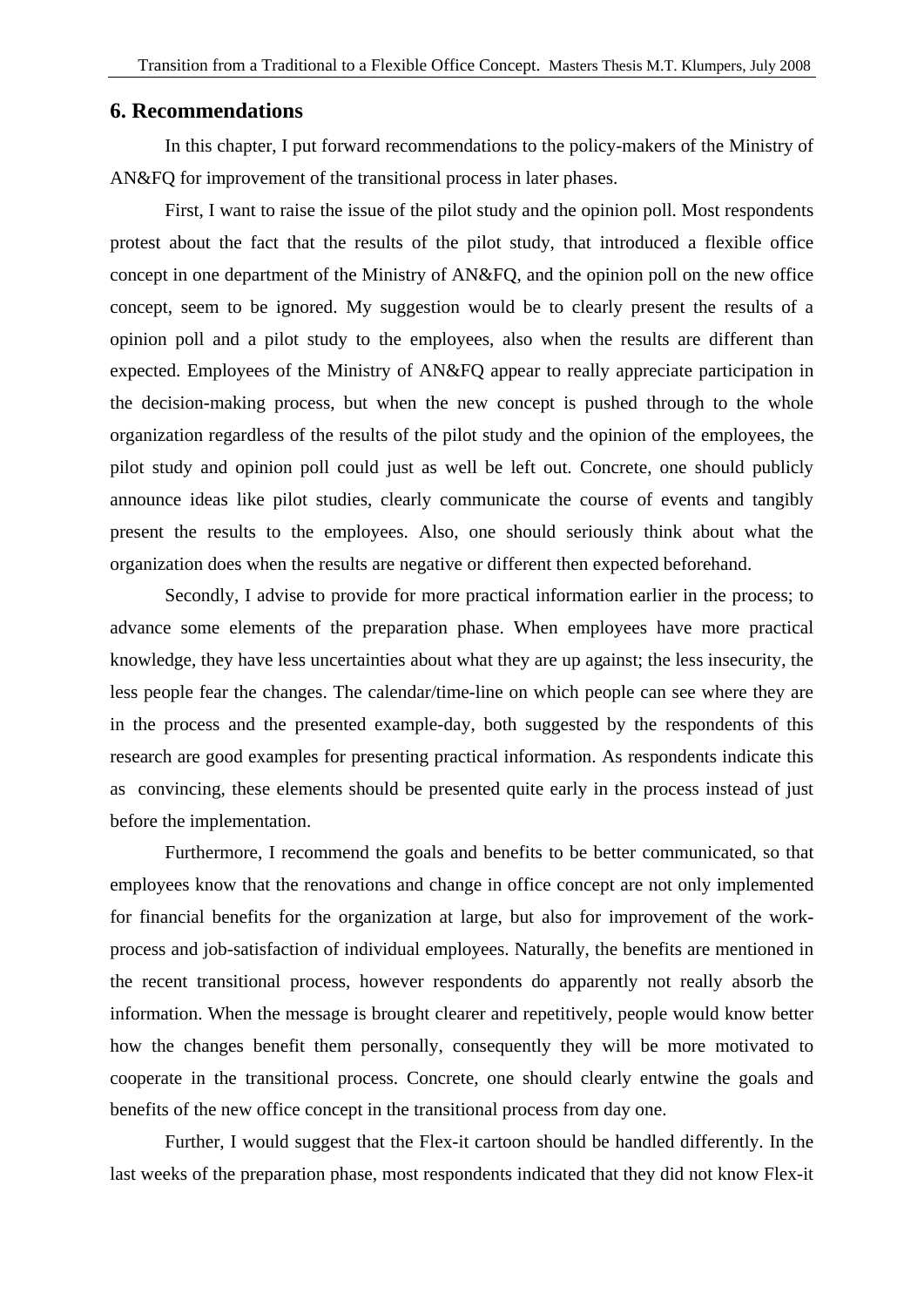## 6. Recommendations

In this chapter, I put forward recommendations to the policy-makers of the Ministry of AN&FQ for improvement of the transitional process in later phases.

First, I want to raise the issue of the pilot study and the opinion poll. Most respondents protest about the fact that the results of the pilot study, that introduced a flexible office concept in one department of the Ministry of AN&FQ, and the opinion poll on the new office concept, seem to be ignored. My suggestion would be to clearly present the results of a opinion poll and a pilot study to the employees, also when the results are different than expected. Employees of the Ministry of AN&FQ appear to really appreciate participation in the decision-making process, but when the new concept is pushed through to the whole organization regardless of the results of the pilot study and the opinion of the employees, the pilot study and opinion poll could just as well be left out. Concrete, one should publicly announce ideas like pilot studies, clearly communicate the course of events and tangibly present the results to the employees. Also, one should seriously think about what the organization does when the results are negative or different then expected beforehand.

Secondly, I advise to provide for more practical information earlier in the process; to advance some elements of the preparation phase. When employees have more practical knowledge, they have less uncertainties about what they are up against; the less insecurity, the less people fear the changes. The calendar/time-line on which people can see where they are in the process and the presented example-day, both suggested by the respondents of this research are good examples for presenting practical information. As respondents indicate this as convincing, these elements should be presented quite early in the process instead of just before the implementation.

Furthermore, I recommend the goals and benefits to be better communicated, so that employees know that the renovations and change in office concept are not only implemented for financial benefits for the organization at large, but also for improvement of the work-process and job-satisfaction of individual employees. Naturally, the benefits are mentioned in the recent transitional process, however respondents do apparently not really absorb the information. When the message is brought clearer and repetitively, people would know better how the changes benefit them personally, consequently they will be more motivated to cooperate in the transitional process. Concrete, one should clearly entwine the goals and benefits of the new office concept in the transitional process from day one.

Further, I would suggest that the Flex-it cartoon should be handled differently. In the last weeks of the preparation phase, most respondents indicated that they did not know Flex-it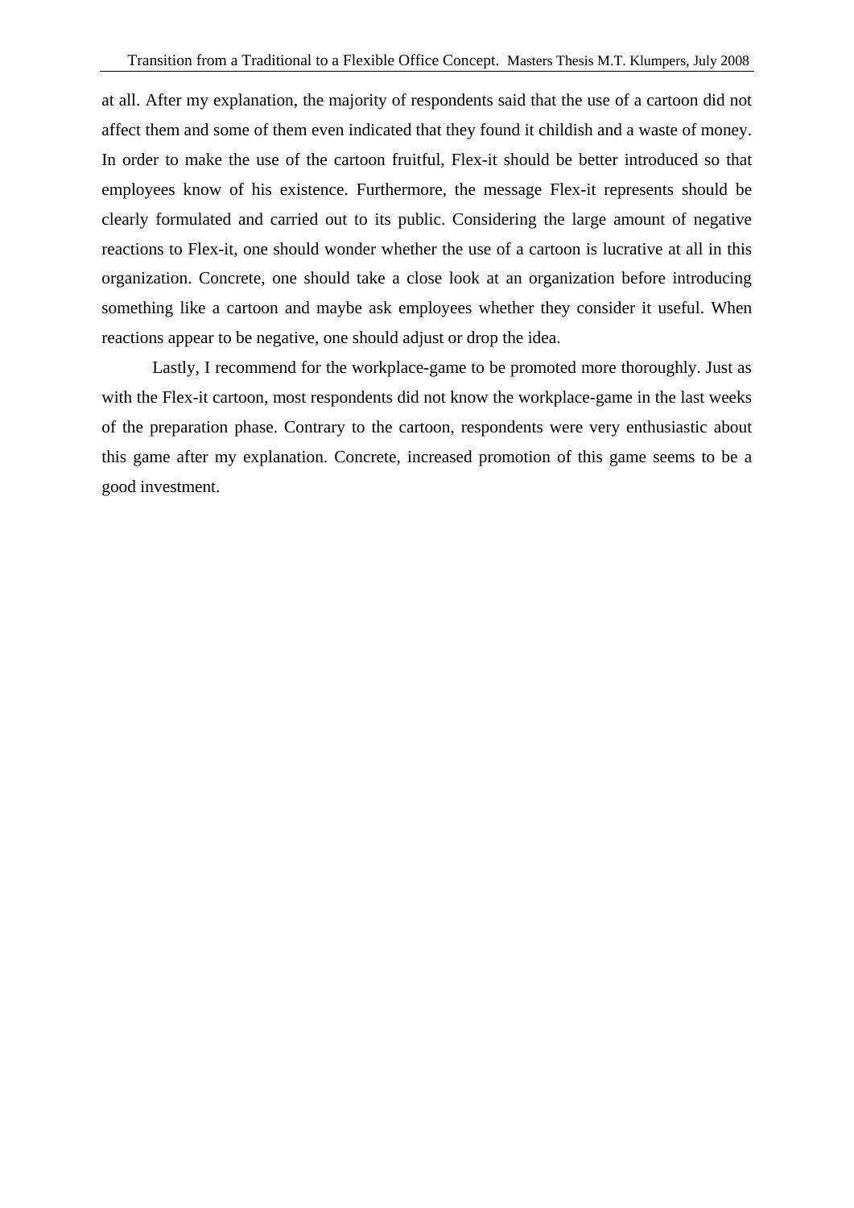at all. After my explanation, the majority of respondents said that the use of a cartoon did not affect them and some of them even indicated that they found it childish and a waste of money. In order to make the use of the cartoon fruitful, Flex-it should be better introduced so that employees know of his existence. Furthermore, the message Flex-it represents should be clearly formulated and carried out to its public. Considering the large amount of negative reactions to Flex-it, one should wonder whether the use of a cartoon is lucrative at all in this organization. Concrete, one should take a close look at an organization before introducing something like a cartoon and maybe ask employees whether they consider it useful. When reactions appear to be negative, one should adjust or drop the idea.

Lastly, I recommend for the workplace-game to be promoted more thoroughly. Just as with the Flex-it cartoon, most respondents did not know the workplace-game in the last weeks of the preparation phase. Contrary to the cartoon, respondents were very enthusiastic about this game after my explanation. Concrete, increased promotion of this game seems to be a good investment.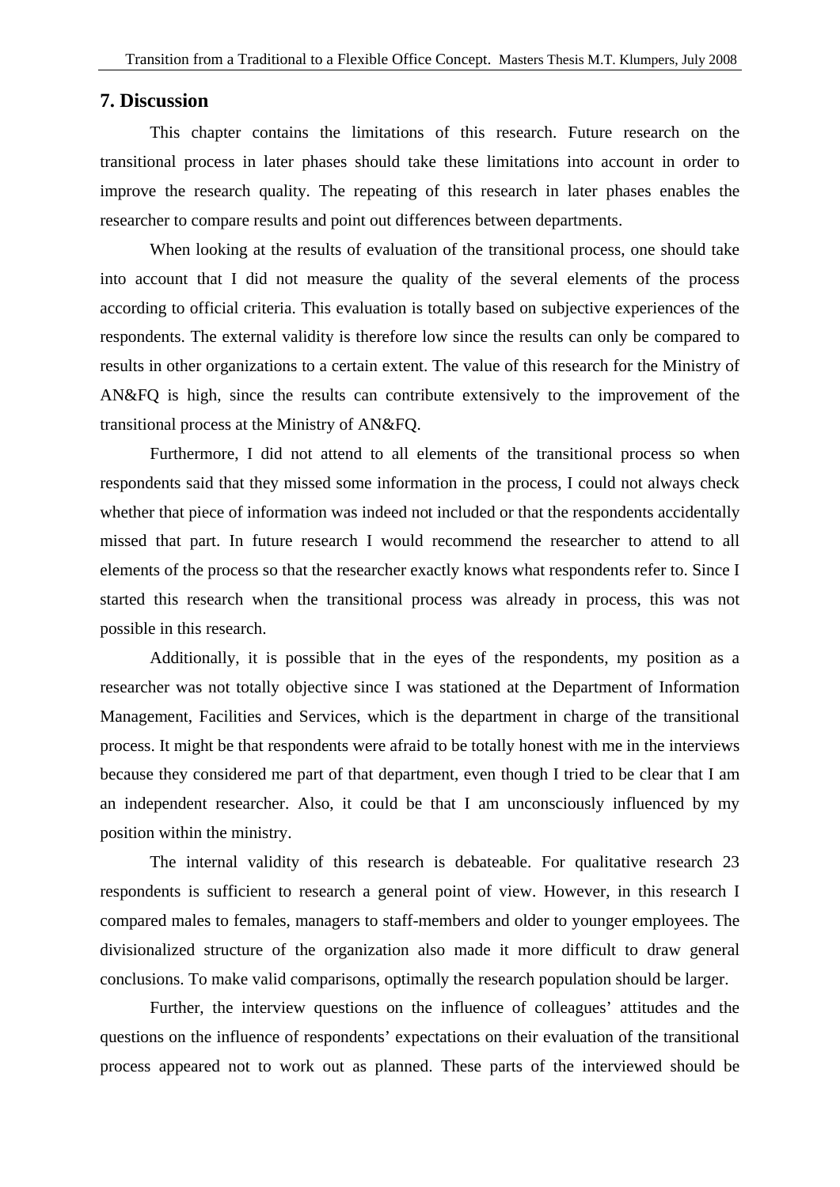## 7. Discussion

This chapter contains the limitations of this research. Future research on the transitional process in later phases should take these limitations into account in order to improve the research quality. The repeating of this research in later phases enables the researcher to compare results and point out differences between departments.

When looking at the results of evaluation of the transitional process, one should take into account that I did not measure the quality of the several elements of the process according to official criteria. This evaluation is totally based on subjective experiences of the respondents. The external validity is therefore low since the results can only be compared to results in other organizations to a certain extent. The value of this research for the Ministry of AN&FQ is high, since the results can contribute extensively to the improvement of the transitional process at the Ministry of AN&FQ.

Furthermore, I did not attend to all elements of the transitional process so when respondents said that they missed some information in the process, I could not always check whether that piece of information was indeed not included or that the respondents accidentally missed that part. In future research I would recommend the researcher to attend to all elements of the process so that the researcher exactly knows what respondents refer to. Since I started this research when the transitional process was already in process, this was not possible in this research.

Additionally, it is possible that in the eyes of the respondents, my position as a researcher was not totally objective since I was stationed at the Department of Information Management, Facilities and Services, which is the department in charge of the transitional process. It might be that respondents were afraid to be totally honest with me in the interviews because they considered me part of that department, even though I tried to be clear that I am an independent researcher. Also, it could be that I am unconsciously influenced by my position within the ministry.

The internal validity of this research is debateable. For qualitative research 23 respondents is sufficient to research a general point of view. However, in this research I compared males to females, managers to staff-members and older to younger employees. The divisionalized structure of the organization also made it more difficult to draw general conclusions. To make valid comparisons, optimally the research population should be larger.

Further, the interview questions on the influence of colleagues' attitudes and the questions on the influence of respondents' expectations on their evaluation of the transitional process appeared not to work out as planned. These parts of the interviewed should be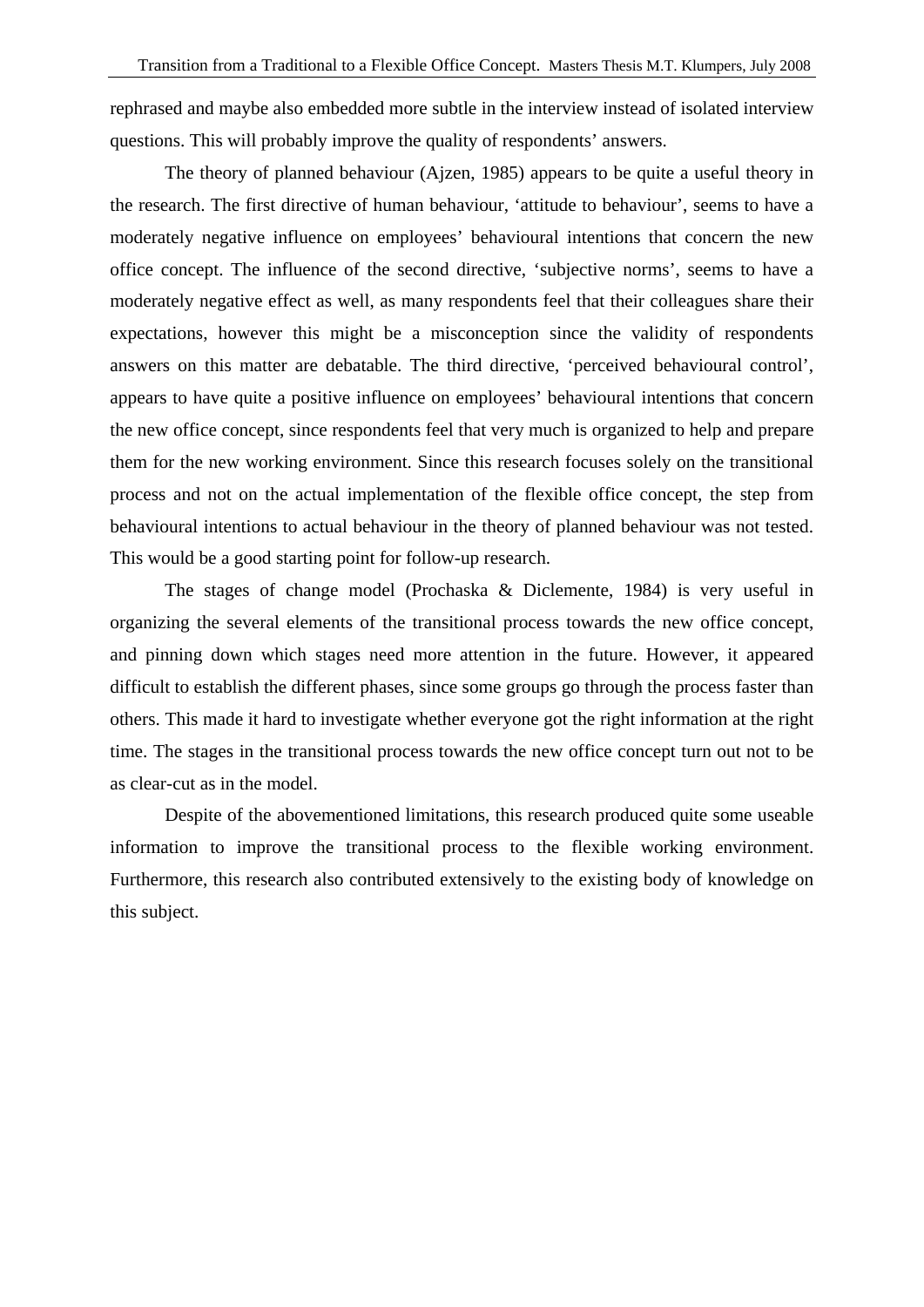rephrased and maybe also embedded more subtle in the interview instead of isolated interview questions. This will probably improve the quality of respondents' answers.

The theory of planned behaviour (Ajzen, 1985) appears to be quite a useful theory in the research. The first directive of human behaviour, 'attitude to behaviour', seems to have a moderately negative influence on employees' behavioural intentions that concern the new office concept. The influence of the second directive, 'subjective norms', seems to have a moderately negative effect as well, as many respondents feel that their colleagues share their expectations, however this might be a misconception since the validity of respondents answers on this matter are debatable. The third directive, 'perceived behavioural control', appears to have quite a positive influence on employees' behavioural intentions that concern the new office concept, since respondents feel that very much is organized to help and prepare them for the new working environment. Since this research focuses solely on the transitional process and not on the actual implementation of the flexible office concept, the step from behavioural intentions to actual behaviour in the theory of planned behaviour was not tested. This would be a good starting point for follow-up research.

The stages of change model (Prochaska & Diclemente, 1984) is very useful in organizing the several elements of the transitional process towards the new office concept, and pinning down which stages need more attention in the future. However, it appeared difficult to establish the different phases, since some groups go through the process faster than others. This made it hard to investigate whether everyone got the right information at the right time. The stages in the transitional process towards the new office concept turn out not to be as clear-cut as in the model.

Despite of the abovementioned limitations, this research produced quite some useable information to improve the transitional process to the flexible working environment. Furthermore, this research also contributed extensively to the existing body of knowledge on this subject.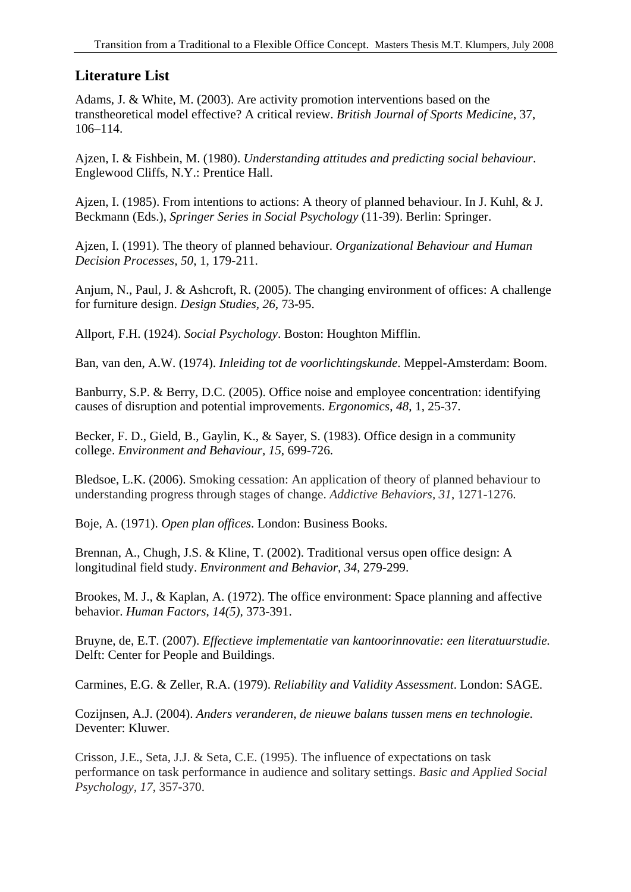## Literature List

Adams, J. & White, M. (2003). Are activity promotion interventions based on the transtheoretical model effective? A critical review. *British Journal of Sports Medicine*, 37, 106–114.

Ajzen, I. & Fishbein, M. (1980). *Understanding attitudes and predicting social behaviour*. Englewood Cliffs, N.Y.: Prentice Hall.

Ajzen, I. (1985). From intentions to actions: A theory of planned behaviour. In J. Kuhl, & J. Beckmann (Eds.), *Springer Series in Social Psychology* (11-39). Berlin: Springer.

Ajzen, I. (1991). The theory of planned behaviour. *Organizational Behaviour and Human Decision Processes, 50*, 1, 179-211.

Anjum, N., Paul, J. & Ashcroft, R. (2005). The changing environment of offices: A challenge for furniture design. *Design Studies, 26*, 73-95.

Allport, F.H. (1924). *Social Psychology*. Boston: Houghton Mifflin.

Ban, van den, A.W. (1974). *Inleiding tot de voorlichtingskunde*. Meppel-Amsterdam: Boom.

Banburry, S.P. & Berry, D.C. (2005). Office noise and employee concentration: identifying causes of disruption and potential improvements. *Ergonomics, 48*, 1, 25-37.

Becker, F. D., Gield, B., Gaylin, K., & Sayer, S. (1983). Office design in a community college. *Environment and Behaviour, 15*, 699-726.

Bledsoe, L.K. (2006). Smoking cessation: An application of theory of planned behaviour to understanding progress through stages of change. *Addictive Behaviors, 31*, 1271-1276.

Boje, A. (1971). *Open plan offices*. London: Business Books.

Brennan, A., Chugh, J.S. & Kline, T. (2002). Traditional versus open office design: A longitudinal field study. *Environment and Behavior, 34*, 279-299.

Brookes, M. J., & Kaplan, A. (1972). The office environment: Space planning and affective behavior. *Human Factors, 14(5)*, 373-391.

Bruyne, de, E.T. (2007). *Effectieve implementatie van kantoorinnovatie: een literatuurstudie.* Delft: Center for People and Buildings.

Carmines, E.G. & Zeller, R.A. (1979). *Reliability and Validity Assessment*. London: SAGE.

Cozijnsen, A.J. (2004). *Anders veranderen, de nieuwe balans tussen mens en technologie.* Deventer: Kluwer.

Crisson, J.E., Seta, J.J. & Seta, C.E. (1995). The influence of expectations on task performance on task performance in audience and solitary settings. *Basic and Applied Social Psychology, 17*, 357-370.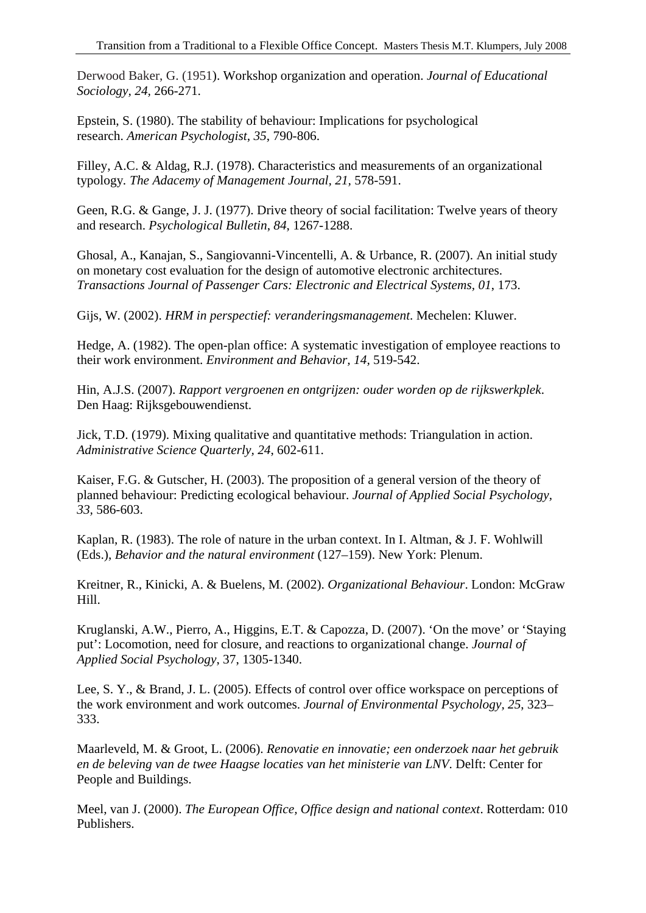Derwood Baker, G. (1951). Workshop organization and operation. *Journal of Educational Sociology, 24,* 266-271.

Epstein, S. (1980). The stability of behaviour: Implications for psychological research. *American Psychologist, 35,* 790-806.

Filley, A.C. & Aldag, R.J. (1978). Characteristics and measurements of an organizational typology. *The Adacemy of Management Journal, 21,* 578-591.

Geen, R.G. & Gange, J. J. (1977). Drive theory of social facilitation: Twelve years of theory and research. *Psychological Bulletin, 84,* 1267-1288.

Ghosal, A., Kanajan, S., Sangiovanni-Vincentelli, A. & Urbance, R. (2007). An initial study on monetary cost evaluation for the design of automotive electronic architectures. *Transactions Journal of Passenger Cars: Electronic and Electrical Systems, 01,* 173.

Gijs, W. (2002). *HRM in perspectief: veranderingsmanagement*. Mechelen: Kluwer.

Hedge, A. (1982). The open-plan office: A systematic investigation of employee reactions to their work environment. *Environment and Behavior, 14,* 519-542.

Hin, A.J.S. (2007). *Rapport vergroenen en ontgrijzen: ouder worden op de rijkswerkplek*. Den Haag: Rijksgebouwendienst.

Jick, T.D. (1979). Mixing qualitative and quantitative methods: Triangulation in action. *Administrative Science Quarterly, 24,* 602-611.

Kaiser, F.G. & Gutscher, H. (2003). The proposition of a general version of the theory of planned behaviour: Predicting ecological behaviour. *Journal of Applied Social Psychology, 33,* 586-603.

Kaplan, R. (1983). The role of nature in the urban context. In I. Altman, & J. F. Wohlwill (Eds.), *Behavior and the natural environment* (127–159). New York: Plenum.

Kreitner, R., Kinicki, A. & Buelens, M. (2002). *Organizational Behaviour*. London: McGraw Hill.

Kruglanski, A.W., Pierro, A., Higgins, E.T. & Capozza, D. (2007). 'On the move' or 'Staying put': Locomotion, need for closure, and reactions to organizational change. *Journal of Applied Social Psychology*, 37, 1305-1340.

Lee, S. Y., & Brand, J. L. (2005). Effects of control over office workspace on perceptions of the work environment and work outcomes. *Journal of Environmental Psychology, 25,* 323–333.

Maarleveld, M. & Groot, L. (2006). *Renovatie en innovatie; een onderzoek naar het gebruik en de beleving van de twee Haagse locaties van het ministerie van LNV*. Delft: Center for People and Buildings.

Meel, van J. (2000). *The European Office, Office design and national context*. Rotterdam: 010 Publishers.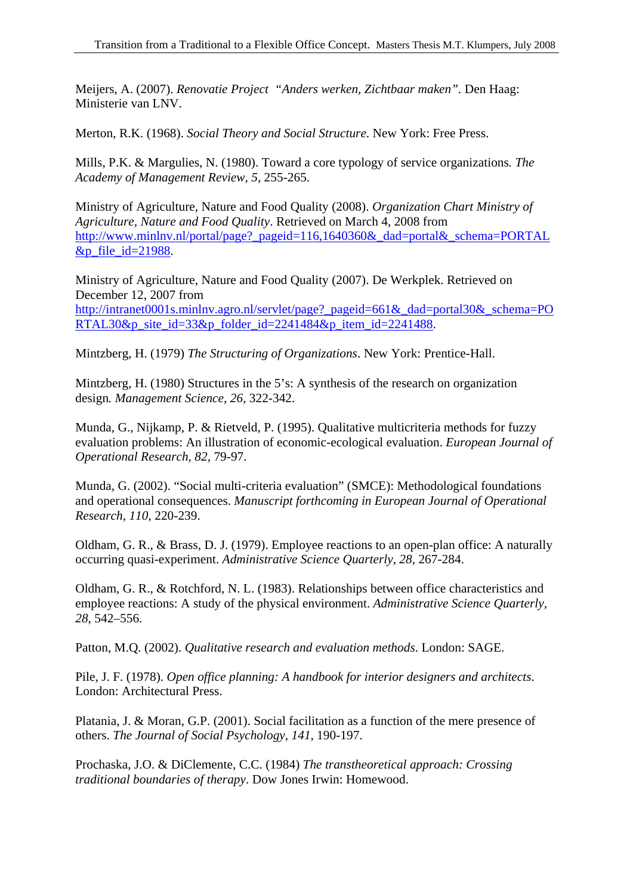Meijers, A. (2007). *Renovatie Project "Anders werken, Zichtbaar maken"*. Den Haag: Ministerie van LNV.

Merton, R.K. (1968). *Social Theory and Social Structure*. New York: Free Press.

Mills, P.K. & Margulies, N. (1980). Toward a core typology of service organizations. *The Academy of Management Review, 5,* 255-265.

Ministry of Agriculture, Nature and Food Quality (2008). *Organization Chart Ministry of Agriculture, Nature and Food Quality*. Retrieved on March 4, 2008 from http://www.minlnv.nl/portal/page?_pageid=116,1640360&_dad=portal&_schema=PORTAL&p_file_id=21988.

Ministry of Agriculture, Nature and Food Quality (2007). De Werkplek. Retrieved on December 12, 2007 from http://intranet0001s.minlnv.agro.nl/servlet/page?_pageid=661&_dad=portal30&_schema=PORTAL30&p_site_id=33&p_folder_id=2241484&p_item_id=2241488.

Mintzberg, H. (1979) *The Structuring of Organizations*. New York: Prentice-Hall.

Mintzberg, H. (1980) Structures in the 5's: A synthesis of the research on organization design. *Management Science, 26,* 322-342.

Munda, G., Nijkamp, P. & Rietveld, P. (1995). Qualitative multicriteria methods for fuzzy evaluation problems: An illustration of economic-ecological evaluation. *European Journal of Operational Research, 82,* 79-97.

Munda, G. (2002). "Social multi-criteria evaluation" (SMCE): Methodological foundations and operational consequences. *Manuscript forthcoming in European Journal of Operational Research, 110,* 220-239.

Oldham, G. R., & Brass, D. J. (1979). Employee reactions to an open-plan office: A naturally occurring quasi-experiment. *Administrative Science Quarterly*, *28*, 267-284.

Oldham, G. R., & Rotchford, N. L. (1983). Relationships between office characteristics and employee reactions: A study of the physical environment. *Administrative Science Quarterly*, *28*, 542–556.

Patton, M.Q. (2002). *Qualitative research and evaluation methods*. London: SAGE.

Pile, J. F. (1978). *Open office planning: A handbook for interior designers and architects*. London: Architectural Press.

Platania, J. & Moran, G.P. (2001). Social facilitation as a function of the mere presence of others. *The Journal of Social Psychology, 141,* 190-197.

Prochaska, J.O. & DiClemente, C.C. (1984) *The transtheoretical approach: Crossing traditional boundaries of therapy*. Dow Jones Irwin: Homewood.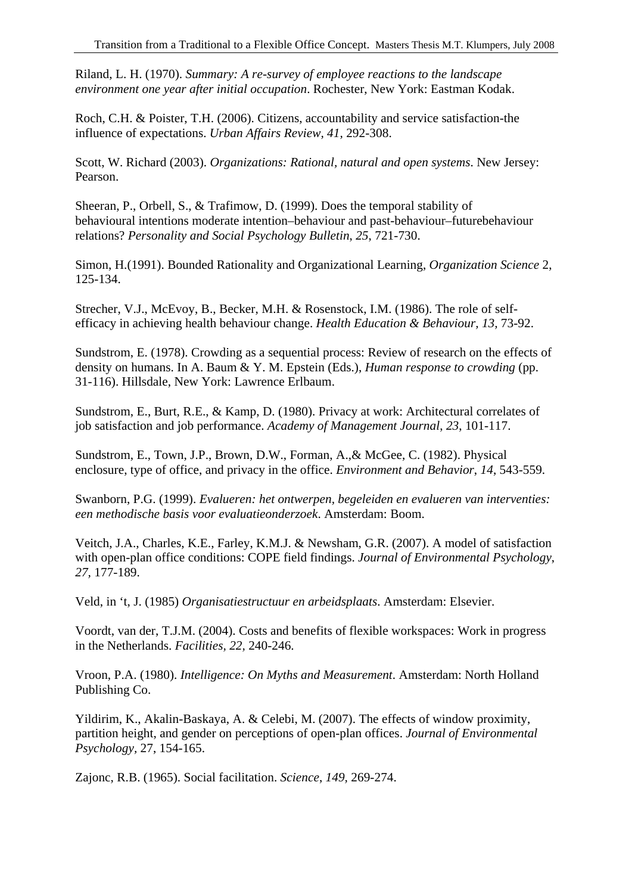Riland, L. H. (1970). *Summary: A re-survey of employee reactions to the landscape environment one year after initial occupation*. Rochester, New York: Eastman Kodak.

Roch, C.H. & Poister, T.H. (2006). Citizens, accountability and service satisfaction-the influence of expectations. *Urban Affairs Review, 41,* 292-308.

Scott, W. Richard (2003). *Organizations: Rational, natural and open systems*. New Jersey: Pearson.

Sheeran, P., Orbell, S., & Trafimow, D. (1999). Does the temporal stability of behavioural intentions moderate intention–behaviour and past-behaviour–futurebehaviour relations? *Personality and Social Psychology Bulletin, 25*, 721-730.

Simon, H.(1991). Bounded Rationality and Organizational Learning, *Organization Science* 2, 125-134.

Strecher, V.J., McEvoy, B., Becker, M.H. & Rosenstock, I.M. (1986). The role of self-efficacy in achieving health behaviour change. *Health Education & Behaviour, 13,* 73-92.

Sundstrom, E. (1978). Crowding as a sequential process: Review of research on the effects of density on humans. In A. Baum & Y. M. Epstein (Eds.), *Human response to crowding* (pp. 31-116). Hillsdale, New York: Lawrence Erlbaum.

Sundstrom, E., Burt, R.E., & Kamp, D. (1980). Privacy at work: Architectural correlates of job satisfaction and job performance. *Academy of Management Journal, 23*, 101-117.

Sundstrom, E., Town, J.P., Brown, D.W., Forman, A.,& McGee, C. (1982). Physical enclosure, type of office, and privacy in the office. *Environment and Behavior, 14*, 543-559.

Swanborn, P.G. (1999). *Evalueren: het ontwerpen, begeleiden en evalueren van interventies: een methodische basis voor evaluatieonderzoek*. Amsterdam: Boom.

Veitch, J.A., Charles, K.E., Farley, K.M.J. & Newsham, G.R. (2007). A model of satisfaction with open-plan office conditions: COPE field findings. *Journal of Environmental Psychology, 27,* 177-189.

Veld, in 't, J. (1985) *Organisatiestructuur en arbeidsplaats*. Amsterdam: Elsevier.

Voordt, van der, T.J.M. (2004). Costs and benefits of flexible workspaces: Work in progress in the Netherlands. *Facilities, 22,* 240-246.

Vroon, P.A. (1980). *Intelligence: On Myths and Measurement*. Amsterdam: North Holland Publishing Co.

Yildirim, K., Akalin-Baskaya, A. & Celebi, M. (2007). The effects of window proximity, partition height, and gender on perceptions of open-plan offices. *Journal of Environmental Psychology*, 27, 154-165.

Zajonc, R.B. (1965). Social facilitation. *Science*, *149,* 269-274.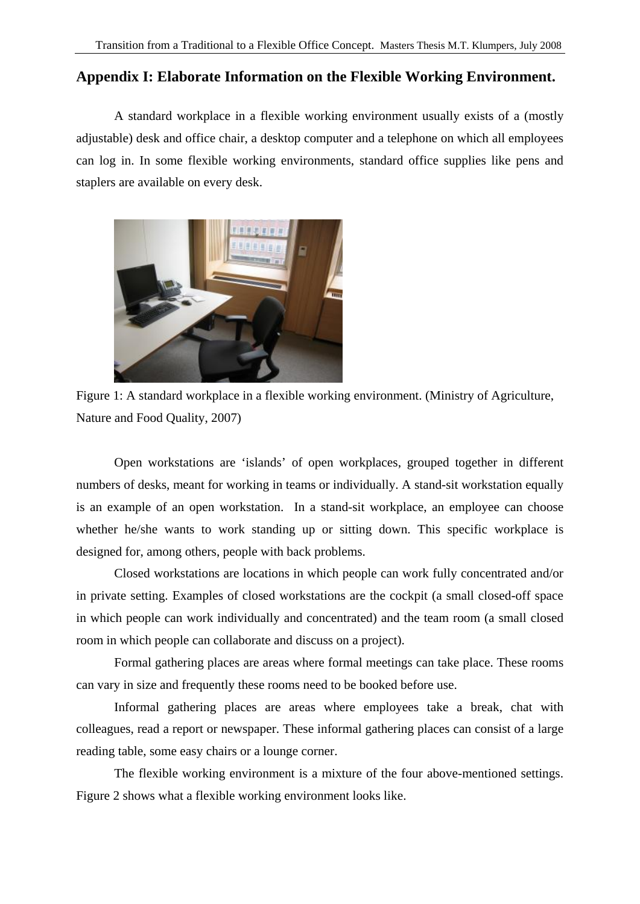## Appendix I: Elaborate Information on the Flexible Working Environment.

A standard workplace in a flexible working environment usually exists of a (mostly adjustable) desk and office chair, a desktop computer and a telephone on which all employees can log in. In some flexible working environments, standard office supplies like pens and staplers are available on every desk.

Figure 1: A standard workplace in a flexible working environment. (Ministry of Agriculture, Nature and Food Quality, 2007)

Open workstations are 'islands' of open workplaces, grouped together in different numbers of desks, meant for working in teams or individually. A stand-sit workstation equally is an example of an open workstation. In a stand-sit workplace, an employee can choose whether he/she wants to work standing up or sitting down. This specific workplace is designed for, among others, people with back problems.

Closed workstations are locations in which people can work fully concentrated and/or in private setting. Examples of closed workstations are the cockpit (a small closed-off space in which people can work individually and concentrated) and the team room (a small closed room in which people can collaborate and discuss on a project).

Formal gathering places are areas where formal meetings can take place. These rooms can vary in size and frequently these rooms need to be booked before use.

Informal gathering places are areas where employees take a break, chat with colleagues, read a report or newspaper. These informal gathering places can consist of a large reading table, some easy chairs or a lounge corner.

The flexible working environment is a mixture of the four above-mentioned settings. Figure 2 shows what a flexible working environment looks like.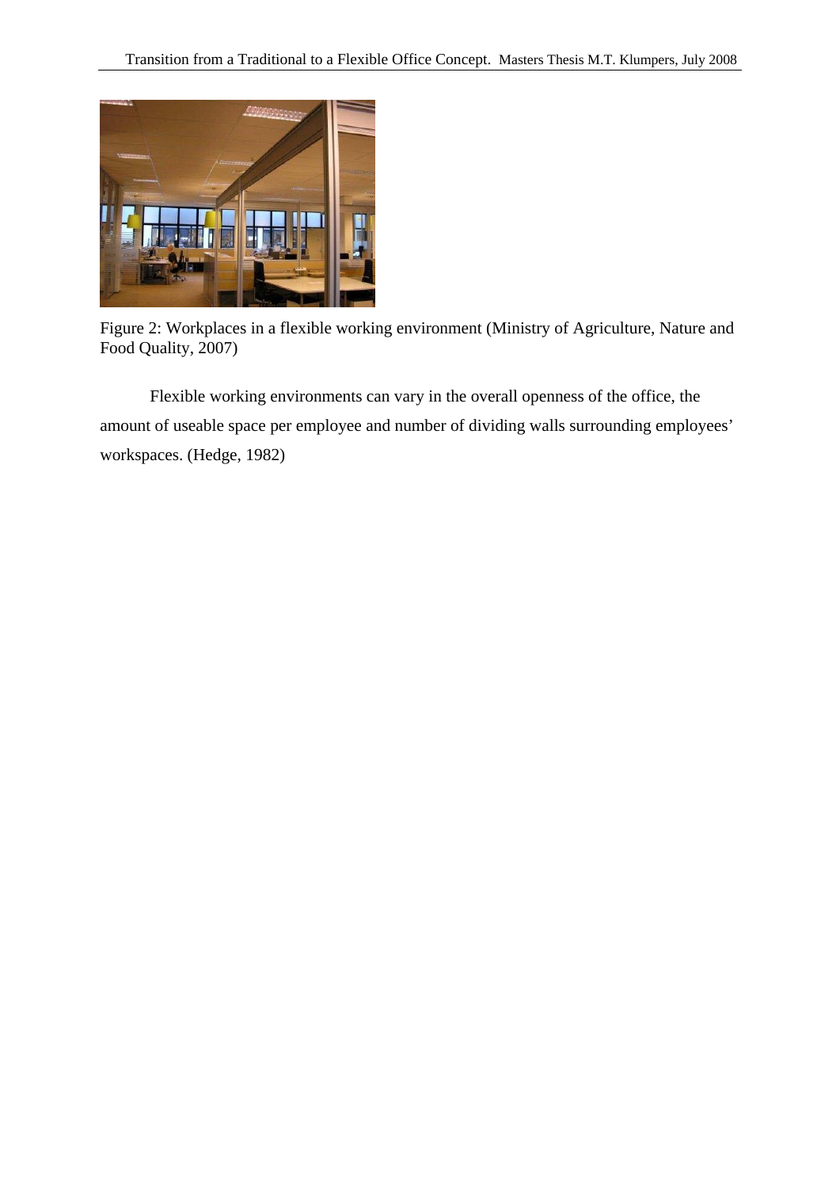Figure 2: Workplaces in a flexible working environment (Ministry of Agriculture, Nature and Food Quality, 2007)

Flexible working environments can vary in the overall openness of the office, the amount of useable space per employee and number of dividing walls surrounding employees' workspaces. (Hedge, 1982)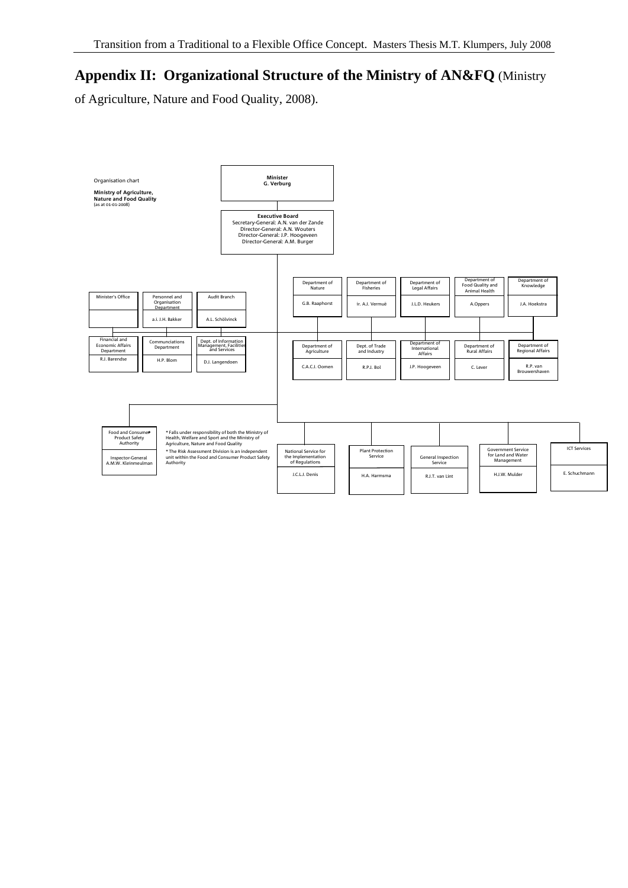## Appendix II: Organizational Structure of the Ministry of AN&FQ (Ministry of Agriculture, Nature and Food Quality, 2008).

Organisation chart

**Ministry of Agriculture, Nature and Food Quality**
(as at 01-01-2008)

**Minister**
**G. Verburg**

**Executive Board**
Secretary-General: A.N. van der Zande
Director-General: A.N. Wouters
Director-General: J.P. Hoogeveen
Director-General: A.M. Burger

| Unit | Head |
|---|---|
| Minister's Office | |
| Personnel and Organisation Department | a.i. J.H. Bakker |
| Audit Branch | A.L. Schölvinck |
| Financial and Economic Affairs Department | R.J. Barendse |
| Communciations Department | H.P. Blom |
| Dept. of Information Management, Facilities and Services | D.J. Langendoen |
| Department of Nature | G.B. Raaphorst |
| Department of Fisheries | ir. A.J. Vermuë |
| Department of Legal Affairs | J.L.D. Heukers |
| Department of Food Quality and Animal Health | A.Oppers |
| Department of Knowledge | J.A. Hoekstra |
| Department of Agriculture | C.A.C.J. Oomen |
| Dept. of Trade and Industry | R.P.J. Bol |
| Department of International Affairs | J.P. Hoogeveen |
| Department of Rural Affairs | C. Lever |
| Department of Regional Affairs | R.P. van Brouwershaven |
| Food and Consumer Product Safety Authority* | Inspector-General A.M.W. Kleinmeulman |
| National Service for the Implementation of Regulations | J.C.L.J. Denis |
| Plant Protection Service | H.A. Harmsma |
| General Inspection Service | R.J.T. van Lint |
| Government Service for Land and Water Management | H.J.W. Mulder |
| ICT Services | E. Schuchmann |

\* Falls under responsibility of both the Ministry of Health, Welfare and Sport and the Ministry of Agriculture, Nature and Food Quality

\* The Risk Assessment Division is an independent unit within the Food and Consumer Product Safety Authority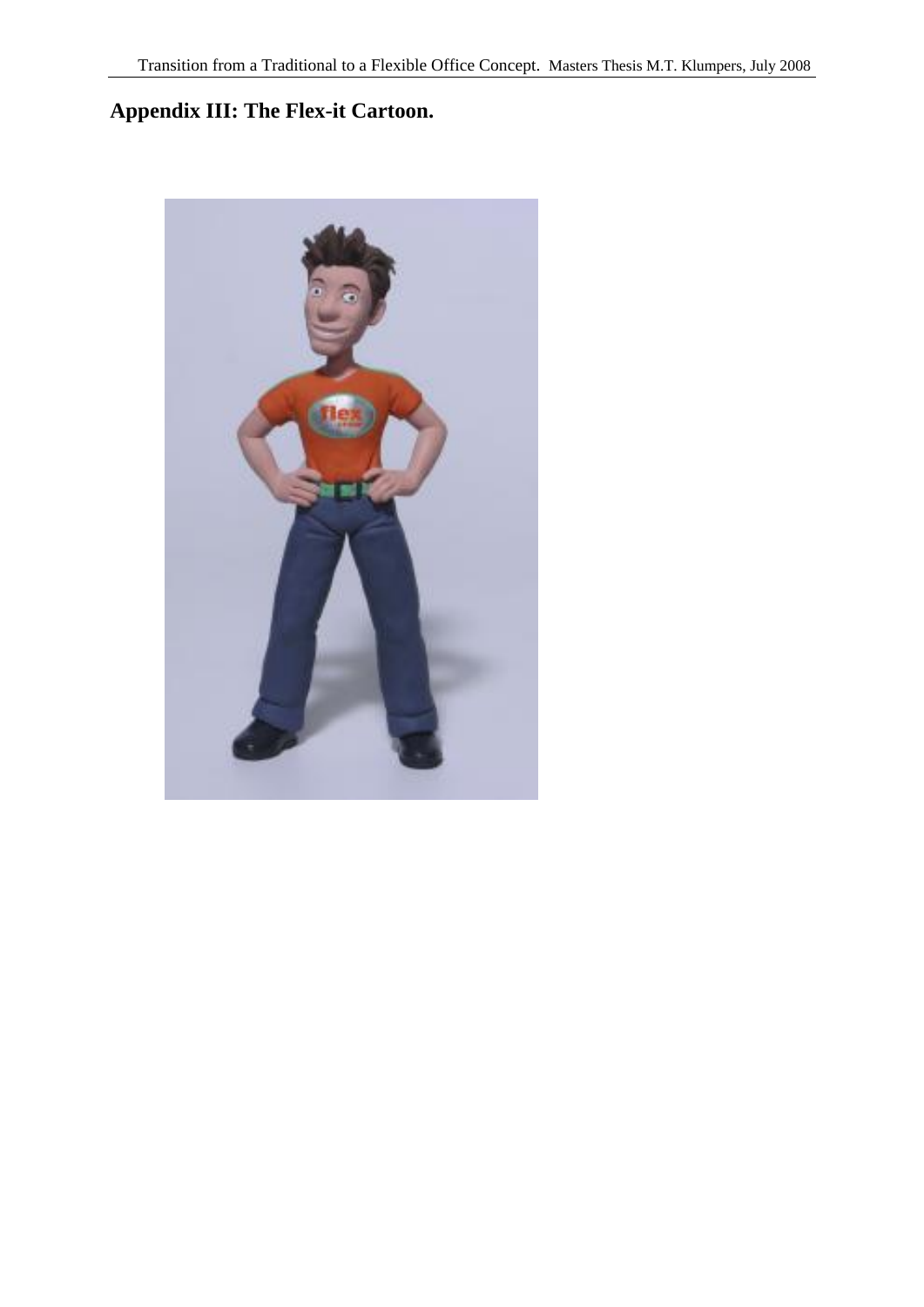# Appendix III: The Flex-it Cartoon.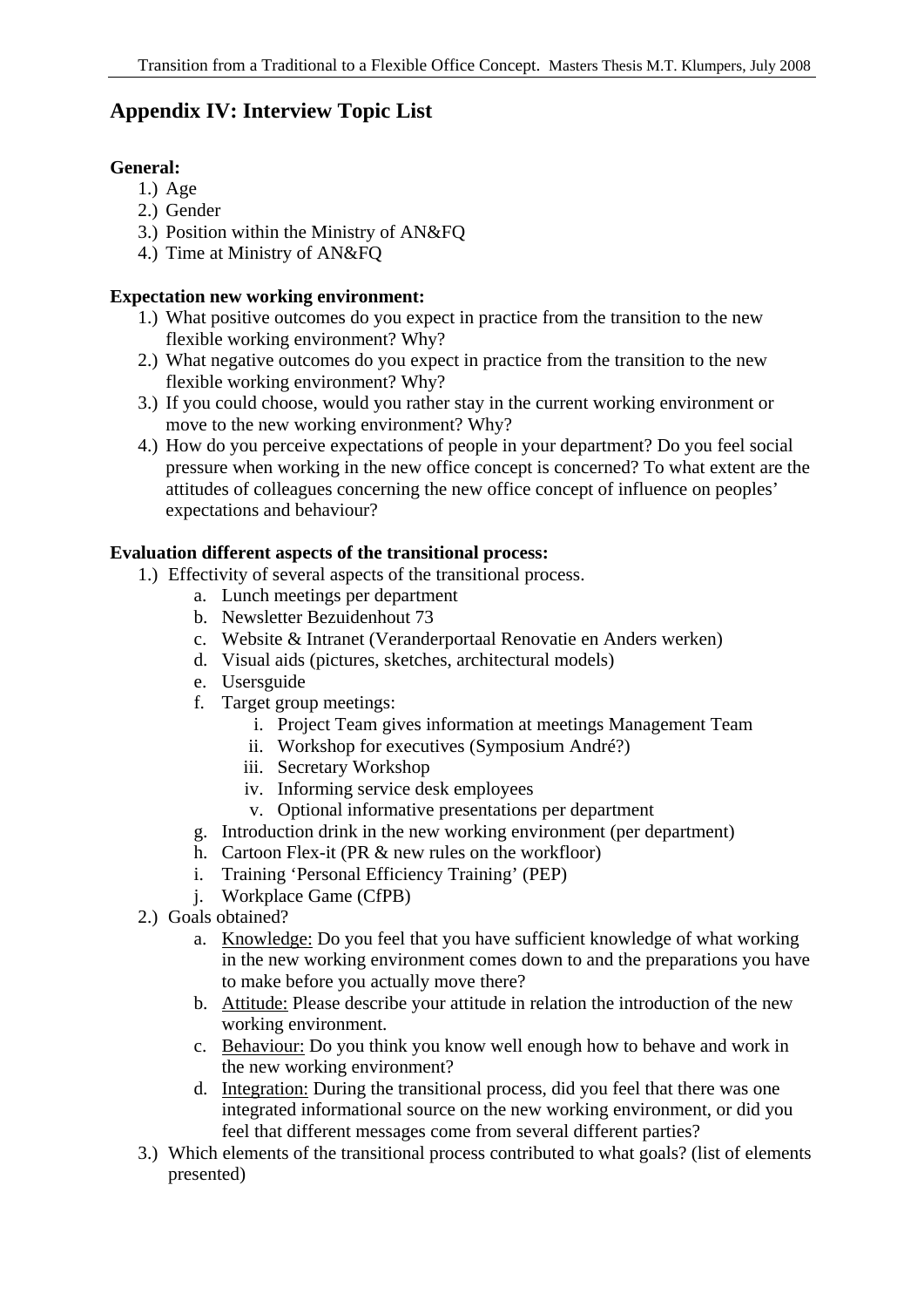# Appendix IV: Interview Topic List

**General:**

1.) Age
2.) Gender
3.) Position within the Ministry of AN&FQ
4.) Time at Ministry of AN&FQ

**Expectation new working environment:**

1.) What positive outcomes do you expect in practice from the transition to the new flexible working environment? Why?
2.) What negative outcomes do you expect in practice from the transition to the new flexible working environment? Why?
3.) If you could choose, would you rather stay in the current working environment or move to the new working environment? Why?
4.) How do you perceive expectations of people in your department? Do you feel social pressure when working in the new office concept is concerned? To what extent are the attitudes of colleagues concerning the new office concept of influence on peoples' expectations and behaviour?

**Evaluation different aspects of the transitional process:**

1.) Effectivity of several aspects of the transitional process.
   a. Lunch meetings per department
   b. Newsletter Bezuidenhout 73
   c. Website & Intranet (Veranderportaal Renovatie en Anders werken)
   d. Visual aids (pictures, sketches, architectural models)
   e. Usersguide
   f. Target group meetings:
      i. Project Team gives information at meetings Management Team
      ii. Workshop for executives (Symposium André?)
      iii. Secretary Workshop
      iv. Informing service desk employees
      v. Optional informative presentations per department
   g. Introduction drink in the new working environment (per department)
   h. Cartoon Flex-it (PR & new rules on the workfloor)
   i. Training 'Personal Efficiency Training' (PEP)
   j. Workplace Game (CfPB)
2.) Goals obtained?
   a. <u>Knowledge:</u> Do you feel that you have sufficient knowledge of what working in the new working environment comes down to and the preparations you have to make before you actually move there?
   b. <u>Attitude:</u> Please describe your attitude in relation the introduction of the new working environment.
   c. <u>Behaviour:</u> Do you think you know well enough how to behave and work in the new working environment?
   d. <u>Integration:</u> During the transitional process, did you feel that there was one integrated informational source on the new working environment, or did you feel that different messages come from several different parties?
3.) Which elements of the transitional process contributed to what goals? (list of elements presented)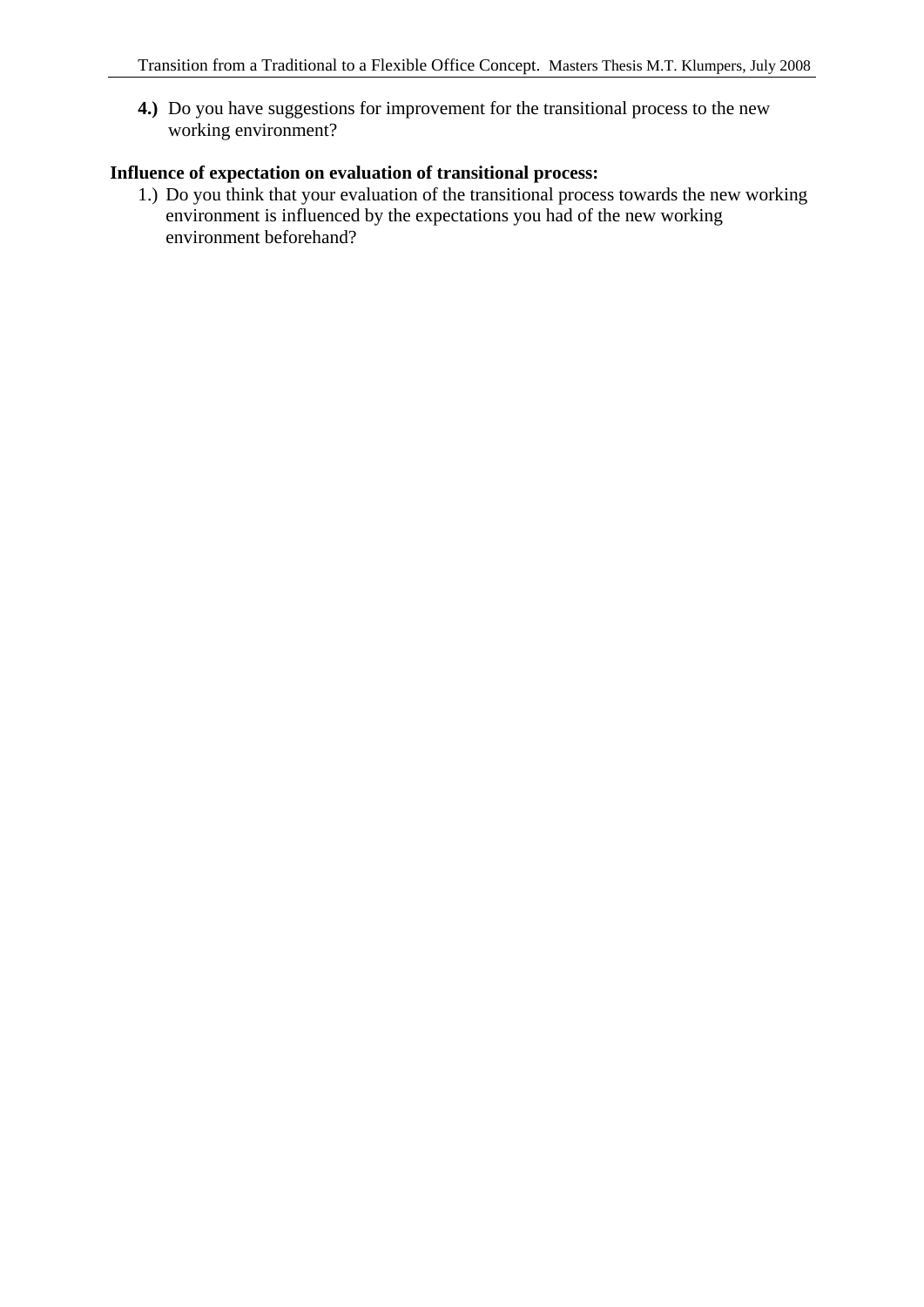**4.)** Do you have suggestions for improvement for the transitional process to the new working environment?

**Influence of expectation on evaluation of transitional process:**

1.) Do you think that your evaluation of the transitional process towards the new working environment is influenced by the expectations you had of the new working environment beforehand?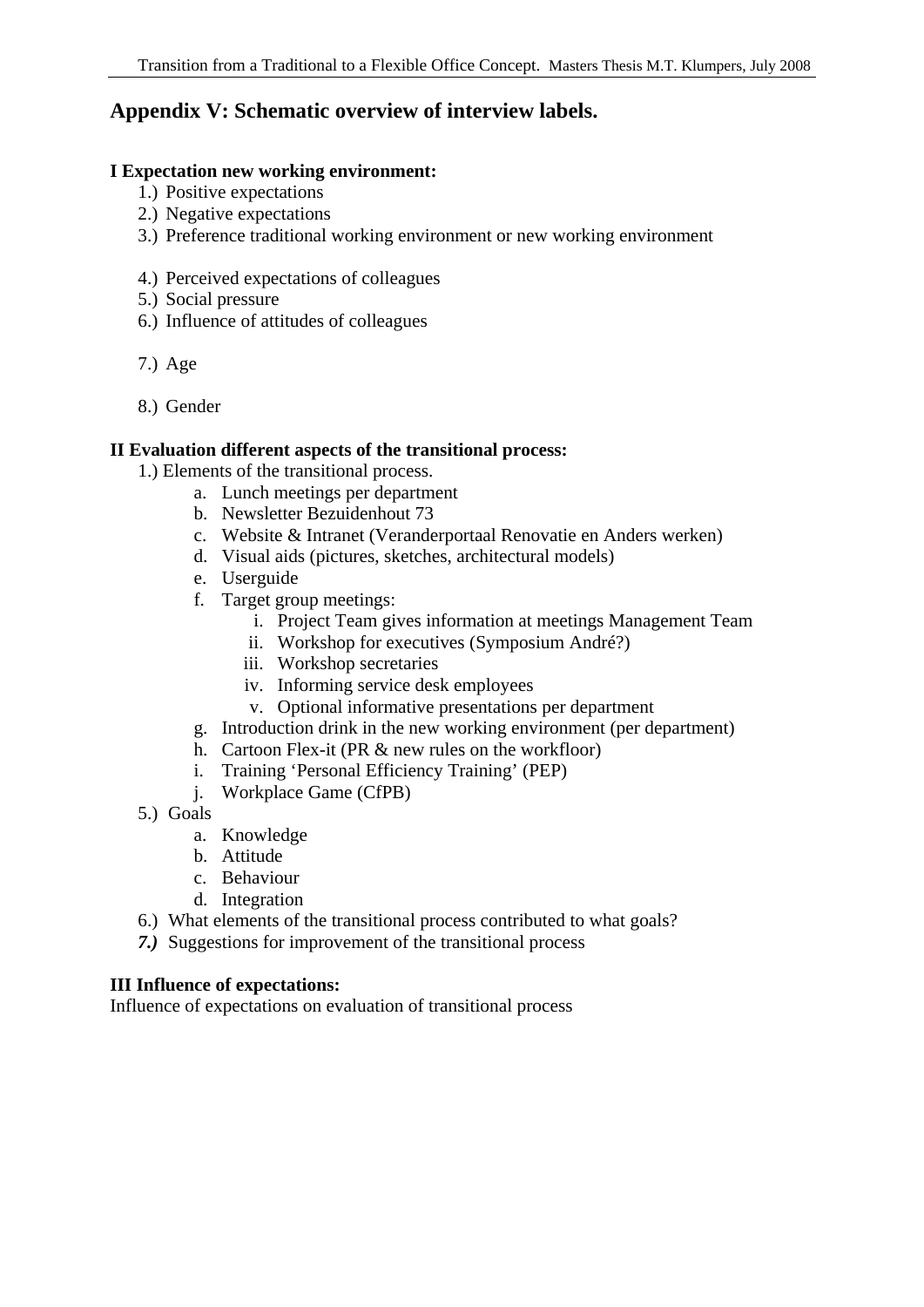## Appendix V: Schematic overview of interview labels.

**I Expectation new working environment:**

1.) Positive expectations
2.) Negative expectations
3.) Preference traditional working environment or new working environment

4.) Perceived expectations of colleagues
5.) Social pressure
6.) Influence of attitudes of colleagues

7.) Age

8.) Gender

**II Evaluation different aspects of the transitional process:**

1.) Elements of the transitional process.
   a. Lunch meetings per department
   b. Newsletter Bezuidenhout 73
   c. Website & Intranet (Veranderportaal Renovatie en Anders werken)
   d. Visual aids (pictures, sketches, architectural models)
   e. Userguide
   f. Target group meetings:
      i. Project Team gives information at meetings Management Team
      ii. Workshop for executives (Symposium André?)
      iii. Workshop secretaries
      iv. Informing service desk employees
      v. Optional informative presentations per department
   g. Introduction drink in the new working environment (per department)
   h. Cartoon Flex-it (PR & new rules on the workfloor)
   i. Training 'Personal Efficiency Training' (PEP)
   j. Workplace Game (CfPB)

5.) Goals
   a. Knowledge
   b. Attitude
   c. Behaviour
   d. Integration

6.) What elements of the transitional process contributed to what goals?

***7.)*** Suggestions for improvement of the transitional process

**III Influence of expectations:**

Influence of expectations on evaluation of transitional process